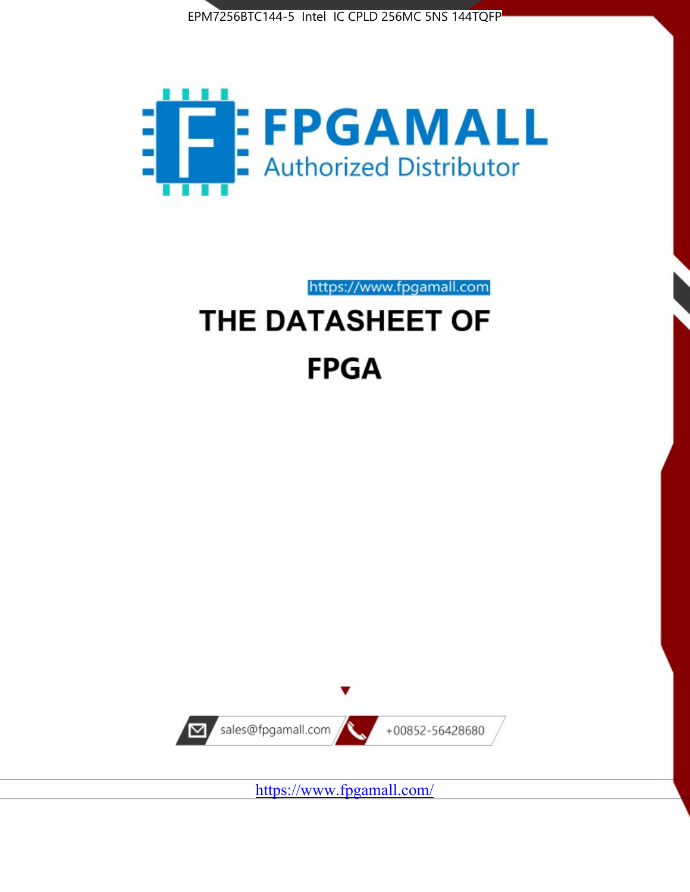EPM7256BTC144-5 Intel IC CPLD 256MC 5NS 144TQFP

FPGAMALL

Authorized Distributor

https://www.fpgamall.com

# THE DATASHEET OF

# FPGA

sales@fpgamall.com

+00852-56428680

https://www.fpgamall.com/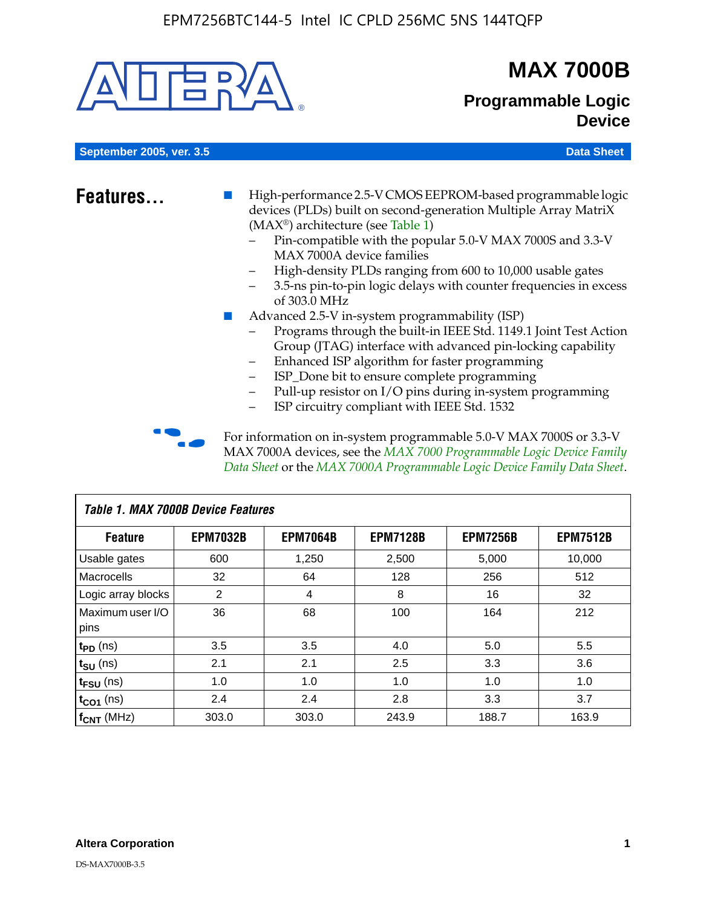# MAX 7000B

## Programmable Logic Device

September 2005, ver. 3.5 — Data Sheet

## Features...

- High-performance 2.5-V CMOS EEPROM-based programmable logic devices (PLDs) built on second-generation Multiple Array MatriX (MAX®) architecture (see Table 1)
  - Pin-compatible with the popular 5.0-V MAX 7000S and 3.3-V MAX 7000A device families
  - High-density PLDs ranging from 600 to 10,000 usable gates
  - 3.5-ns pin-to-pin logic delays with counter frequencies in excess of 303.0 MHz
- Advanced 2.5-V in-system programmability (ISP)
  - Programs through the built-in IEEE Std. 1149.1 Joint Test Action Group (JTAG) interface with advanced pin-locking capability
  - Enhanced ISP algorithm for faster programming
  - ISP_Done bit to ensure complete programming
  - Pull-up resistor on I/O pins during in-system programming
  - ISP circuitry compliant with IEEE Std. 1532

For information on in-system programmable 5.0-V MAX 7000S or 3.3-V MAX 7000A devices, see the *MAX 7000 Programmable Logic Device Family Data Sheet* or the *MAX 7000A Programmable Logic Device Family Data Sheet*.

**Table 1. MAX 7000B Device Features**

| Feature | EPM7032B | EPM7064B | EPM7128B | EPM7256B | EPM7512B |
|---|---|---|---|---|---|
| Usable gates | 600 | 1,250 | 2,500 | 5,000 | 10,000 |
| Macrocells | 32 | 64 | 128 | 256 | 512 |
| Logic array blocks | 2 | 4 | 8 | 16 | 32 |
| Maximum user I/O pins | 36 | 68 | 100 | 164 | 212 |
| $t_{PD}$ (ns) | 3.5 | 3.5 | 4.0 | 5.0 | 5.5 |
| $t_{SU}$ (ns) | 2.1 | 2.1 | 2.5 | 3.3 | 3.6 |
| $t_{FSU}$ (ns) | 1.0 | 1.0 | 1.0 | 1.0 | 1.0 |
| $t_{CO1}$ (ns) | 2.4 | 2.4 | 2.8 | 3.3 | 3.7 |
| $f_{CNT}$ (MHz) | 303.0 | 303.0 | 243.9 | 188.7 | 163.9 |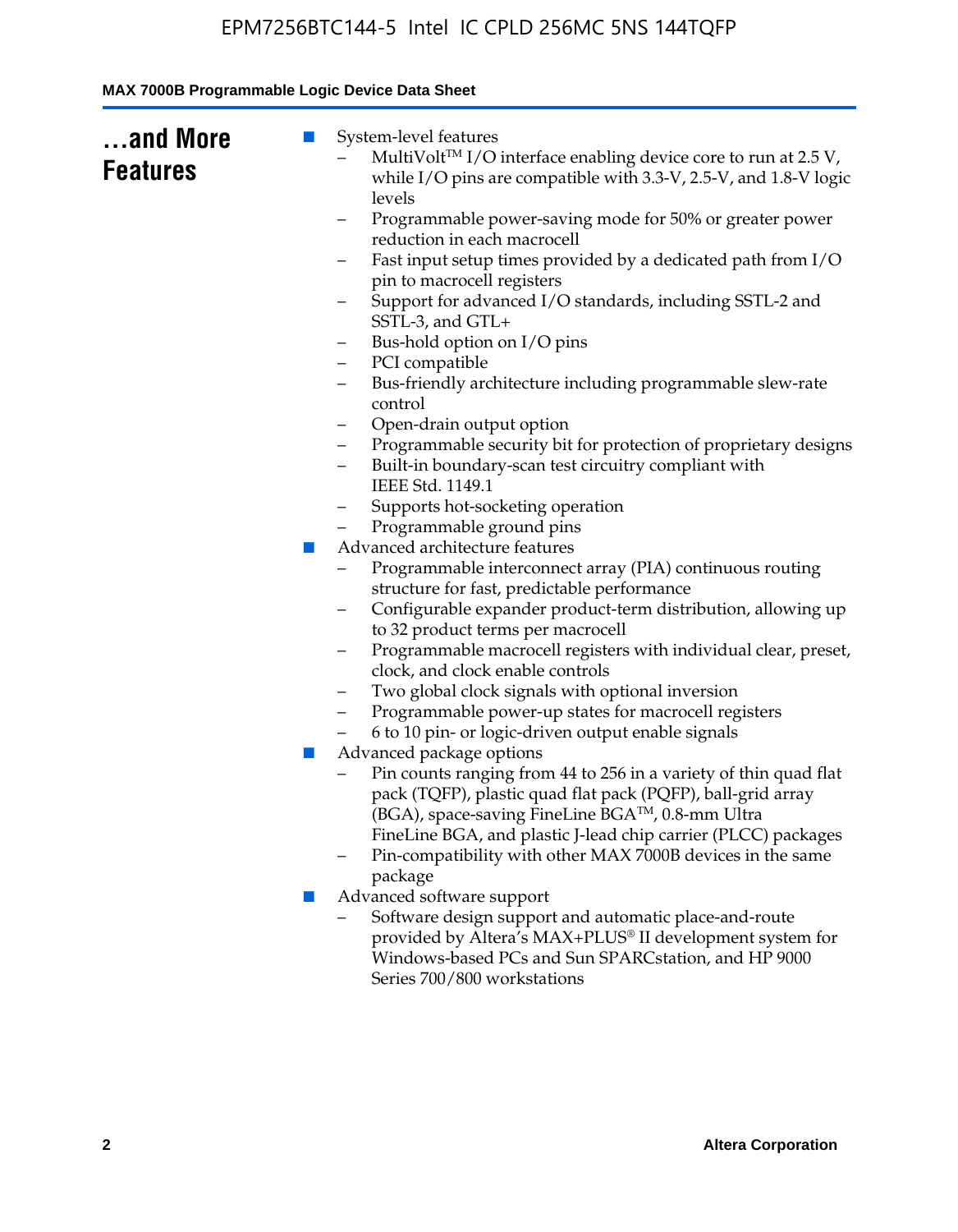## ...and More Features

- System-level features
  - MultiVolt™ I/O interface enabling device core to run at 2.5 V, while I/O pins are compatible with 3.3-V, 2.5-V, and 1.8-V logic levels
  - Programmable power-saving mode for 50% or greater power reduction in each macrocell
  - Fast input setup times provided by a dedicated path from I/O pin to macrocell registers
  - Support for advanced I/O standards, including SSTL-2 and SSTL-3, and GTL+
  - Bus-hold option on I/O pins
  - PCI compatible
  - Bus-friendly architecture including programmable slew-rate control
  - Open-drain output option
  - Programmable security bit for protection of proprietary designs
  - Built-in boundary-scan test circuitry compliant with IEEE Std. 1149.1
  - Supports hot-socketing operation
  - Programmable ground pins
- Advanced architecture features
  - Programmable interconnect array (PIA) continuous routing structure for fast, predictable performance
  - Configurable expander product-term distribution, allowing up to 32 product terms per macrocell
  - Programmable macrocell registers with individual clear, preset, clock, and clock enable controls
  - Two global clock signals with optional inversion
  - Programmable power-up states for macrocell registers
  - 6 to 10 pin- or logic-driven output enable signals
- Advanced package options
  - Pin counts ranging from 44 to 256 in a variety of thin quad flat pack (TQFP), plastic quad flat pack (PQFP), ball-grid array (BGA), space-saving FineLine BGA™, 0.8-mm Ultra FineLine BGA, and plastic J-lead chip carrier (PLCC) packages
  - Pin-compatibility with other MAX 7000B devices in the same package
- Advanced software support
  - Software design support and automatic place-and-route provided by Altera's MAX+PLUS® II development system for Windows-based PCs and Sun SPARCstation, and HP 9000 Series 700/800 workstations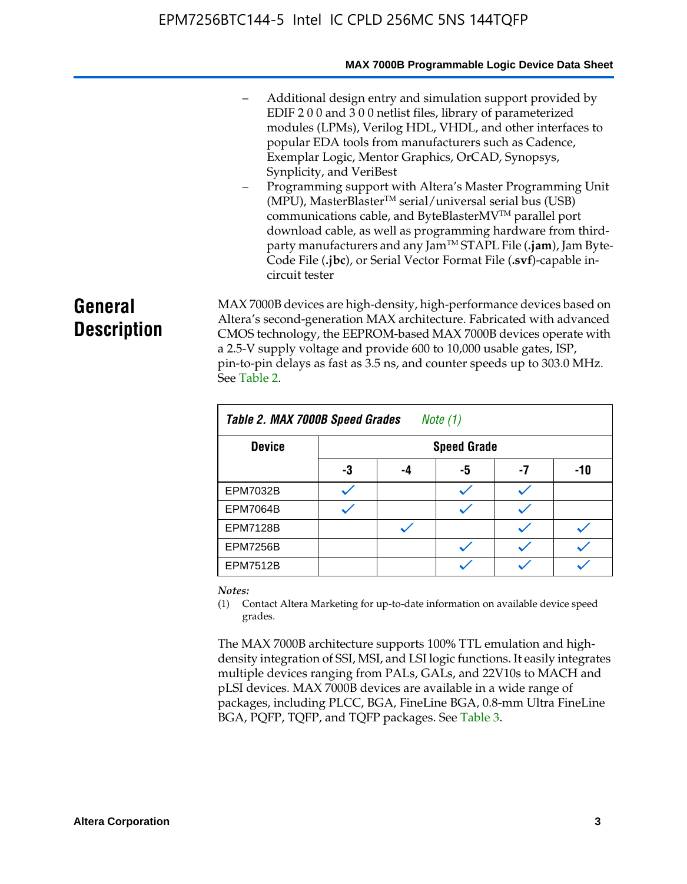– Additional design entry and simulation support provided by EDIF 2 0 0 and 3 0 0 netlist files, library of parameterized modules (LPMs), Verilog HDL, VHDL, and other interfaces to popular EDA tools from manufacturers such as Cadence, Exemplar Logic, Mentor Graphics, OrCAD, Synopsys, Synplicity, and VeriBest
– Programming support with Altera's Master Programming Unit (MPU), MasterBlaster™ serial/universal serial bus (USB) communications cable, and ByteBlasterMV™ parallel port download cable, as well as programming hardware from third-party manufacturers and any Jam™ STAPL File (**.jam**), Jam Byte-Code File (**.jbc**), or Serial Vector Format File (**.svf**)-capable in-circuit tester

## General Description

MAX 7000B devices are high-density, high-performance devices based on Altera's second-generation MAX architecture. Fabricated with advanced CMOS technology, the EEPROM-based MAX 7000B devices operate with a 2.5-V supply voltage and provide 600 to 10,000 usable gates, ISP, pin-to-pin delays as fast as 3.5 ns, and counter speeds up to 303.0 MHz. See Table 2.

*Table 2. MAX 7000B Speed Grades* *Note (1)*

| Device | Speed Grade | | | | |
|---|---|---|---|---|---|
| | -3 | -4 | -5 | -7 | -10 |
| EPM7032B | ✓ | | ✓ | ✓ | |
| EPM7064B | ✓ | | ✓ | ✓ | |
| EPM7128B | | ✓ | | ✓ | ✓ |
| EPM7256B | | | ✓ | ✓ | ✓ |
| EPM7512B | | | ✓ | ✓ | ✓ |

*Notes:*
(1) Contact Altera Marketing for up-to-date information on available device speed grades.

The MAX 7000B architecture supports 100% TTL emulation and high-density integration of SSI, MSI, and LSI logic functions. It easily integrates multiple devices ranging from PALs, GALs, and 22V10s to MACH and pLSI devices. MAX 7000B devices are available in a wide range of packages, including PLCC, BGA, FineLine BGA, 0.8-mm Ultra FineLine BGA, PQFP, TQFP, and TQFP packages. See Table 3.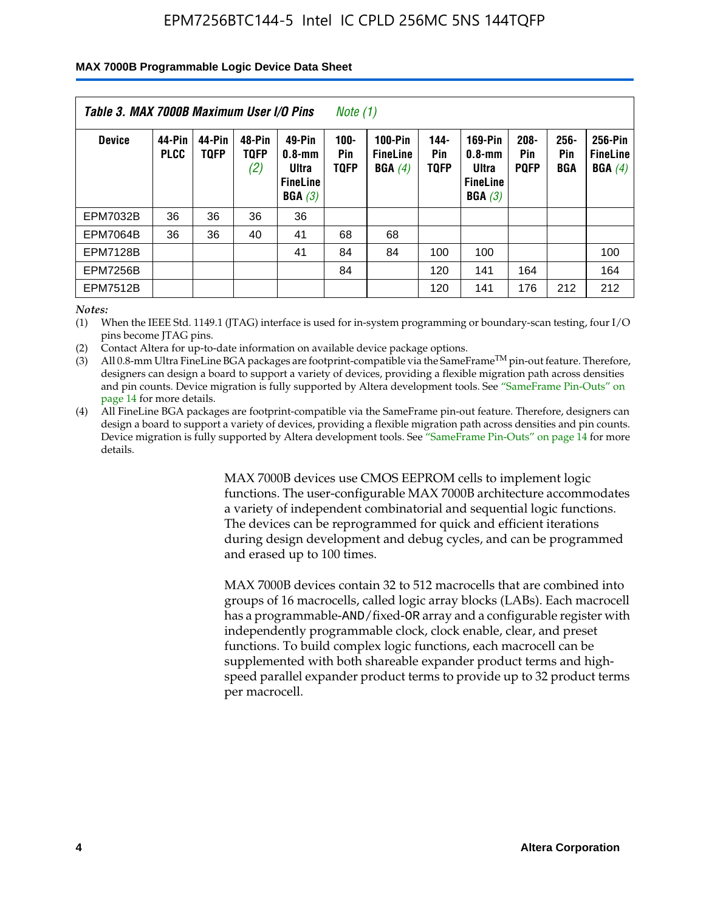**Table 3. MAX 7000B Maximum User I/O Pins** *Note (1)*

| Device | 44-Pin PLCC | 44-Pin TQFP | 48-Pin TQFP *(2)* | 49-Pin 0.8-mm Ultra FineLine BGA *(3)* | 100-Pin TQFP | 100-Pin FineLine BGA *(4)* | 144-Pin TQFP | 169-Pin 0.8-mm Ultra FineLine BGA *(3)* | 208-Pin PQFP | 256-Pin BGA | 256-Pin FineLine BGA *(4)* |
|---|---|---|---|---|---|---|---|---|---|---|---|
| EPM7032B | 36 | 36 | 36 | 36 | | | | | | | |
| EPM7064B | 36 | 36 | 40 | 41 | 68 | 68 | | | | | |
| EPM7128B | | | | 41 | 84 | 84 | 100 | 100 | | | 100 |
| EPM7256B | | | | | 84 | | 120 | 141 | 164 | | 164 |
| EPM7512B | | | | | | | 120 | 141 | 176 | 212 | 212 |

*Notes:*

(1) When the IEEE Std. 1149.1 (JTAG) interface is used for in-system programming or boundary-scan testing, four I/O pins become JTAG pins.

(2) Contact Altera for up-to-date information on available device package options.

(3) All 0.8-mm Ultra FineLine BGA packages are footprint-compatible via the SameFrame™ pin-out feature. Therefore, designers can design a board to support a variety of devices, providing a flexible migration path across densities and pin counts. Device migration is fully supported by Altera development tools. See "SameFrame Pin-Outs" on page 14 for more details.

(4) All FineLine BGA packages are footprint-compatible via the SameFrame pin-out feature. Therefore, designers can design a board to support a variety of devices, providing a flexible migration path across densities and pin counts. Device migration is fully supported by Altera development tools. See "SameFrame Pin-Outs" on page 14 for more details.

MAX 7000B devices use CMOS EEPROM cells to implement logic functions. The user-configurable MAX 7000B architecture accommodates a variety of independent combinatorial and sequential logic functions. The devices can be reprogrammed for quick and efficient iterations during design development and debug cycles, and can be programmed and erased up to 100 times.

MAX 7000B devices contain 32 to 512 macrocells that are combined into groups of 16 macrocells, called logic array blocks (LABs). Each macrocell has a programmable-AND/fixed-OR array and a configurable register with independently programmable clock, clock enable, clear, and preset functions. To build complex logic functions, each macrocell can be supplemented with both shareable expander product terms and high-speed parallel expander product terms to provide up to 32 product terms per macrocell.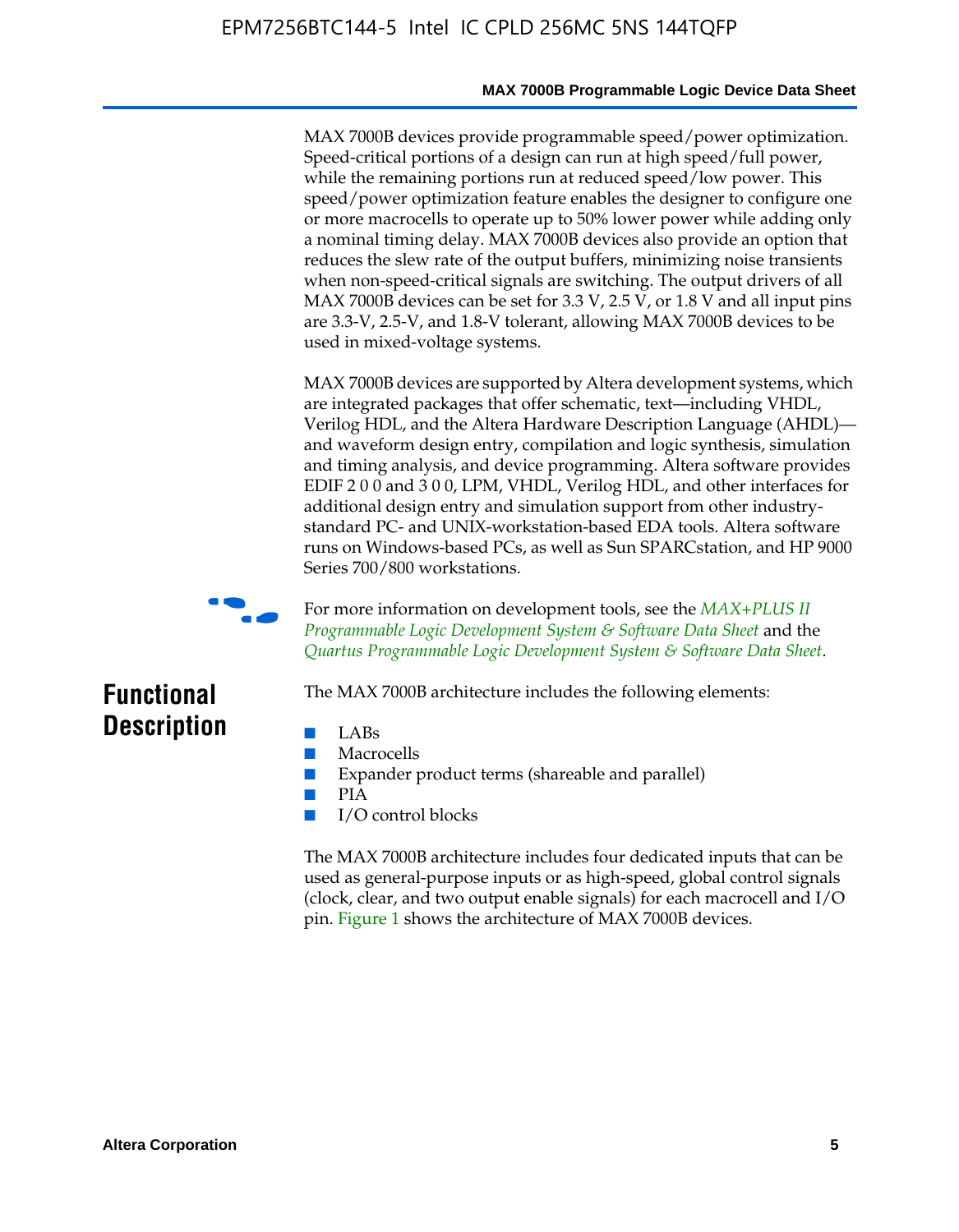MAX 7000B devices provide programmable speed/power optimization. Speed-critical portions of a design can run at high speed/full power, while the remaining portions run at reduced speed/low power. This speed/power optimization feature enables the designer to configure one or more macrocells to operate up to 50% lower power while adding only a nominal timing delay. MAX 7000B devices also provide an option that reduces the slew rate of the output buffers, minimizing noise transients when non-speed-critical signals are switching. The output drivers of all MAX 7000B devices can be set for 3.3 V, 2.5 V, or 1.8 V and all input pins are 3.3-V, 2.5-V, and 1.8-V tolerant, allowing MAX 7000B devices to be used in mixed-voltage systems.

MAX 7000B devices are supported by Altera development systems, which are integrated packages that offer schematic, text—including VHDL, Verilog HDL, and the Altera Hardware Description Language (AHDL)—and waveform design entry, compilation and logic synthesis, simulation and timing analysis, and device programming. Altera software provides EDIF 2 0 0 and 3 0 0, LPM, VHDL, Verilog HDL, and other interfaces for additional design entry and simulation support from other industry-standard PC- and UNIX-workstation-based EDA tools. Altera software runs on Windows-based PCs, as well as Sun SPARCstation, and HP 9000 Series 700/800 workstations.

For more information on development tools, see the *MAX+PLUS II Programmable Logic Development System & Software Data Sheet* and the *Quartus Programmable Logic Development System & Software Data Sheet*.

## Functional Description

The MAX 7000B architecture includes the following elements:

- LABs
- Macrocells
- Expander product terms (shareable and parallel)
- PIA
- I/O control blocks

The MAX 7000B architecture includes four dedicated inputs that can be used as general-purpose inputs or as high-speed, global control signals (clock, clear, and two output enable signals) for each macrocell and I/O pin. Figure 1 shows the architecture of MAX 7000B devices.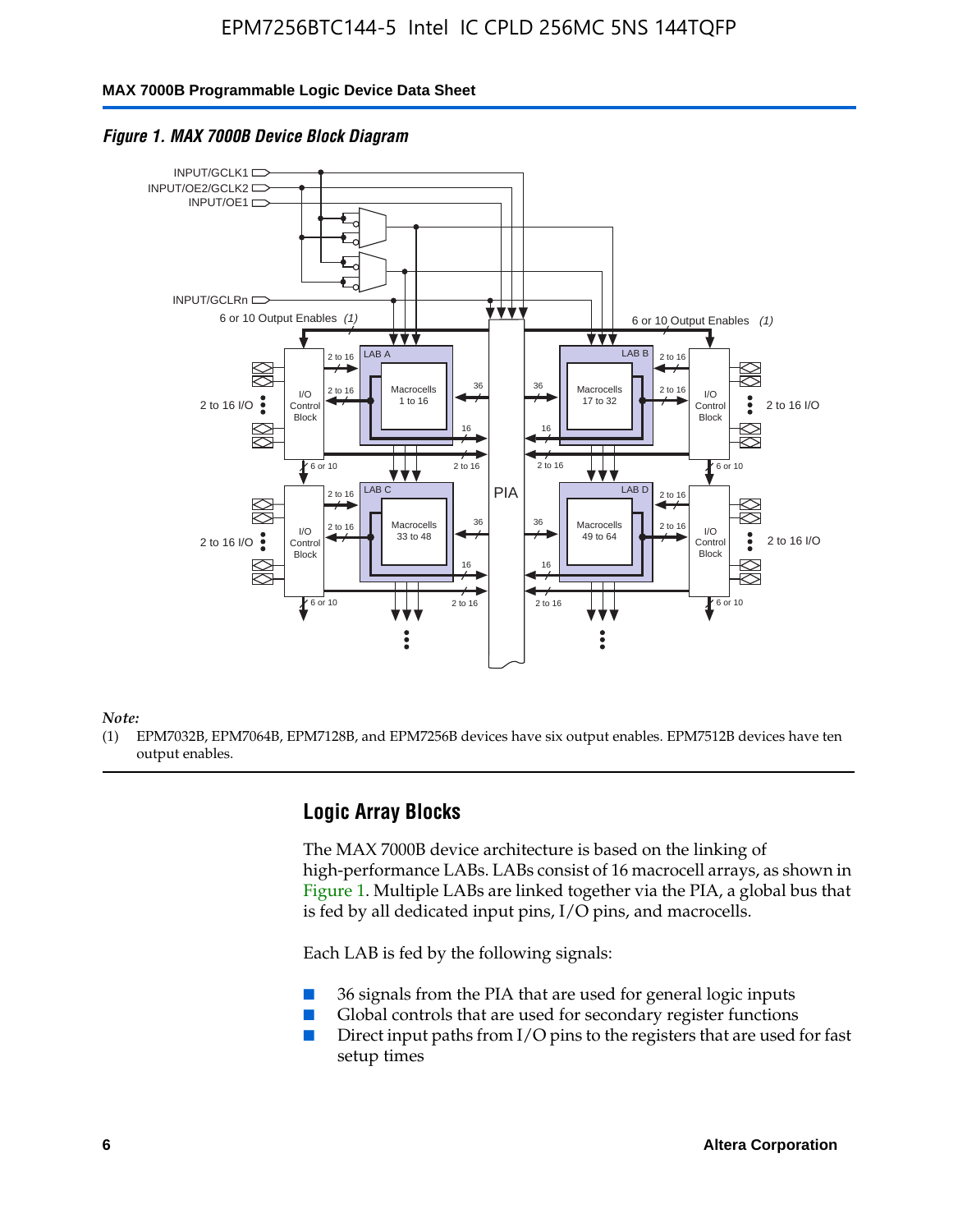*Figure 1. MAX 7000B Device Block Diagram*

*Note:*

(1) EPM7032B, EPM7064B, EPM7128B, and EPM7256B devices have six output enables. EPM7512B devices have ten output enables.

## Logic Array Blocks

The MAX 7000B device architecture is based on the linking of high-performance LABs. LABs consist of 16 macrocell arrays, as shown in Figure 1. Multiple LABs are linked together via the PIA, a global bus that is fed by all dedicated input pins, I/O pins, and macrocells.

Each LAB is fed by the following signals:

- 36 signals from the PIA that are used for general logic inputs
- Global controls that are used for secondary register functions
- Direct input paths from I/O pins to the registers that are used for fast setup times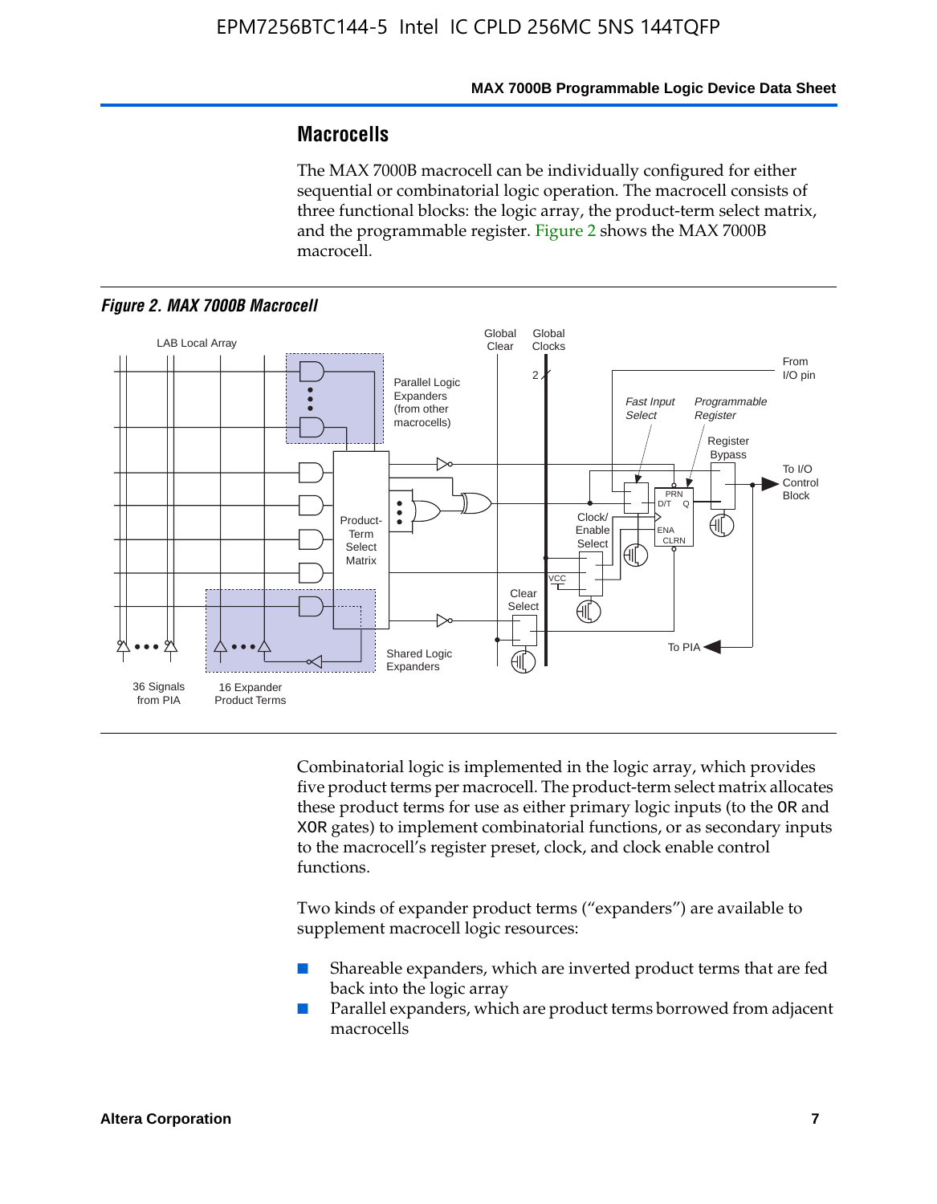## Macrocells

The MAX 7000B macrocell can be individually configured for either sequential or combinatorial logic operation. The macrocell consists of three functional blocks: the logic array, the product-term select matrix, and the programmable register. Figure 2 shows the MAX 7000B macrocell.

*Figure 2. MAX 7000B Macrocell*

Combinatorial logic is implemented in the logic array, which provides five product terms per macrocell. The product-term select matrix allocates these product terms for use as either primary logic inputs (to the OR and XOR gates) to implement combinatorial functions, or as secondary inputs to the macrocell's register preset, clock, and clock enable control functions.

Two kinds of expander product terms ("expanders") are available to supplement macrocell logic resources:

- Shareable expanders, which are inverted product terms that are fed back into the logic array
- Parallel expanders, which are product terms borrowed from adjacent macrocells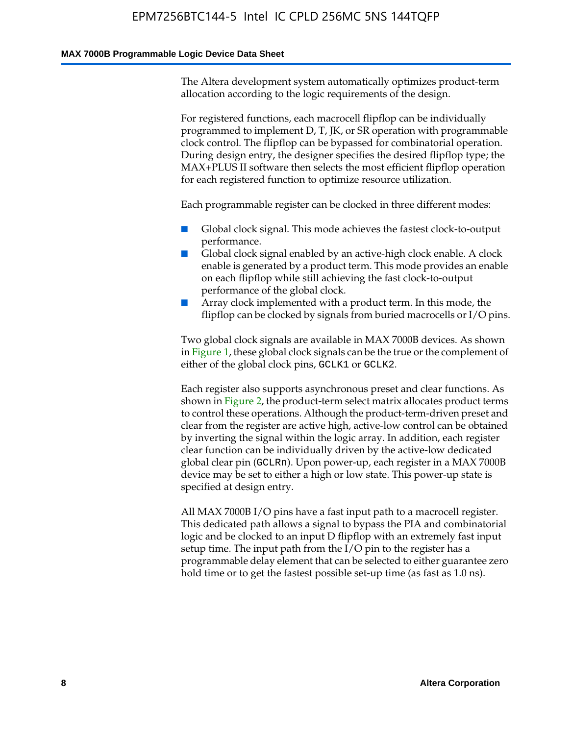The Altera development system automatically optimizes product-term allocation according to the logic requirements of the design.

For registered functions, each macrocell flipflop can be individually programmed to implement D, T, JK, or SR operation with programmable clock control. The flipflop can be bypassed for combinatorial operation. During design entry, the designer specifies the desired flipflop type; the MAX+PLUS II software then selects the most efficient flipflop operation for each registered function to optimize resource utilization.

Each programmable register can be clocked in three different modes:

- Global clock signal. This mode achieves the fastest clock-to-output performance.
- Global clock signal enabled by an active-high clock enable. A clock enable is generated by a product term. This mode provides an enable on each flipflop while still achieving the fast clock-to-output performance of the global clock.
- Array clock implemented with a product term. In this mode, the flipflop can be clocked by signals from buried macrocells or I/O pins.

Two global clock signals are available in MAX 7000B devices. As shown in Figure 1, these global clock signals can be the true or the complement of either of the global clock pins, `GCLK1` or `GCLK2`.

Each register also supports asynchronous preset and clear functions. As shown in Figure 2, the product-term select matrix allocates product terms to control these operations. Although the product-term-driven preset and clear from the register are active high, active-low control can be obtained by inverting the signal within the logic array. In addition, each register clear function can be individually driven by the active-low dedicated global clear pin (`GCLRn`). Upon power-up, each register in a MAX 7000B device may be set to either a high or low state. This power-up state is specified at design entry.

All MAX 7000B I/O pins have a fast input path to a macrocell register. This dedicated path allows a signal to bypass the PIA and combinatorial logic and be clocked to an input D flipflop with an extremely fast input setup time. The input path from the I/O pin to the register has a programmable delay element that can be selected to either guarantee zero hold time or to get the fastest possible set-up time (as fast as 1.0 ns).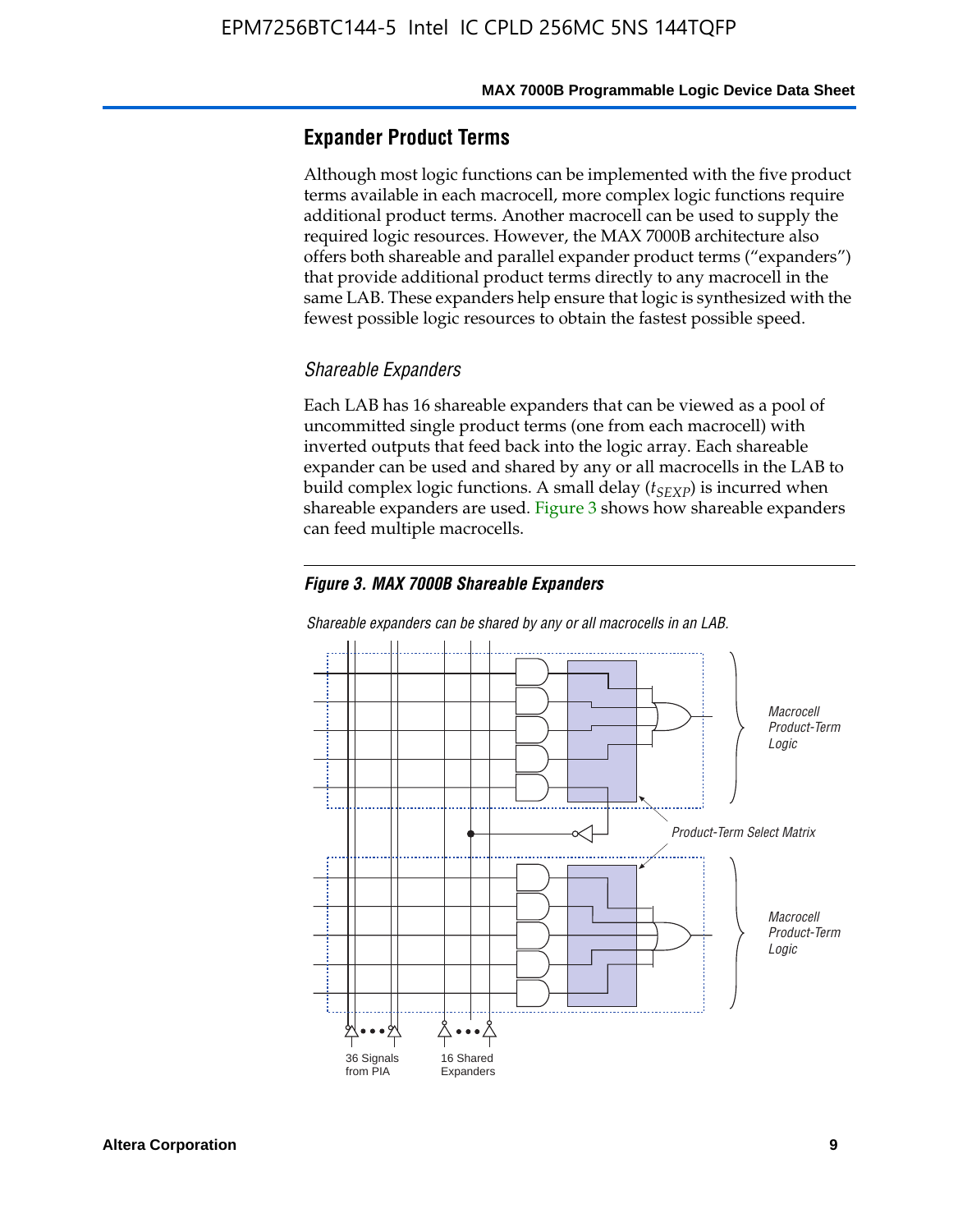## Expander Product Terms

Although most logic functions can be implemented with the five product terms available in each macrocell, more complex logic functions require additional product terms. Another macrocell can be used to supply the required logic resources. However, the MAX 7000B architecture also offers both shareable and parallel expander product terms ("expanders") that provide additional product terms directly to any macrocell in the same LAB. These expanders help ensure that logic is synthesized with the fewest possible logic resources to obtain the fastest possible speed.

### Shareable Expanders

Each LAB has 16 shareable expanders that can be viewed as a pool of uncommitted single product terms (one from each macrocell) with inverted outputs that feed back into the logic array. Each shareable expander can be used and shared by any or all macrocells in the LAB to build complex logic functions. A small delay ($t_{SEXP}$) is incurred when shareable expanders are used. Figure 3 shows how shareable expanders can feed multiple macrocells.

***Figure 3. MAX 7000B Shareable Expanders***

*Shareable expanders can be shared by any or all macrocells in an LAB.*

Macrocell Product-Term Logic

Product-Term Select Matrix

Macrocell Product-Term Logic

36 Signals from PIA

16 Shared Expanders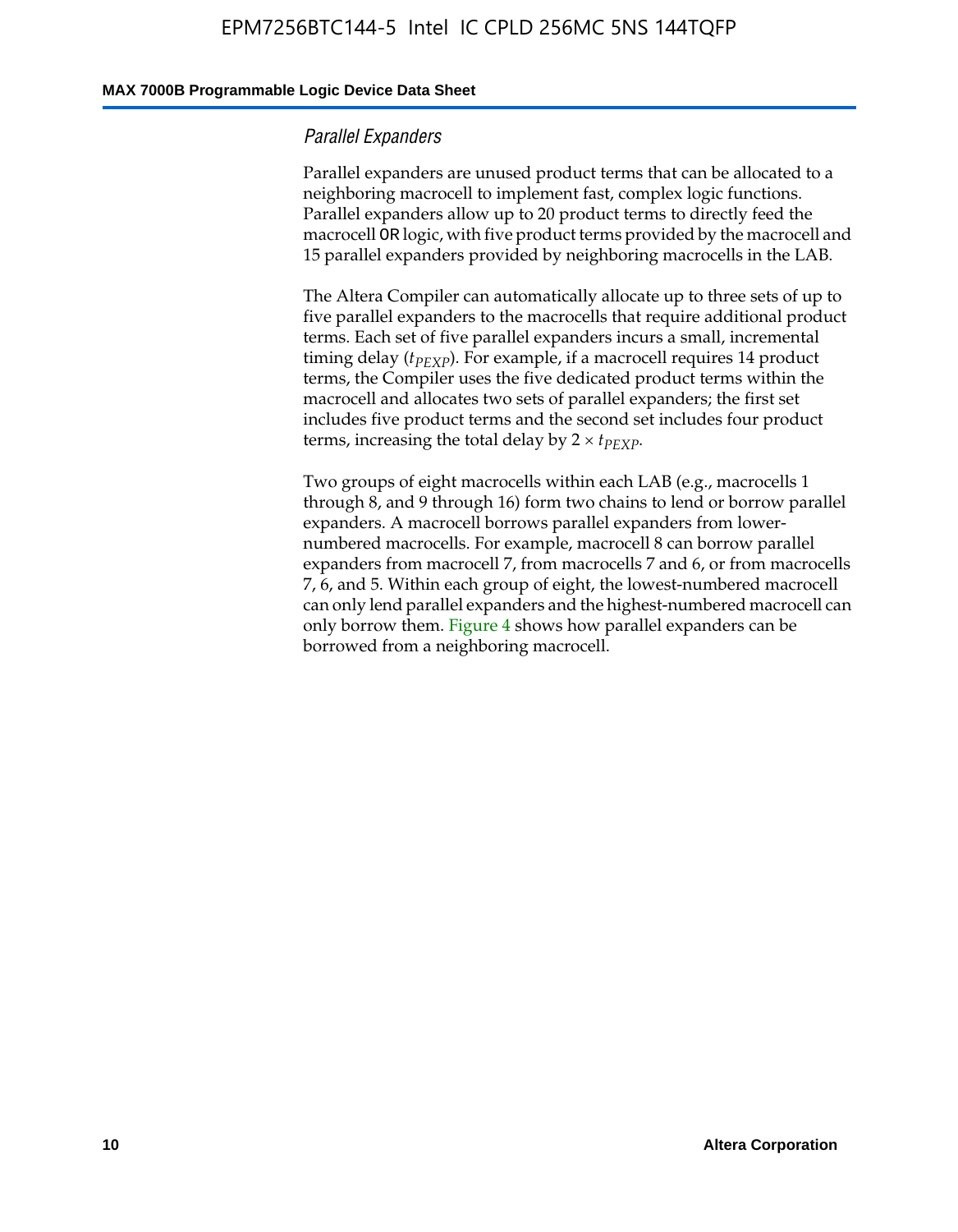### *Parallel Expanders*

Parallel expanders are unused product terms that can be allocated to a neighboring macrocell to implement fast, complex logic functions. Parallel expanders allow up to 20 product terms to directly feed the macrocell OR logic, with five product terms provided by the macrocell and 15 parallel expanders provided by neighboring macrocells in the LAB.

The Altera Compiler can automatically allocate up to three sets of up to five parallel expanders to the macrocells that require additional product terms. Each set of five parallel expanders incurs a small, incremental timing delay ($t_{PEXP}$). For example, if a macrocell requires 14 product terms, the Compiler uses the five dedicated product terms within the macrocell and allocates two sets of parallel expanders; the first set includes five product terms and the second set includes four product terms, increasing the total delay by $2 \times t_{PEXP}$.

Two groups of eight macrocells within each LAB (e.g., macrocells 1 through 8, and 9 through 16) form two chains to lend or borrow parallel expanders. A macrocell borrows parallel expanders from lower-numbered macrocells. For example, macrocell 8 can borrow parallel expanders from macrocell 7, from macrocells 7 and 6, or from macrocells 7, 6, and 5. Within each group of eight, the lowest-numbered macrocell can only lend parallel expanders and the highest-numbered macrocell can only borrow them. Figure 4 shows how parallel expanders can be borrowed from a neighboring macrocell.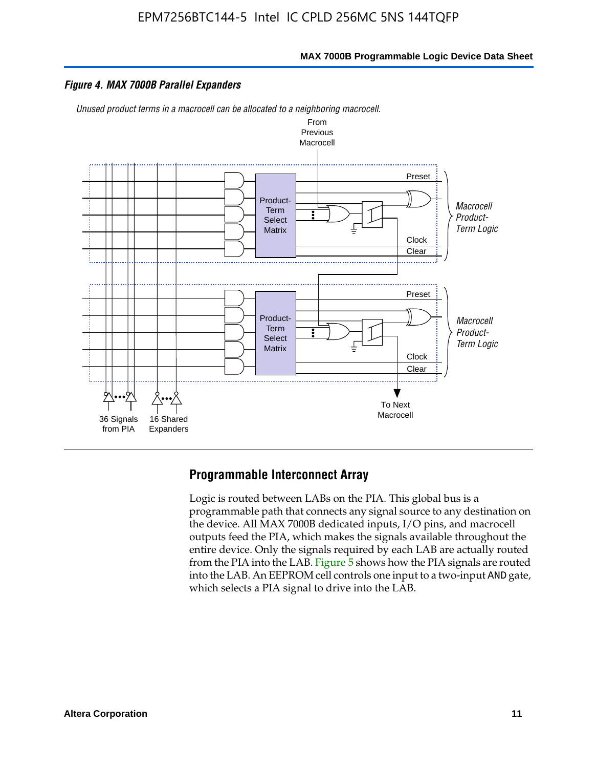*Figure 4. MAX 7000B Parallel Expanders*

*Unused product terms in a macrocell can be allocated to a neighboring macrocell.*

From Previous Macrocell

Preset

Product-Term Select Matrix

Clock

Clear

*Macrocell Product-Term Logic*

Preset

Product-Term Select Matrix

Clock

Clear

*Macrocell Product-Term Logic*

36 Signals from PIA

16 Shared Expanders

To Next Macrocell

## Programmable Interconnect Array

Logic is routed between LABs on the PIA. This global bus is a programmable path that connects any signal source to any destination on the device. All MAX 7000B dedicated inputs, I/O pins, and macrocell outputs feed the PIA, which makes the signals available throughout the entire device. Only the signals required by each LAB are actually routed from the PIA into the LAB. Figure 5 shows how the PIA signals are routed into the LAB. An EEPROM cell controls one input to a two-input AND gate, which selects a PIA signal to drive into the LAB.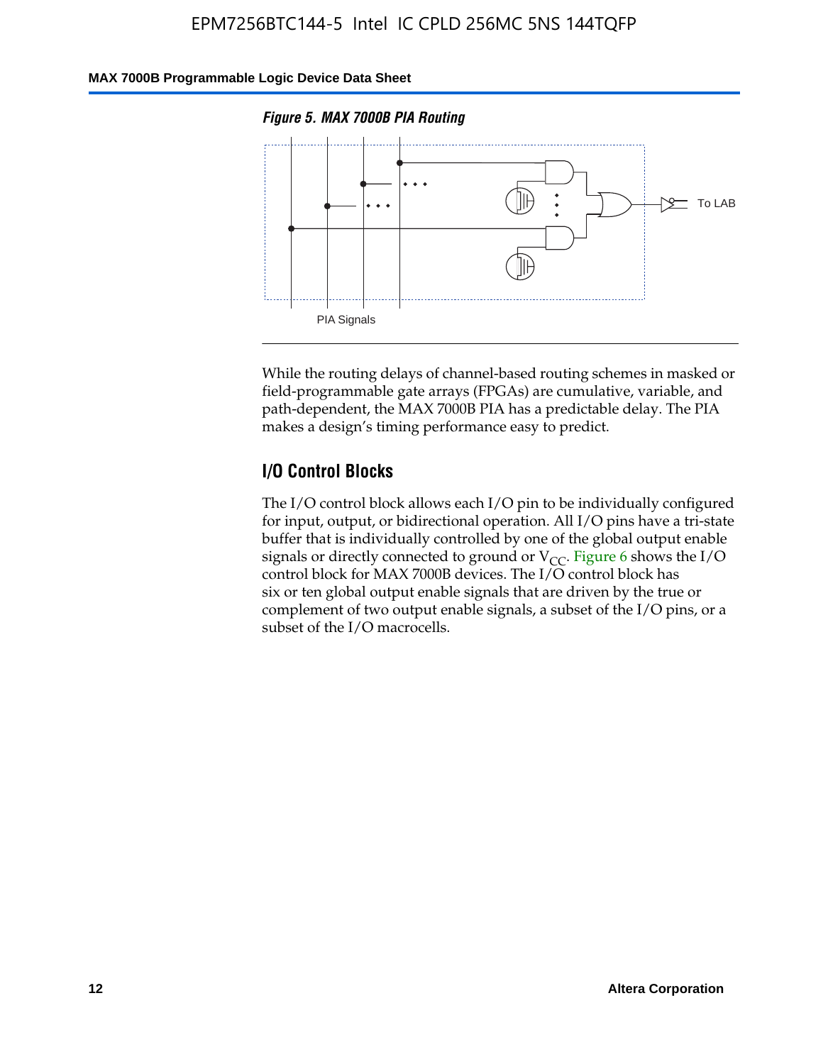*Figure 5. MAX 7000B PIA Routing*

To LAB

PIA Signals

While the routing delays of channel-based routing schemes in masked or field-programmable gate arrays (FPGAs) are cumulative, variable, and path-dependent, the MAX 7000B PIA has a predictable delay. The PIA makes a design's timing performance easy to predict.

## I/O Control Blocks

The I/O control block allows each I/O pin to be individually configured for input, output, or bidirectional operation. All I/O pins have a tri-state buffer that is individually controlled by one of the global output enable signals or directly connected to ground or $V_{CC}$. Figure 6 shows the I/O control block for MAX 7000B devices. The I/O control block has six or ten global output enable signals that are driven by the true or complement of two output enable signals, a subset of the I/O pins, or a subset of the I/O macrocells.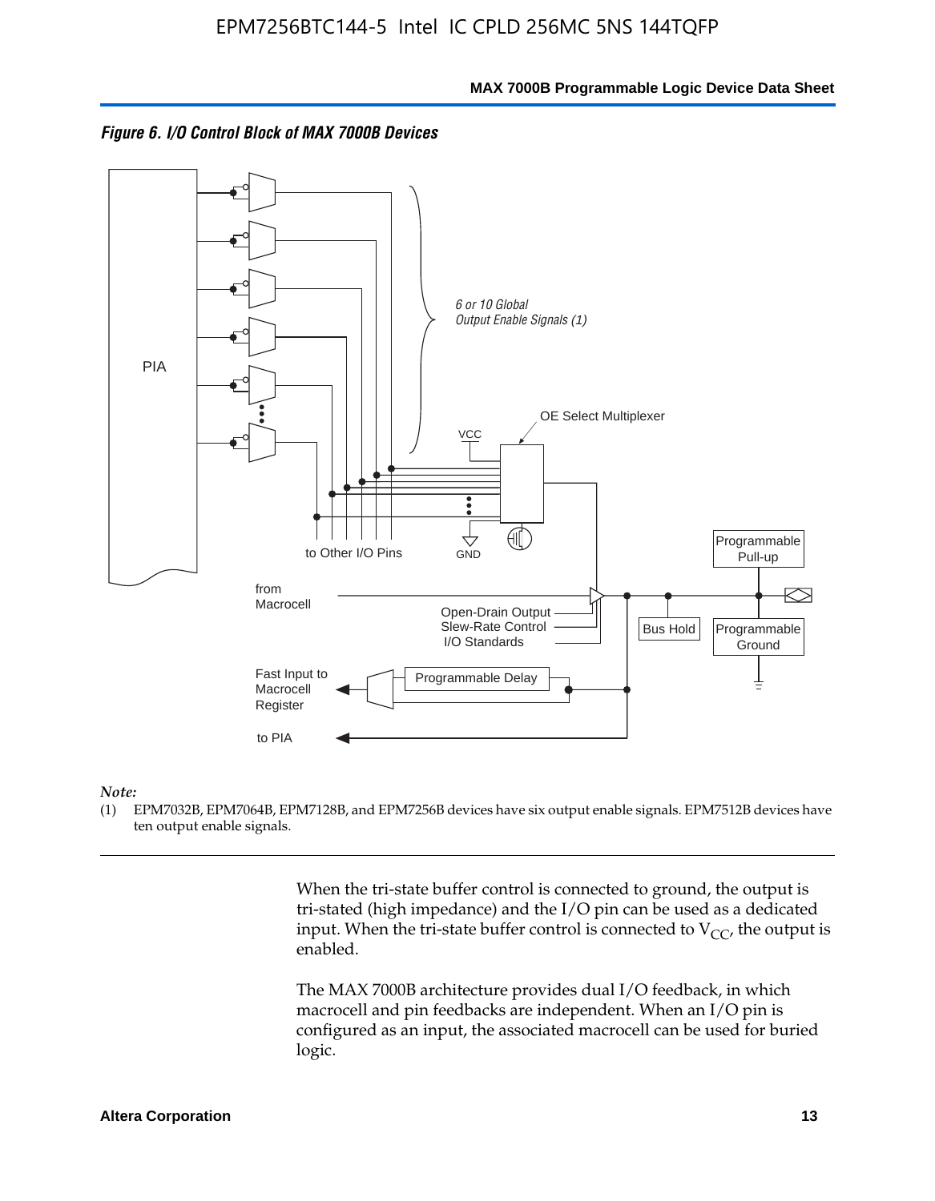*Figure 6. I/O Control Block of MAX 7000B Devices*

*Note:*

(1) EPM7032B, EPM7064B, EPM7128B, and EPM7256B devices have six output enable signals. EPM7512B devices have ten output enable signals.

When the tri-state buffer control is connected to ground, the output is tri-stated (high impedance) and the I/O pin can be used as a dedicated input. When the tri-state buffer control is connected to $V_{CC}$, the output is enabled.

The MAX 7000B architecture provides dual I/O feedback, in which macrocell and pin feedbacks are independent. When an I/O pin is configured as an input, the associated macrocell can be used for buried logic.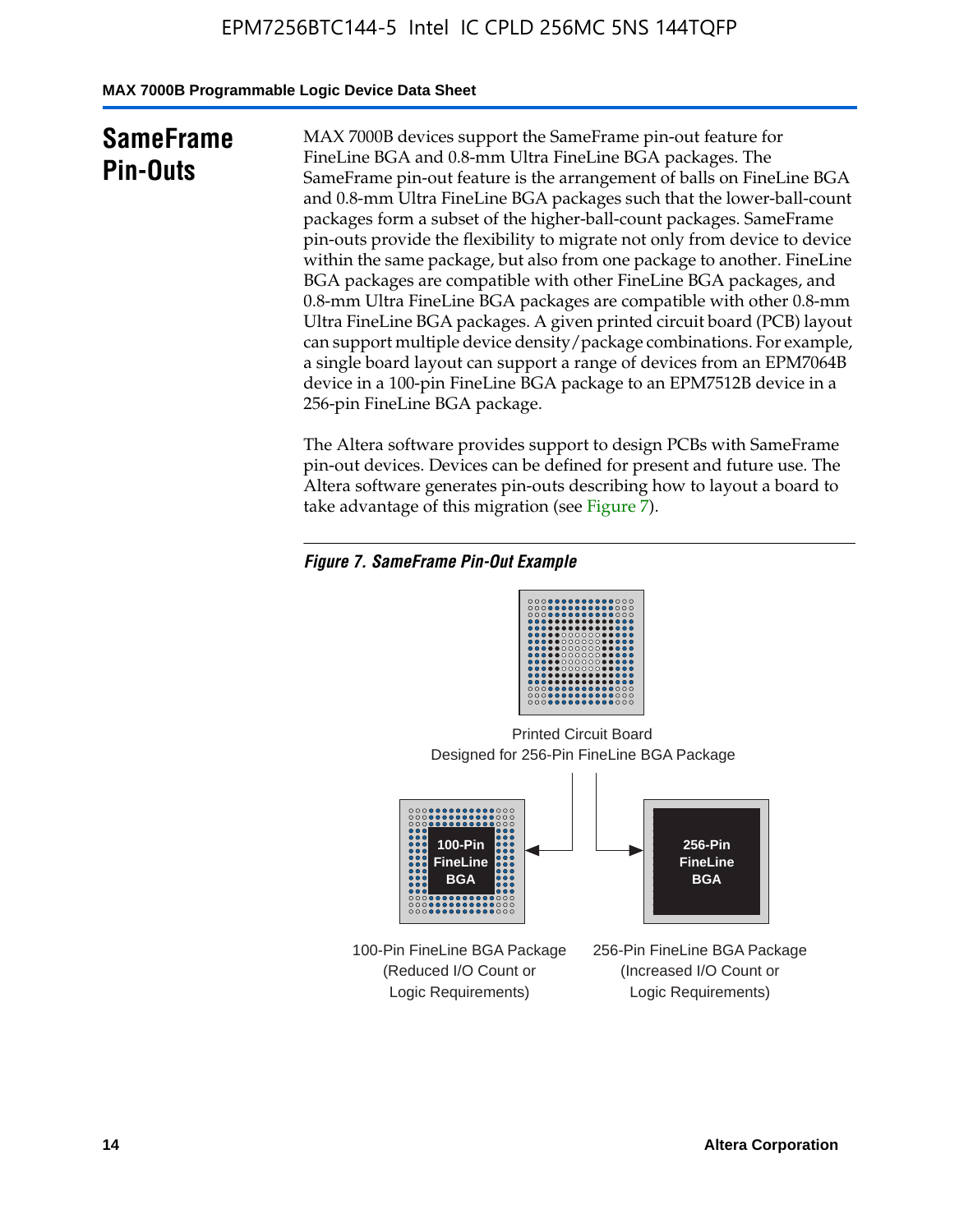## SameFrame Pin-Outs

MAX 7000B devices support the SameFrame pin-out feature for FineLine BGA and 0.8-mm Ultra FineLine BGA packages. The SameFrame pin-out feature is the arrangement of balls on FineLine BGA and 0.8-mm Ultra FineLine BGA packages such that the lower-ball-count packages form a subset of the higher-ball-count packages. SameFrame pin-outs provide the flexibility to migrate not only from device to device within the same package, but also from one package to another. FineLine BGA packages are compatible with other FineLine BGA packages, and 0.8-mm Ultra FineLine BGA packages are compatible with other 0.8-mm Ultra FineLine BGA packages. A given printed circuit board (PCB) layout can support multiple device density/package combinations. For example, a single board layout can support a range of devices from an EPM7064B device in a 100-pin FineLine BGA package to an EPM7512B device in a 256-pin FineLine BGA package.

The Altera software provides support to design PCBs with SameFrame pin-out devices. Devices can be defined for present and future use. The Altera software generates pin-outs describing how to layout a board to take advantage of this migration (see Figure 7).

*Figure 7. SameFrame Pin-Out Example*

Printed Circuit Board
Designed for 256-Pin FineLine BGA Package

100-Pin FineLine BGA

256-Pin FineLine BGA

100-Pin FineLine BGA Package
(Reduced I/O Count or Logic Requirements)

256-Pin FineLine BGA Package
(Increased I/O Count or Logic Requirements)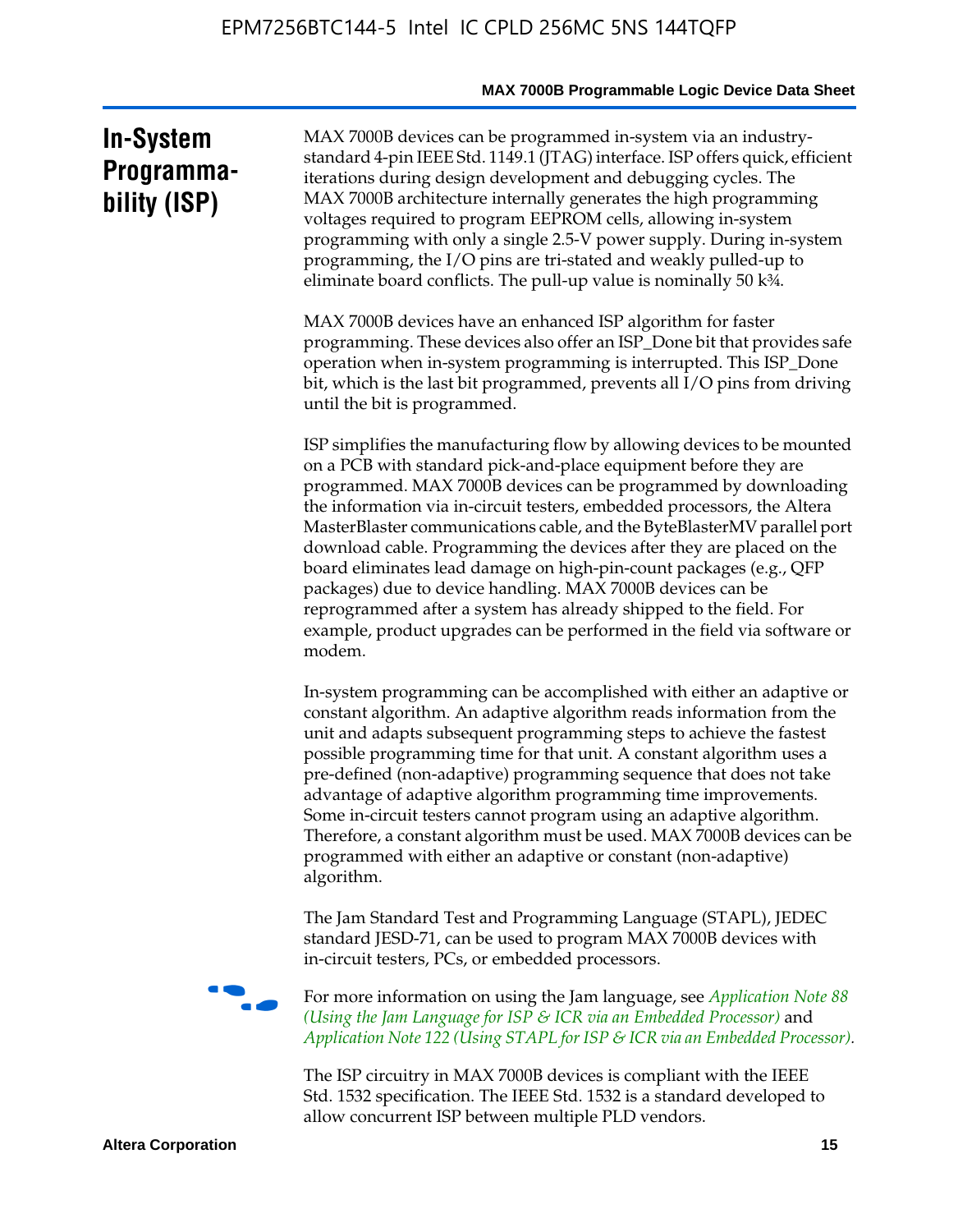## In-System Programmability (ISP)

MAX 7000B devices can be programmed in-system via an industry-standard 4-pin IEEE Std. 1149.1 (JTAG) interface. ISP offers quick, efficient iterations during design development and debugging cycles. The MAX 7000B architecture internally generates the high programming voltages required to program EEPROM cells, allowing in-system programming with only a single 2.5-V power supply. During in-system programming, the I/O pins are tri-stated and weakly pulled-up to eliminate board conflicts. The pull-up value is nominally 50 k¾.

MAX 7000B devices have an enhanced ISP algorithm for faster programming. These devices also offer an ISP_Done bit that provides safe operation when in-system programming is interrupted. This ISP_Done bit, which is the last bit programmed, prevents all I/O pins from driving until the bit is programmed.

ISP simplifies the manufacturing flow by allowing devices to be mounted on a PCB with standard pick-and-place equipment before they are programmed. MAX 7000B devices can be programmed by downloading the information via in-circuit testers, embedded processors, the Altera MasterBlaster communications cable, and the ByteBlasterMV parallel port download cable. Programming the devices after they are placed on the board eliminates lead damage on high-pin-count packages (e.g., QFP packages) due to device handling. MAX 7000B devices can be reprogrammed after a system has already shipped to the field. For example, product upgrades can be performed in the field via software or modem.

In-system programming can be accomplished with either an adaptive or constant algorithm. An adaptive algorithm reads information from the unit and adapts subsequent programming steps to achieve the fastest possible programming time for that unit. A constant algorithm uses a pre-defined (non-adaptive) programming sequence that does not take advantage of adaptive algorithm programming time improvements. Some in-circuit testers cannot program using an adaptive algorithm. Therefore, a constant algorithm must be used. MAX 7000B devices can be programmed with either an adaptive or constant (non-adaptive) algorithm.

The Jam Standard Test and Programming Language (STAPL), JEDEC standard JESD-71, can be used to program MAX 7000B devices with in-circuit testers, PCs, or embedded processors.

For more information on using the Jam language, see *Application Note 88 (Using the Jam Language for ISP & ICR via an Embedded Processor)* and *Application Note 122 (Using STAPL for ISP & ICR via an Embedded Processor)*.

The ISP circuitry in MAX 7000B devices is compliant with the IEEE Std. 1532 specification. The IEEE Std. 1532 is a standard developed to allow concurrent ISP between multiple PLD vendors.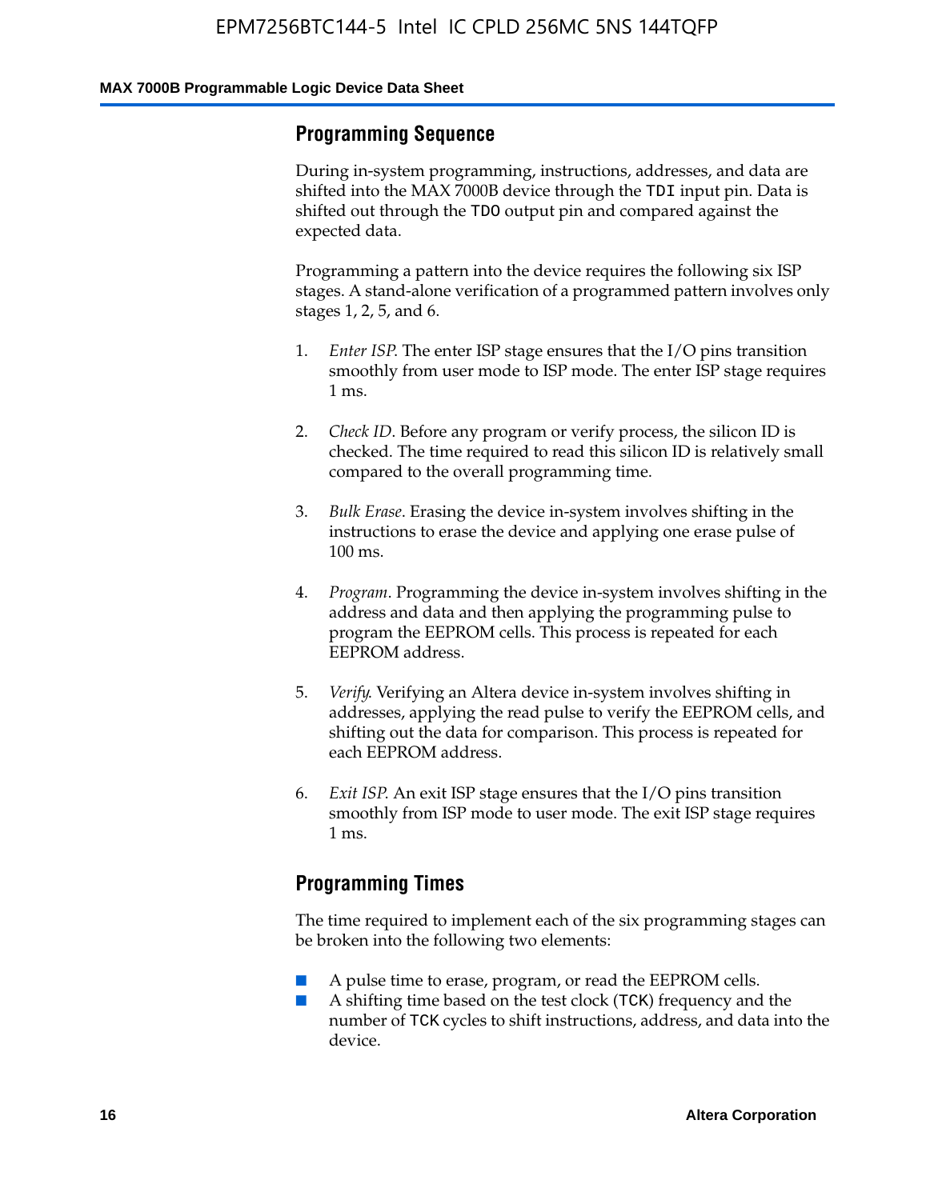## Programming Sequence

During in-system programming, instructions, addresses, and data are shifted into the MAX 7000B device through the `TDI` input pin. Data is shifted out through the `TDO` output pin and compared against the expected data.

Programming a pattern into the device requires the following six ISP stages. A stand-alone verification of a programmed pattern involves only stages 1, 2, 5, and 6.

1. *Enter ISP*. The enter ISP stage ensures that the I/O pins transition smoothly from user mode to ISP mode. The enter ISP stage requires 1 ms.
2. *Check ID*. Before any program or verify process, the silicon ID is checked. The time required to read this silicon ID is relatively small compared to the overall programming time.
3. *Bulk Erase*. Erasing the device in-system involves shifting in the instructions to erase the device and applying one erase pulse of 100 ms.
4. *Program*. Programming the device in-system involves shifting in the address and data and then applying the programming pulse to program the EEPROM cells. This process is repeated for each EEPROM address.
5. *Verify*. Verifying an Altera device in-system involves shifting in addresses, applying the read pulse to verify the EEPROM cells, and shifting out the data for comparison. This process is repeated for each EEPROM address.
6. *Exit ISP*. An exit ISP stage ensures that the I/O pins transition smoothly from ISP mode to user mode. The exit ISP stage requires 1 ms.

## Programming Times

The time required to implement each of the six programming stages can be broken into the following two elements:

- A pulse time to erase, program, or read the EEPROM cells.
- A shifting time based on the test clock (`TCK`) frequency and the number of `TCK` cycles to shift instructions, address, and data into the device.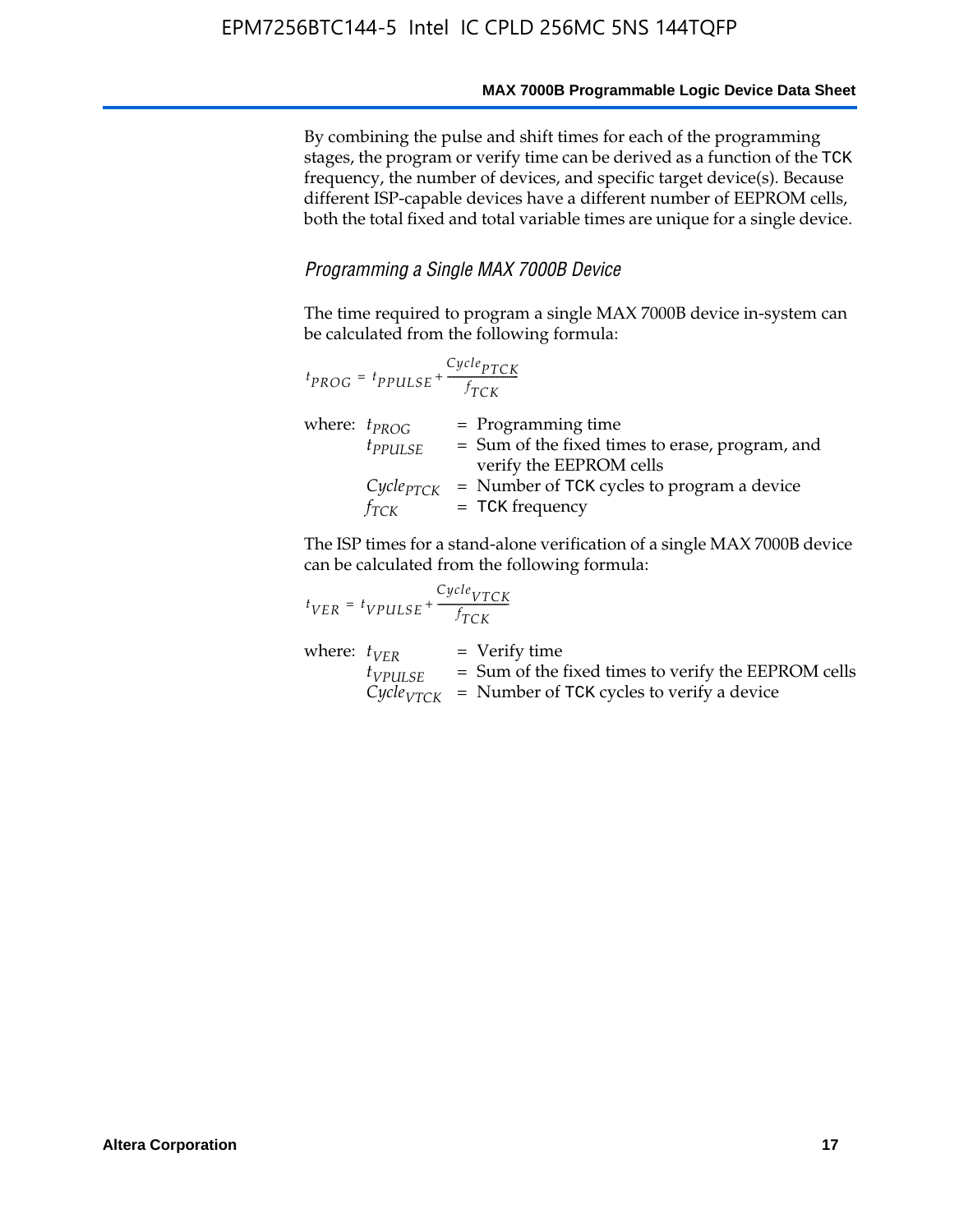By combining the pulse and shift times for each of the programming stages, the program or verify time can be derived as a function of the TCK frequency, the number of devices, and specific target device(s). Because different ISP-capable devices have a different number of EEPROM cells, both the total fixed and total variable times are unique for a single device.

### *Programming a Single MAX 7000B Device*

The time required to program a single MAX 7000B device in-system can be calculated from the following formula:

$$t_{PROG} = t_{PPULSE} + \frac{Cycle_{PTCK}}{f_{TCK}}$$

where: $t_{PROG}$ = Programming time
$t_{PPULSE}$ = Sum of the fixed times to erase, program, and verify the EEPROM cells
$Cycle_{PTCK}$ = Number of TCK cycles to program a device
$f_{TCK}$ = TCK frequency

The ISP times for a stand-alone verification of a single MAX 7000B device can be calculated from the following formula:

$$t_{VER} = t_{VPULSE} + \frac{Cycle_{VTCK}}{f_{TCK}}$$

where: $t_{VER}$ = Verify time
$t_{VPULSE}$ = Sum of the fixed times to verify the EEPROM cells
$Cycle_{VTCK}$ = Number of TCK cycles to verify a device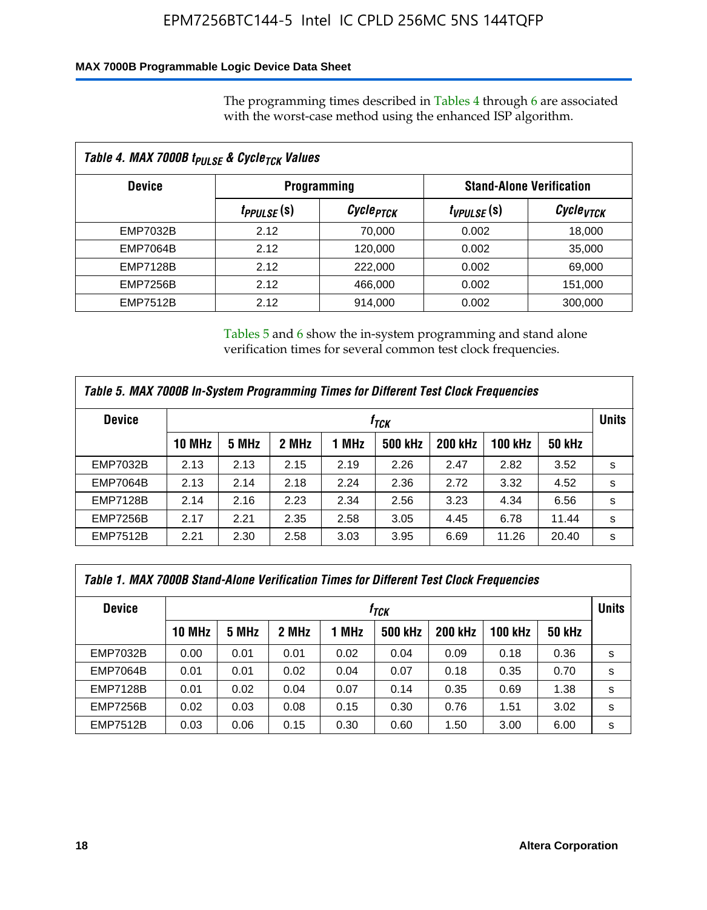The programming times described in Tables 4 through 6 are associated with the worst-case method using the enhanced ISP algorithm.

*Table 4. MAX 7000B $t_{PULSE}$ & $Cycle_{TCK}$ Values*

| Device | Programming | | Stand-Alone Verification | |
|---|---|---|---|---|
| | $t_{PPULSE}$ (s) | $Cycle_{PTCK}$ | $t_{VPULSE}$ (s) | $Cycle_{VTCK}$ |
| EMP7032B | 2.12 | 70,000 | 0.002 | 18,000 |
| EMP7064B | 2.12 | 120,000 | 0.002 | 35,000 |
| EMP7128B | 2.12 | 222,000 | 0.002 | 69,000 |
| EMP7256B | 2.12 | 466,000 | 0.002 | 151,000 |
| EMP7512B | 2.12 | 914,000 | 0.002 | 300,000 |

Tables 5 and 6 show the in-system programming and stand alone verification times for several common test clock frequencies.

*Table 5. MAX 7000B In-System Programming Times for Different Test Clock Frequencies*

| Device | $f_{TCK}$ | | | | | | | | Units |
|---|---|---|---|---|---|---|---|---|---|
| | 10 MHz | 5 MHz | 2 MHz | 1 MHz | 500 kHz | 200 kHz | 100 kHz | 50 kHz | |
| EMP7032B | 2.13 | 2.13 | 2.15 | 2.19 | 2.26 | 2.47 | 2.82 | 3.52 | s |
| EMP7064B | 2.13 | 2.14 | 2.18 | 2.24 | 2.36 | 2.72 | 3.32 | 4.52 | s |
| EMP7128B | 2.14 | 2.16 | 2.23 | 2.34 | 2.56 | 3.23 | 4.34 | 6.56 | s |
| EMP7256B | 2.17 | 2.21 | 2.35 | 2.58 | 3.05 | 4.45 | 6.78 | 11.44 | s |
| EMP7512B | 2.21 | 2.30 | 2.58 | 3.03 | 3.95 | 6.69 | 11.26 | 20.40 | s |

*Table 1. MAX 7000B Stand-Alone Verification Times for Different Test Clock Frequencies*

| Device | $f_{TCK}$ | | | | | | | | Units |
|---|---|---|---|---|---|---|---|---|---|
| | 10 MHz | 5 MHz | 2 MHz | 1 MHz | 500 kHz | 200 kHz | 100 kHz | 50 kHz | |
| EMP7032B | 0.00 | 0.01 | 0.01 | 0.02 | 0.04 | 0.09 | 0.18 | 0.36 | s |
| EMP7064B | 0.01 | 0.01 | 0.02 | 0.04 | 0.07 | 0.18 | 0.35 | 0.70 | s |
| EMP7128B | 0.01 | 0.02 | 0.04 | 0.07 | 0.14 | 0.35 | 0.69 | 1.38 | s |
| EMP7256B | 0.02 | 0.03 | 0.08 | 0.15 | 0.30 | 0.76 | 1.51 | 3.02 | s |
| EMP7512B | 0.03 | 0.06 | 0.15 | 0.30 | 0.60 | 1.50 | 3.00 | 6.00 | s |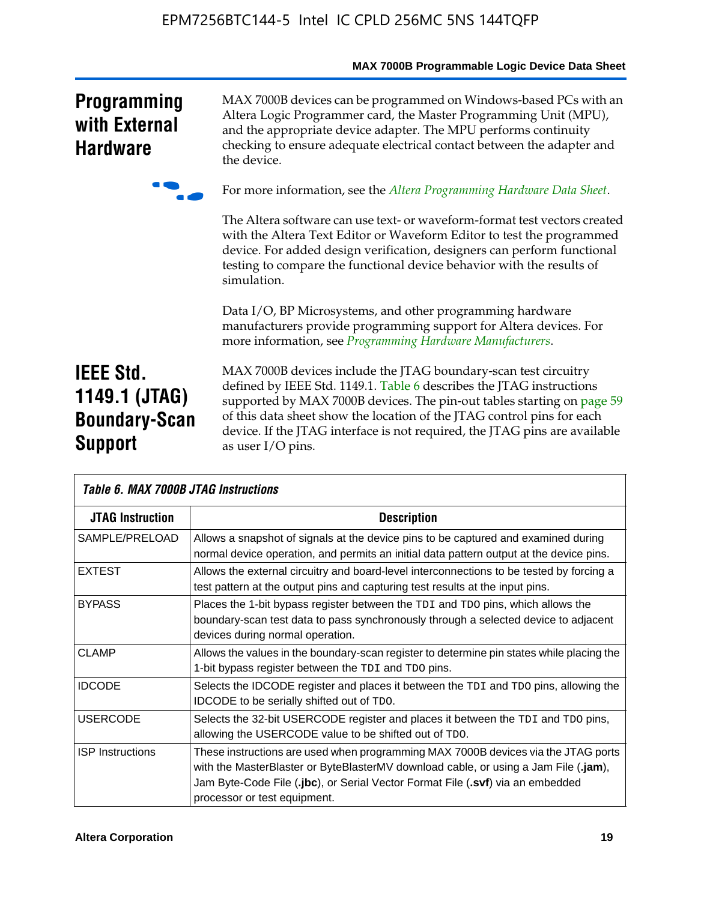## Programming with External Hardware

MAX 7000B devices can be programmed on Windows-based PCs with an Altera Logic Programmer card, the Master Programming Unit (MPU), and the appropriate device adapter. The MPU performs continuity checking to ensure adequate electrical contact between the adapter and the device.

For more information, see the *Altera Programming Hardware Data Sheet*.

The Altera software can use text- or waveform-format test vectors created with the Altera Text Editor or Waveform Editor to test the programmed device. For added design verification, designers can perform functional testing to compare the functional device behavior with the results of simulation.

Data I/O, BP Microsystems, and other programming hardware manufacturers provide programming support for Altera devices. For more information, see *Programming Hardware Manufacturers*.

## IEEE Std. 1149.1 (JTAG) Boundary-Scan Support

MAX 7000B devices include the JTAG boundary-scan test circuitry defined by IEEE Std. 1149.1. Table 6 describes the JTAG instructions supported by MAX 7000B devices. The pin-out tables starting on page 59 of this data sheet show the location of the JTAG control pins for each device. If the JTAG interface is not required, the JTAG pins are available as user I/O pins.

*Table 6. MAX 7000B JTAG Instructions*

| JTAG Instruction | Description |
|---|---|
| SAMPLE/PRELOAD | Allows a snapshot of signals at the device pins to be captured and examined during normal device operation, and permits an initial data pattern output at the device pins. |
| EXTEST | Allows the external circuitry and board-level interconnections to be tested by forcing a test pattern at the output pins and capturing test results at the input pins. |
| BYPASS | Places the 1-bit bypass register between the `TDI` and `TDO` pins, which allows the boundary-scan test data to pass synchronously through a selected device to adjacent devices during normal operation. |
| CLAMP | Allows the values in the boundary-scan register to determine pin states while placing the 1-bit bypass register between the `TDI` and `TDO` pins. |
| IDCODE | Selects the IDCODE register and places it between the `TDI` and `TDO` pins, allowing the IDCODE to be serially shifted out of `TDO`. |
| USERCODE | Selects the 32-bit USERCODE register and places it between the `TDI` and `TDO` pins, allowing the USERCODE value to be shifted out of `TDO`. |
| ISP Instructions | These instructions are used when programming MAX 7000B devices via the JTAG ports with the MasterBlaster or ByteBlasterMV download cable, or using a Jam File (**.jam**), Jam Byte-Code File (**.jbc**), or Serial Vector Format File (**.svf**) via an embedded processor or test equipment. |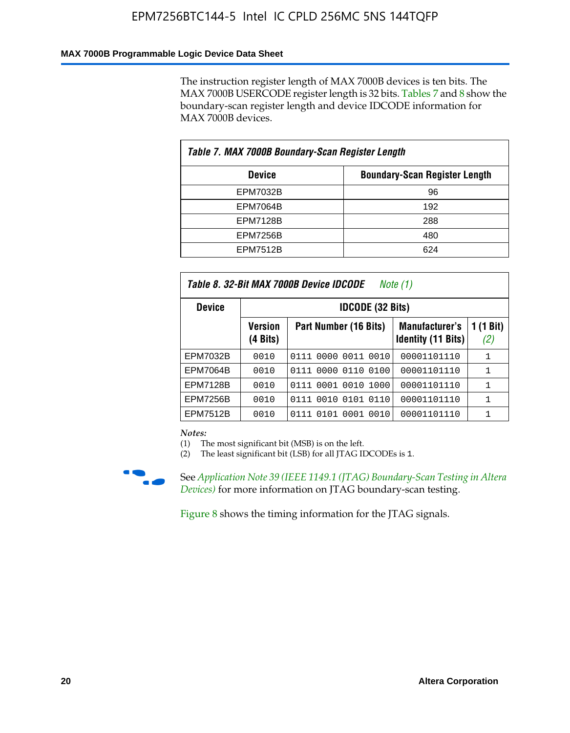The instruction register length of MAX 7000B devices is ten bits. The MAX 7000B USERCODE register length is 32 bits. Tables 7 and 8 show the boundary-scan register length and device IDCODE information for MAX 7000B devices.

**Table 7. MAX 7000B Boundary-Scan Register Length**

| Device | Boundary-Scan Register Length |
|---|---|
| EPM7032B | 96 |
| EPM7064B | 192 |
| EPM7128B | 288 |
| EPM7256B | 480 |
| EPM7512B | 624 |

**Table 8. 32-Bit MAX 7000B Device IDCODE** *Note (1)*

| Device | IDCODE (32 Bits) | | | |
|---|---|---|---|---|
| | Version (4 Bits) | Part Number (16 Bits) | Manufacturer's Identity (11 Bits) | 1 (1 Bit) *(2)* |
| EPM7032B | 0010 | 0111 0000 0011 0010 | 00001101110 | 1 |
| EPM7064B | 0010 | 0111 0000 0110 0100 | 00001101110 | 1 |
| EPM7128B | 0010 | 0111 0001 0010 1000 | 00001101110 | 1 |
| EPM7256B | 0010 | 0111 0010 0101 0110 | 00001101110 | 1 |
| EPM7512B | 0010 | 0111 0101 0001 0010 | 00001101110 | 1 |

*Notes:*
(1) The most significant bit (MSB) is on the left.
(2) The least significant bit (LSB) for all JTAG IDCODEs is 1.

See *Application Note 39 (IEEE 1149.1 (JTAG) Boundary-Scan Testing in Altera Devices)* for more information on JTAG boundary-scan testing.

Figure 8 shows the timing information for the JTAG signals.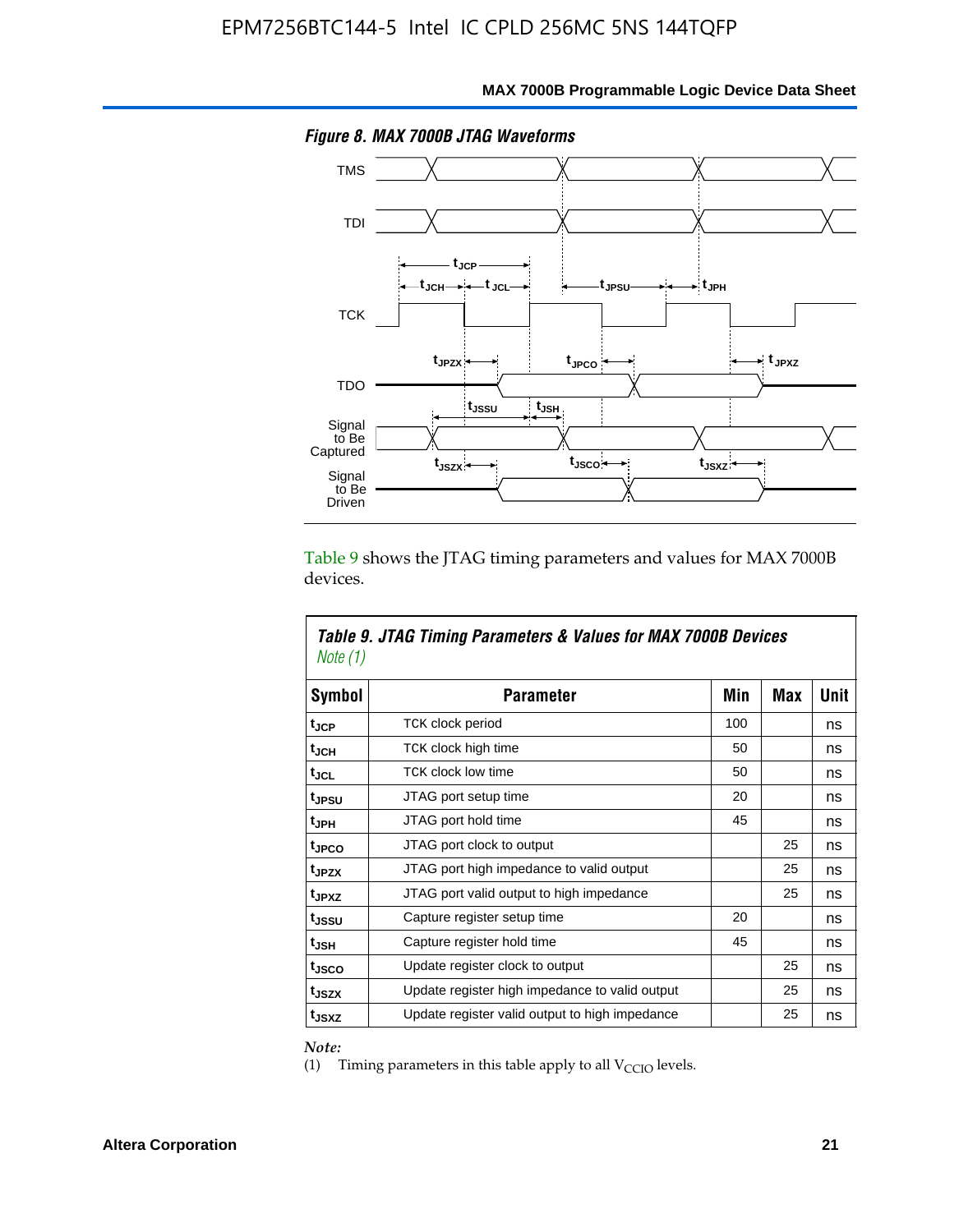**Figure 8. MAX 7000B JTAG Waveforms**

Table 9 shows the JTAG timing parameters and values for MAX 7000B devices.

**Table 9. JTAG Timing Parameters & Values for MAX 7000B Devices** *Note (1)*

| Symbol | Parameter | Min | Max | Unit |
|---|---|---|---|---|
| $t_{JCP}$ | TCK clock period | 100 | | ns |
| $t_{JCH}$ | TCK clock high time | 50 | | ns |
| $t_{JCL}$ | TCK clock low time | 50 | | ns |
| $t_{JPSU}$ | JTAG port setup time | 20 | | ns |
| $t_{JPH}$ | JTAG port hold time | 45 | | ns |
| $t_{JPCO}$ | JTAG port clock to output | | 25 | ns |
| $t_{JPZX}$ | JTAG port high impedance to valid output | | 25 | ns |
| $t_{JPXZ}$ | JTAG port valid output to high impedance | | 25 | ns |
| $t_{JSSU}$ | Capture register setup time | 20 | | ns |
| $t_{JSH}$ | Capture register hold time | 45 | | ns |
| $t_{JSCO}$ | Update register clock to output | | 25 | ns |
| $t_{JSZX}$ | Update register high impedance to valid output | | 25 | ns |
| $t_{JSXZ}$ | Update register valid output to high impedance | | 25 | ns |

*Note:*

(1) Timing parameters in this table apply to all $V_{CCIO}$ levels.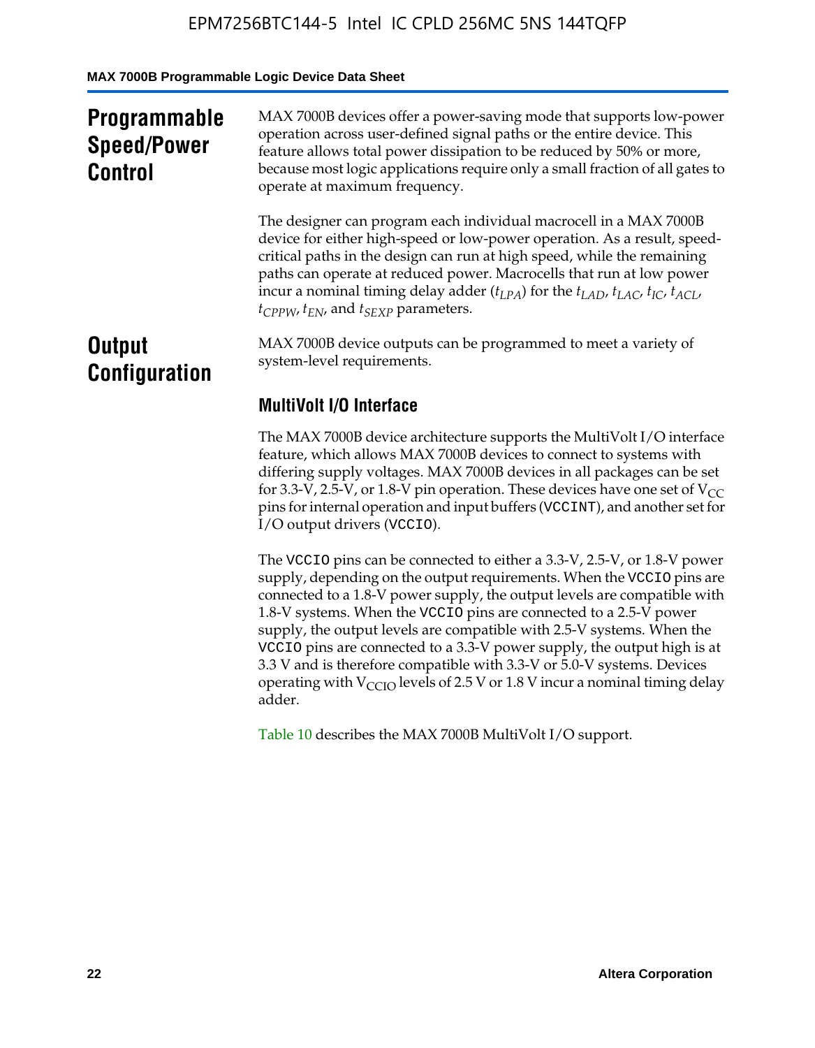## Programmable Speed/Power Control

MAX 7000B devices offer a power-saving mode that supports low-power operation across user-defined signal paths or the entire device. This feature allows total power dissipation to be reduced by 50% or more, because most logic applications require only a small fraction of all gates to operate at maximum frequency.

The designer can program each individual macrocell in a MAX 7000B device for either high-speed or low-power operation. As a result, speed-critical paths in the design can run at high speed, while the remaining paths can operate at reduced power. Macrocells that run at low power incur a nominal timing delay adder ($t_{LPA}$) for the $t_{LAD}$, $t_{LAC}$, $t_{IC}$, $t_{ACL}$, $t_{CPPW}$, $t_{EN}$, and $t_{SEXP}$ parameters.

## Output Configuration

MAX 7000B device outputs can be programmed to meet a variety of system-level requirements.

### MultiVolt I/O Interface

The MAX 7000B device architecture supports the MultiVolt I/O interface feature, which allows MAX 7000B devices to connect to systems with differing supply voltages. MAX 7000B devices in all packages can be set for 3.3-V, 2.5-V, or 1.8-V pin operation. These devices have one set of $V_{CC}$ pins for internal operation and input buffers (VCCINT), and another set for I/O output drivers (VCCIO).

The VCCIO pins can be connected to either a 3.3-V, 2.5-V, or 1.8-V power supply, depending on the output requirements. When the VCCIO pins are connected to a 1.8-V power supply, the output levels are compatible with 1.8-V systems. When the VCCIO pins are connected to a 2.5-V power supply, the output levels are compatible with 2.5-V systems. When the VCCIO pins are connected to a 3.3-V power supply, the output high is at 3.3 V and is therefore compatible with 3.3-V or 5.0-V systems. Devices operating with $V_{CCIO}$ levels of 2.5 V or 1.8 V incur a nominal timing delay adder.

Table 10 describes the MAX 7000B MultiVolt I/O support.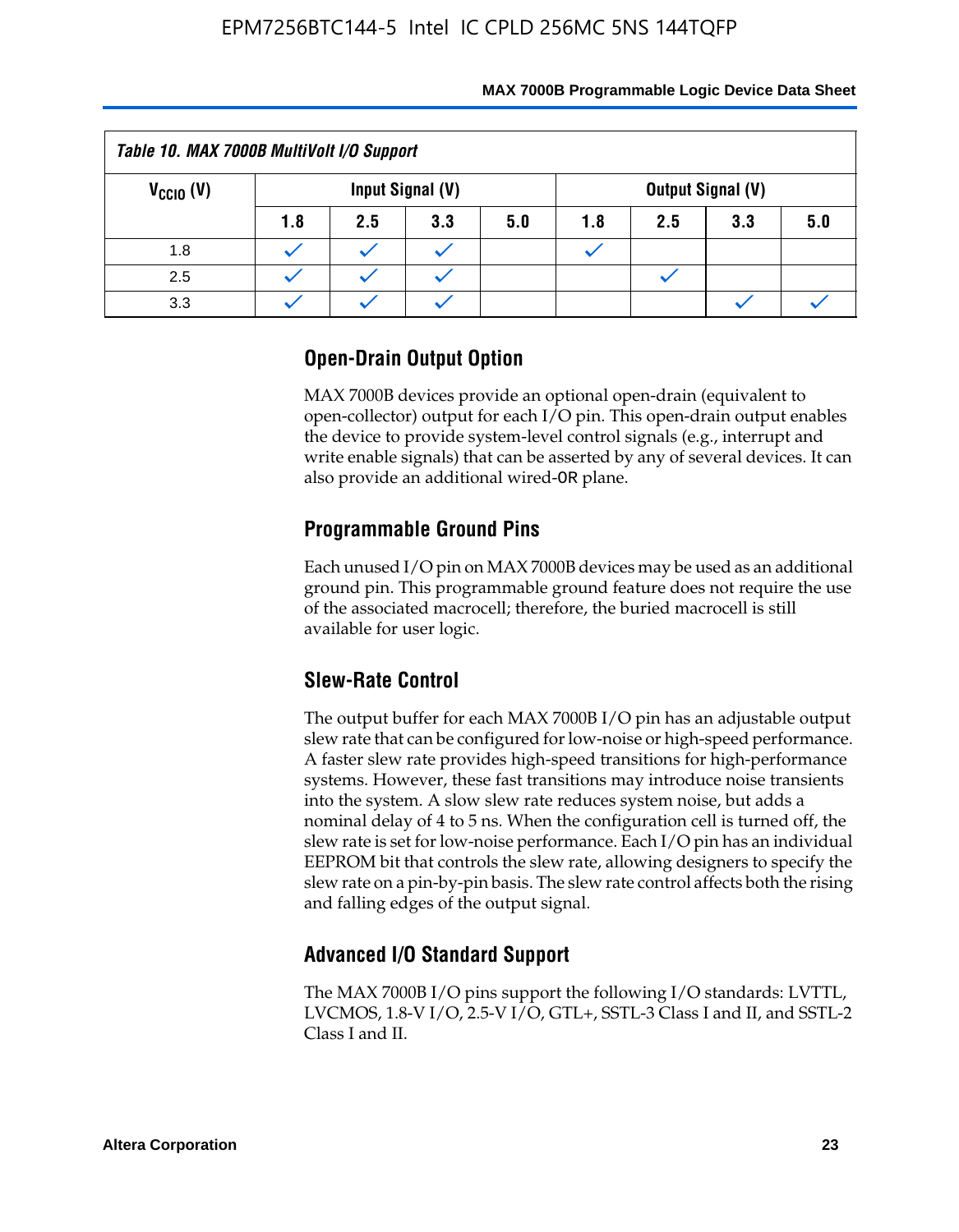**Table 10. MAX 7000B MultiVolt I/O Support**

| $V_{CCIO}$ (V) | Input Signal (V) | | | | Output Signal (V) | | | |
|---|---|---|---|---|---|---|---|---|
| | 1.8 | 2.5 | 3.3 | 5.0 | 1.8 | 2.5 | 3.3 | 5.0 |
| 1.8 | ✓ | ✓ | ✓ | | ✓ | | | |
| 2.5 | ✓ | ✓ | ✓ | | | ✓ | | |
| 3.3 | ✓ | ✓ | ✓ | | | | ✓ | ✓ |

## Open-Drain Output Option

MAX 7000B devices provide an optional open-drain (equivalent to open-collector) output for each I/O pin. This open-drain output enables the device to provide system-level control signals (e.g., interrupt and write enable signals) that can be asserted by any of several devices. It can also provide an additional wired-OR plane.

## Programmable Ground Pins

Each unused I/O pin on MAX 7000B devices may be used as an additional ground pin. This programmable ground feature does not require the use of the associated macrocell; therefore, the buried macrocell is still available for user logic.

## Slew-Rate Control

The output buffer for each MAX 7000B I/O pin has an adjustable output slew rate that can be configured for low-noise or high-speed performance. A faster slew rate provides high-speed transitions for high-performance systems. However, these fast transitions may introduce noise transients into the system. A slow slew rate reduces system noise, but adds a nominal delay of 4 to 5 ns. When the configuration cell is turned off, the slew rate is set for low-noise performance. Each I/O pin has an individual EEPROM bit that controls the slew rate, allowing designers to specify the slew rate on a pin-by-pin basis. The slew rate control affects both the rising and falling edges of the output signal.

## Advanced I/O Standard Support

The MAX 7000B I/O pins support the following I/O standards: LVTTL, LVCMOS, 1.8-V I/O, 2.5-V I/O, GTL+, SSTL-3 Class I and II, and SSTL-2 Class I and II.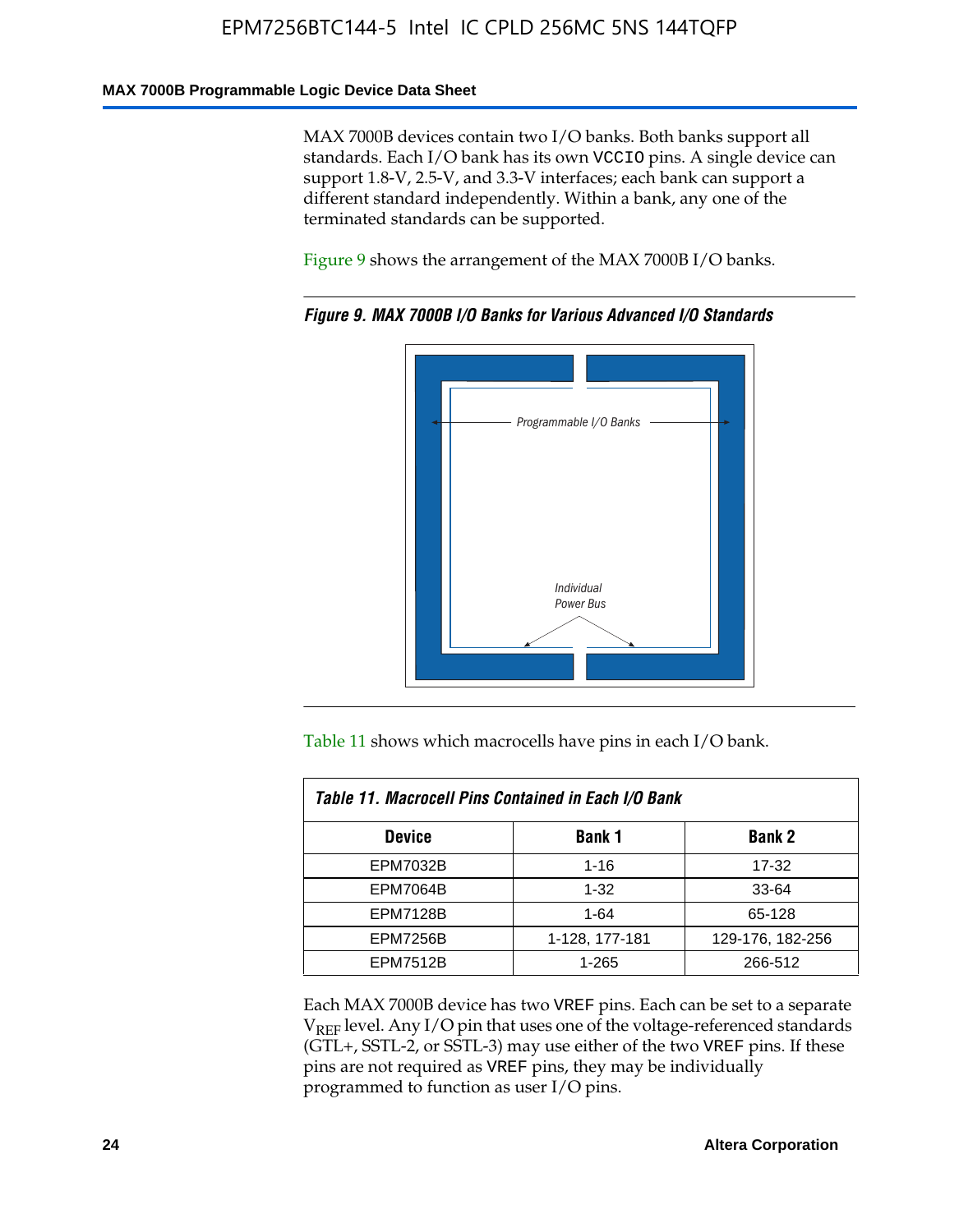MAX 7000B devices contain two I/O banks. Both banks support all standards. Each I/O bank has its own VCCIO pins. A single device can support 1.8-V, 2.5-V, and 3.3-V interfaces; each bank can support a different standard independently. Within a bank, any one of the terminated standards can be supported.

Figure 9 shows the arrangement of the MAX 7000B I/O banks.

***Figure 9. MAX 7000B I/O Banks for Various Advanced I/O Standards***

Programmable I/O Banks

Individual Power Bus

Table 11 shows which macrocells have pins in each I/O bank.

***Table 11. Macrocell Pins Contained in Each I/O Bank***

| Device | Bank 1 | Bank 2 |
|---|---|---|
| EPM7032B | 1-16 | 17-32 |
| EPM7064B | 1-32 | 33-64 |
| EPM7128B | 1-64 | 65-128 |
| EPM7256B | 1-128, 177-181 | 129-176, 182-256 |
| EPM7512B | 1-265 | 266-512 |

Each MAX 7000B device has two VREF pins. Each can be set to a separate $V_{REF}$ level. Any I/O pin that uses one of the voltage-referenced standards (GTL+, SSTL-2, or SSTL-3) may use either of the two VREF pins. If these pins are not required as VREF pins, they may be individually programmed to function as user I/O pins.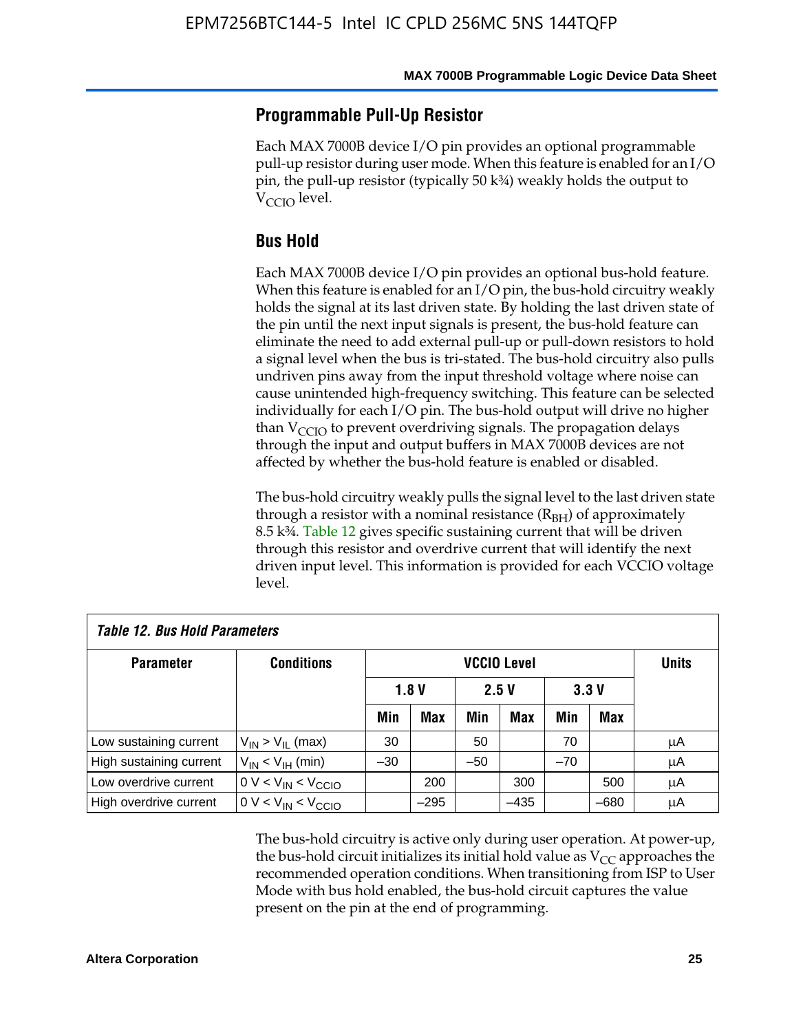## Programmable Pull-Up Resistor

Each MAX 7000B device I/O pin provides an optional programmable pull-up resistor during user mode. When this feature is enabled for an I/O pin, the pull-up resistor (typically 50 k¾) weakly holds the output to $V_{CCIO}$ level.

## Bus Hold

Each MAX 7000B device I/O pin provides an optional bus-hold feature. When this feature is enabled for an I/O pin, the bus-hold circuitry weakly holds the signal at its last driven state. By holding the last driven state of the pin until the next input signals is present, the bus-hold feature can eliminate the need to add external pull-up or pull-down resistors to hold a signal level when the bus is tri-stated. The bus-hold circuitry also pulls undriven pins away from the input threshold voltage where noise can cause unintended high-frequency switching. This feature can be selected individually for each I/O pin. The bus-hold output will drive no higher than $V_{CCIO}$ to prevent overdriving signals. The propagation delays through the input and output buffers in MAX 7000B devices are not affected by whether the bus-hold feature is enabled or disabled.

The bus-hold circuitry weakly pulls the signal level to the last driven state through a resistor with a nominal resistance ($R_{BH}$) of approximately 8.5 k¾. Table 12 gives specific sustaining current that will be driven through this resistor and overdrive current that will identify the next driven input level. This information is provided for each VCCIO voltage level.

*Table 12. Bus Hold Parameters*

| Parameter | Conditions | VCCIO Level | | | | | | Units |
|---|---|---|---|---|---|---|---|---|
| | | 1.8 V | | 2.5 V | | 3.3 V | | |
| | | Min | Max | Min | Max | Min | Max | |
| Low sustaining current | $V_{IN} > V_{IL}$ (max) | 30 | | 50 | | 70 | | μA |
| High sustaining current | $V_{IN} < V_{IH}$ (min) | –30 | | –50 | | –70 | | μA |
| Low overdrive current | $0 V < V_{IN} < V_{CCIO}$ | | 200 | | 300 | | 500 | μA |
| High overdrive current | $0 V < V_{IN} < V_{CCIO}$ | | –295 | | –435 | | –680 | μA |

The bus-hold circuitry is active only during user operation. At power-up, the bus-hold circuit initializes its initial hold value as $V_{CC}$ approaches the recommended operation conditions. When transitioning from ISP to User Mode with bus hold enabled, the bus-hold circuit captures the value present on the pin at the end of programming.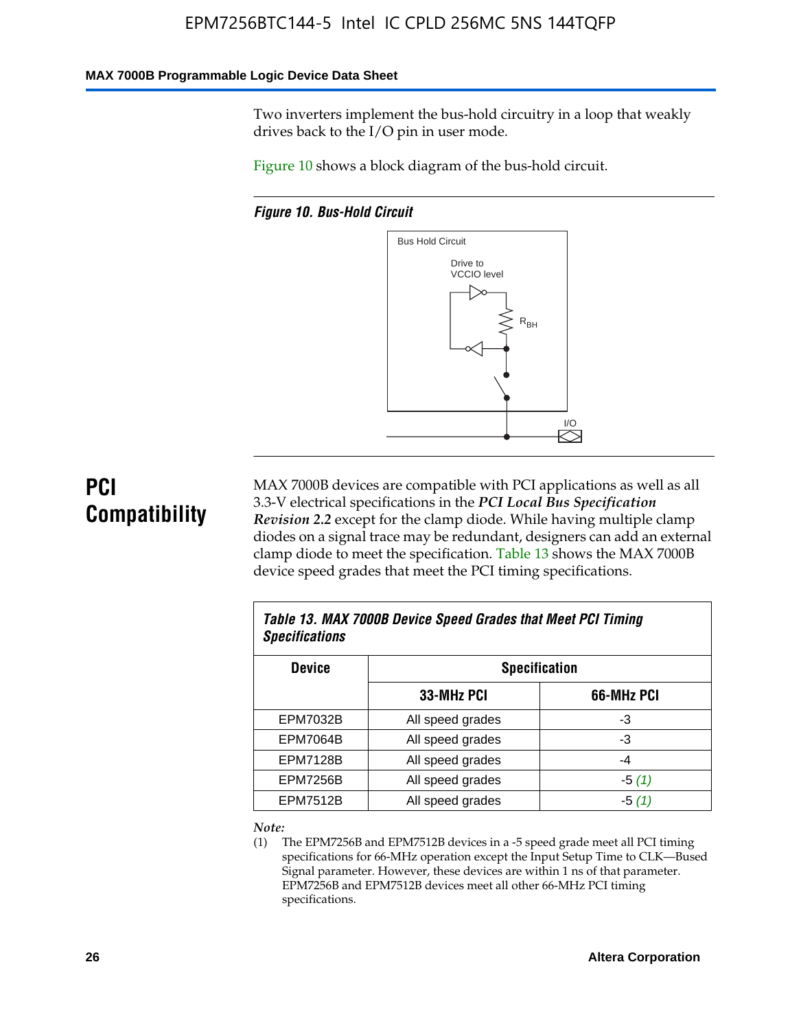Two inverters implement the bus-hold circuitry in a loop that weakly drives back to the I/O pin in user mode.

Figure 10 shows a block diagram of the bus-hold circuit.

*Figure 10. Bus-Hold Circuit*

## PCI Compatibility

MAX 7000B devices are compatible with PCI applications as well as all 3.3-V electrical specifications in the ***PCI Local Bus Specification Revision 2.2*** except for the clamp diode. While having multiple clamp diodes on a signal trace may be redundant, designers can add an external clamp diode to meet the specification. Table 13 shows the MAX 7000B device speed grades that meet the PCI timing specifications.

*Table 13. MAX 7000B Device Speed Grades that Meet PCI Timing Specifications*

| Device | Specification | |
|---|---|---|
| | 33-MHz PCI | 66-MHz PCI |
| EPM7032B | All speed grades | -3 |
| EPM7064B | All speed grades | -3 |
| EPM7128B | All speed grades | -4 |
| EPM7256B | All speed grades | -5 *(1)* |
| EPM7512B | All speed grades | -5 *(1)* |

*Note:*

(1) The EPM7256B and EPM7512B devices in a -5 speed grade meet all PCI timing specifications for 66-MHz operation except the Input Setup Time to CLK—Bused Signal parameter. However, these devices are within 1 ns of that parameter. EPM7256B and EPM7512B devices meet all other 66-MHz PCI timing specifications.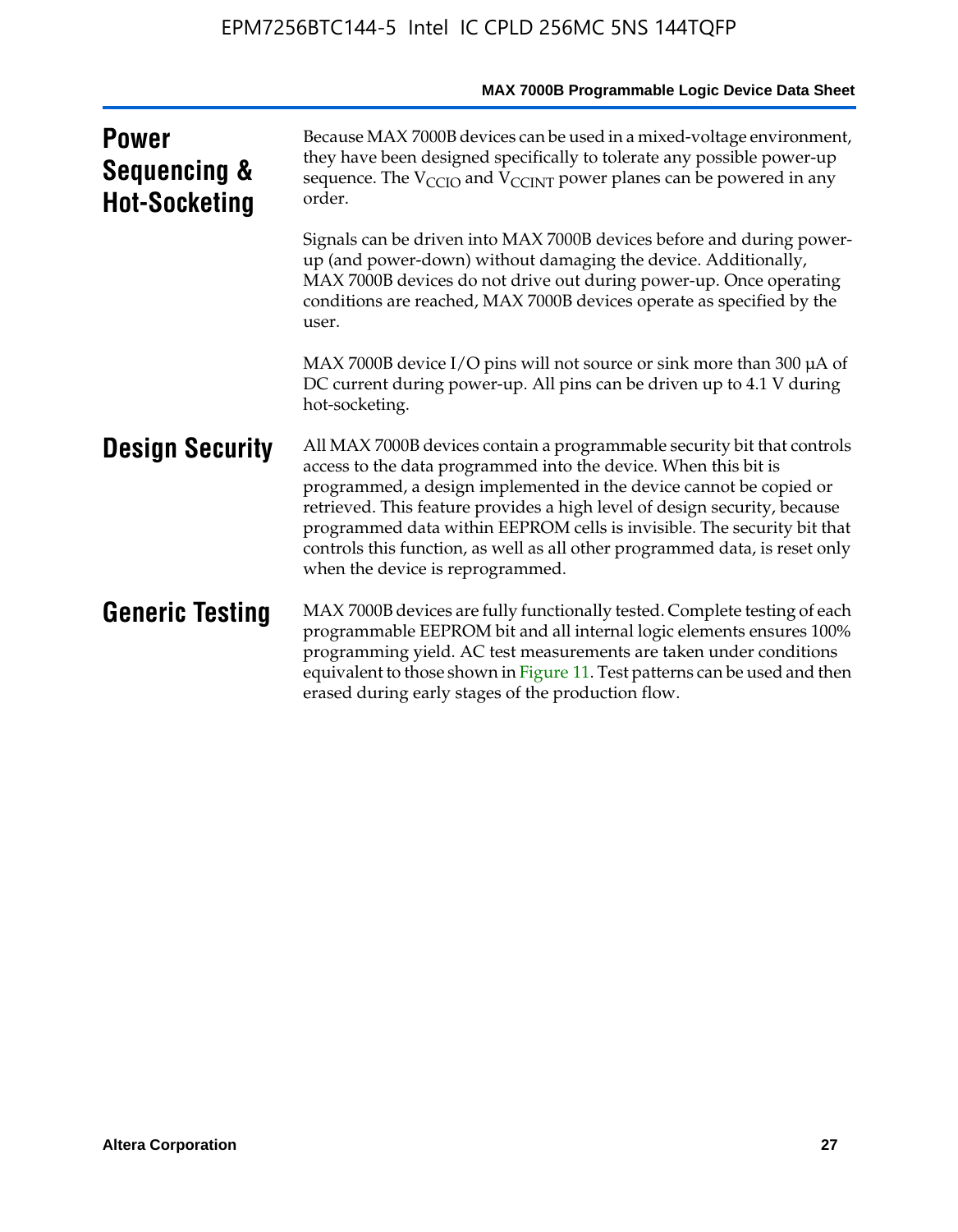## Power Sequencing & Hot-Socketing

Because MAX 7000B devices can be used in a mixed-voltage environment, they have been designed specifically to tolerate any possible power-up sequence. The $V_{CCIO}$ and $V_{CCINT}$ power planes can be powered in any order.

Signals can be driven into MAX 7000B devices before and during power-up (and power-down) without damaging the device. Additionally, MAX 7000B devices do not drive out during power-up. Once operating conditions are reached, MAX 7000B devices operate as specified by the user.

MAX 7000B device I/O pins will not source or sink more than 300 µA of DC current during power-up. All pins can be driven up to 4.1 V during hot-socketing.

## Design Security

All MAX 7000B devices contain a programmable security bit that controls access to the data programmed into the device. When this bit is programmed, a design implemented in the device cannot be copied or retrieved. This feature provides a high level of design security, because programmed data within EEPROM cells is invisible. The security bit that controls this function, as well as all other programmed data, is reset only when the device is reprogrammed.

## Generic Testing

MAX 7000B devices are fully functionally tested. Complete testing of each programmable EEPROM bit and all internal logic elements ensures 100% programming yield. AC test measurements are taken under conditions equivalent to those shown in Figure 11. Test patterns can be used and then erased during early stages of the production flow.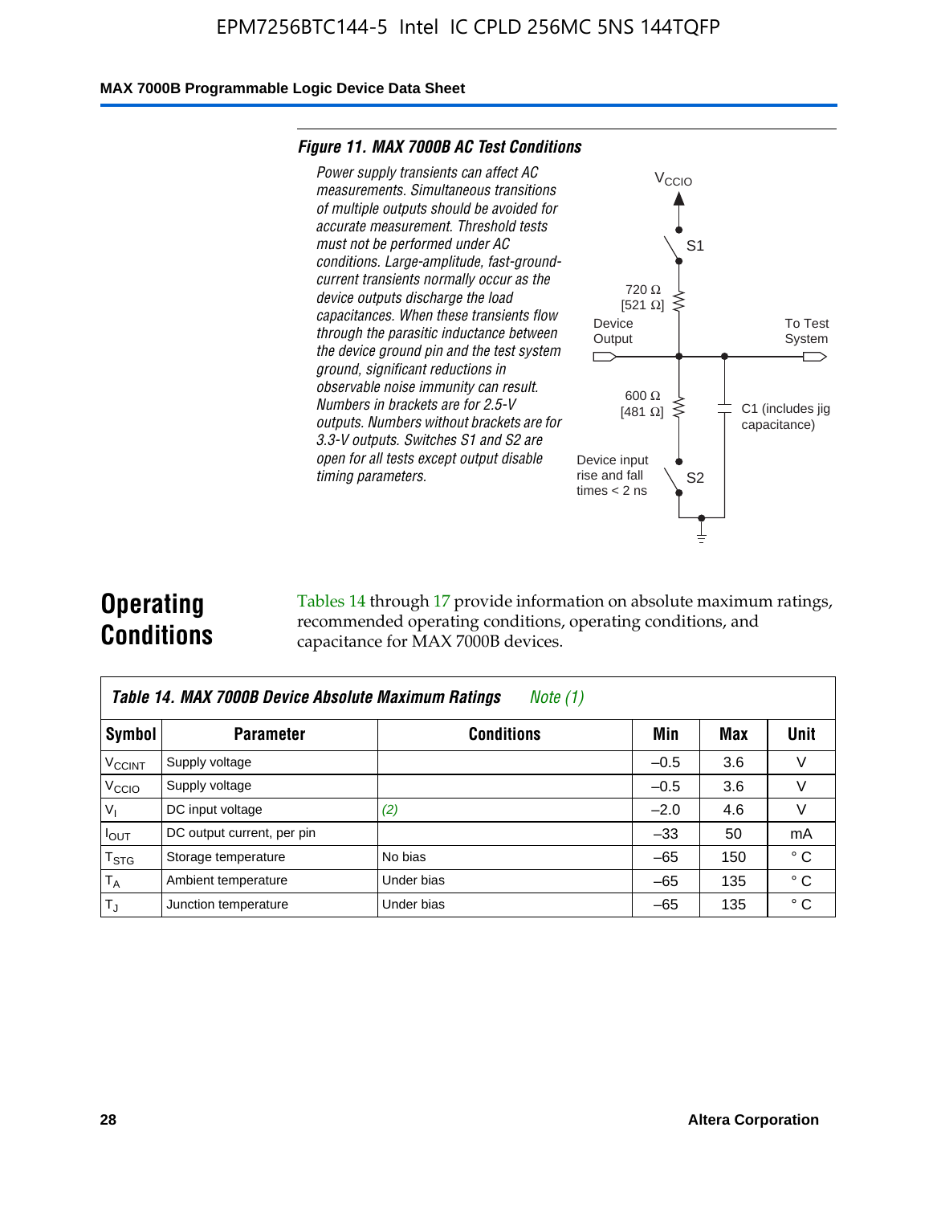**Figure 11. MAX 7000B AC Test Conditions**

*Power supply transients can affect AC measurements. Simultaneous transitions of multiple outputs should be avoided for accurate measurement. Threshold tests must not be performed under AC conditions. Large-amplitude, fast-ground-current transients normally occur as the device outputs discharge the load capacitances. When these transients flow through the parasitic inductance between the device ground pin and the test system ground, significant reductions in observable noise immunity can result. Numbers in brackets are for 2.5-V outputs. Numbers without brackets are for 3.3-V outputs. Switches S1 and S2 are open for all tests except output disable timing parameters.*

$V_{CCIO}$, S1, 720 Ω [521 Ω], Device Output, To Test System, 600 Ω [481 Ω], C1 (includes jig capacitance), Device input rise and fall times < 2 ns, S2

## Operating Conditions

Tables 14 through 17 provide information on absolute maximum ratings, recommended operating conditions, operating conditions, and capacitance for MAX 7000B devices.

**Table 14. MAX 7000B Device Absolute Maximum Ratings** *Note (1)*

| Symbol | Parameter | Conditions | Min | Max | Unit |
|---|---|---|---|---|---|
| $V_{CCINT}$ | Supply voltage | | –0.5 | 3.6 | V |
| $V_{CCIO}$ | Supply voltage | | –0.5 | 3.6 | V |
| $V_I$ | DC input voltage | *(2)* | –2.0 | 4.6 | V |
| $I_{OUT}$ | DC output current, per pin | | –33 | 50 | mA |
| $T_{STG}$ | Storage temperature | No bias | –65 | 150 | ° C |
| $T_A$ | Ambient temperature | Under bias | –65 | 135 | ° C |
| $T_J$ | Junction temperature | Under bias | –65 | 135 | ° C |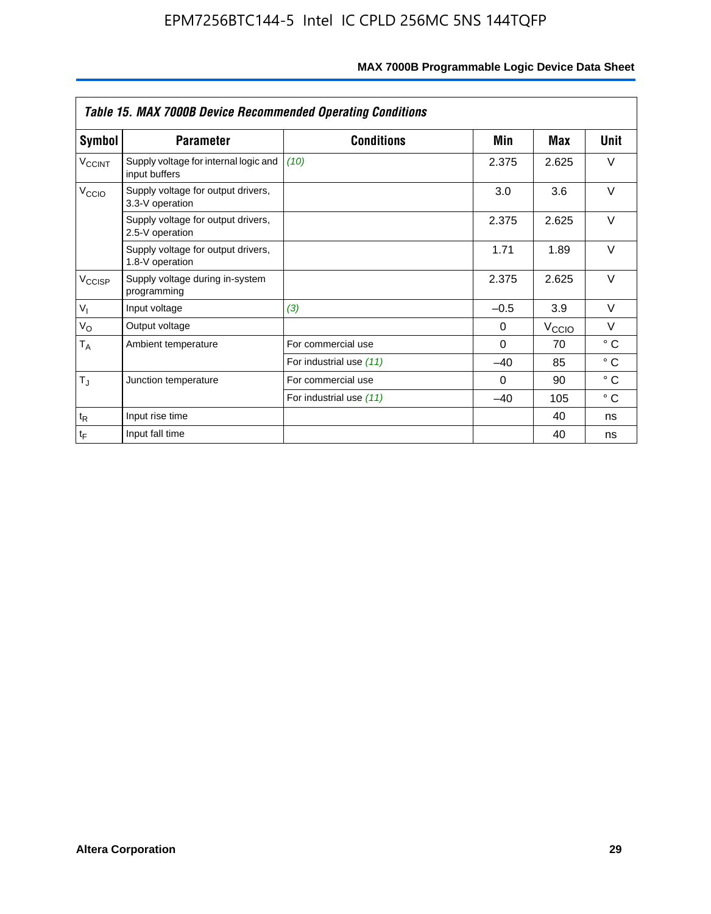| *Table 15. MAX 7000B Device Recommended Operating Conditions* | | | | | |
|---|---|---|---|---|---|
| **Symbol** | **Parameter** | **Conditions** | **Min** | **Max** | **Unit** |
| $V_{CCINT}$ | Supply voltage for internal logic and input buffers | *(10)* | 2.375 | 2.625 | V |
| $V_{CCIO}$ | Supply voltage for output drivers, 3.3-V operation | | 3.0 | 3.6 | V |
| | Supply voltage for output drivers, 2.5-V operation | | 2.375 | 2.625 | V |
| | Supply voltage for output drivers, 1.8-V operation | | 1.71 | 1.89 | V |
| $V_{CCISP}$ | Supply voltage during in-system programming | | 2.375 | 2.625 | V |
| $V_I$ | Input voltage | *(3)* | –0.5 | 3.9 | V |
| $V_O$ | Output voltage | | 0 | $V_{CCIO}$ | V |
| $T_A$ | Ambient temperature | For commercial use | 0 | 70 | ° C |
| | | For industrial use *(11)* | –40 | 85 | ° C |
| $T_J$ | Junction temperature | For commercial use | 0 | 90 | ° C |
| | | For industrial use *(11)* | –40 | 105 | ° C |
| $t_R$ | Input rise time | | | 40 | ns |
| $t_F$ | Input fall time | | | 40 | ns |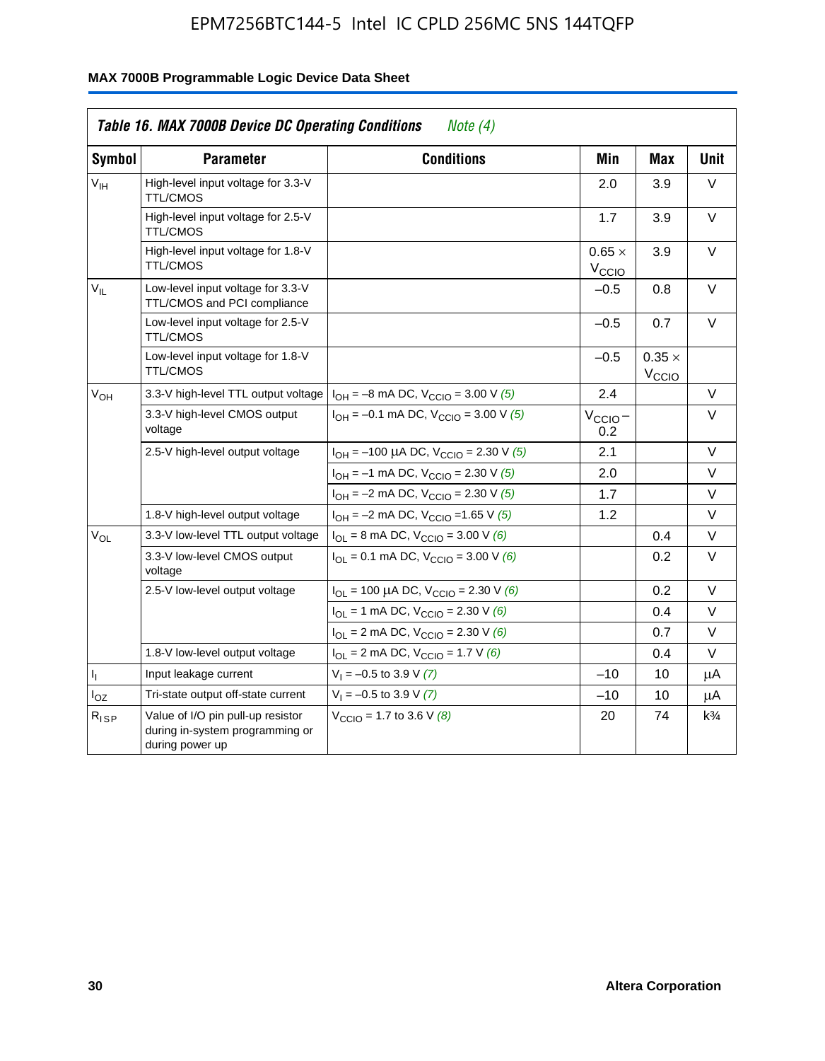**Table 16. MAX 7000B Device DC Operating Conditions** *Note (4)*

| Symbol | Parameter | Conditions | Min | Max | Unit |
|---|---|---|---|---|---|
| $V_{IH}$ | High-level input voltage for 3.3-V TTL/CMOS | | 2.0 | 3.9 | V |
| | High-level input voltage for 2.5-V TTL/CMOS | | 1.7 | 3.9 | V |
| | High-level input voltage for 1.8-V TTL/CMOS | | $0.65 \times V_{CCIO}$ | 3.9 | V |
| $V_{IL}$ | Low-level input voltage for 3.3-V TTL/CMOS and PCI compliance | | –0.5 | 0.8 | V |
| | Low-level input voltage for 2.5-V TTL/CMOS | | –0.5 | 0.7 | V |
| | Low-level input voltage for 1.8-V TTL/CMOS | | –0.5 | $0.35 \times V_{CCIO}$ | |
| $V_{OH}$ | 3.3-V high-level TTL output voltage | $I_{OH}$ = –8 mA DC, $V_{CCIO}$ = 3.00 V *(5)* | 2.4 | | V |
| | 3.3-V high-level CMOS output voltage | $I_{OH}$ = –0.1 mA DC, $V_{CCIO}$ = 3.00 V *(5)* | $V_{CCIO} - 0.2$ | | V |
| | 2.5-V high-level output voltage | $I_{OH}$ = –100 µA DC, $V_{CCIO}$ = 2.30 V *(5)* | 2.1 | | V |
| | | $I_{OH}$ = –1 mA DC, $V_{CCIO}$ = 2.30 V *(5)* | 2.0 | | V |
| | | $I_{OH}$ = –2 mA DC, $V_{CCIO}$ = 2.30 V *(5)* | 1.7 | | V |
| | 1.8-V high-level output voltage | $I_{OH}$ = –2 mA DC, $V_{CCIO}$ =1.65 V *(5)* | 1.2 | | V |
| $V_{OL}$ | 3.3-V low-level TTL output voltage | $I_{OL}$ = 8 mA DC, $V_{CCIO}$ = 3.00 V *(6)* | | 0.4 | V |
| | 3.3-V low-level CMOS output voltage | $I_{OL}$ = 0.1 mA DC, $V_{CCIO}$ = 3.00 V *(6)* | | 0.2 | V |
| | 2.5-V low-level output voltage | $I_{OL}$ = 100 µA DC, $V_{CCIO}$ = 2.30 V *(6)* | | 0.2 | V |
| | | $I_{OL}$ = 1 mA DC, $V_{CCIO}$ = 2.30 V *(6)* | | 0.4 | V |
| | | $I_{OL}$ = 2 mA DC, $V_{CCIO}$ = 2.30 V *(6)* | | 0.7 | V |
| | 1.8-V low-level output voltage | $I_{OL}$ = 2 mA DC, $V_{CCIO}$ = 1.7 V *(6)* | | 0.4 | V |
| $I_I$ | Input leakage current | $V_I$ = –0.5 to 3.9 V *(7)* | –10 | 10 | µA |
| $I_{OZ}$ | Tri-state output off-state current | $V_I$ = –0.5 to 3.9 V *(7)* | –10 | 10 | µA |
| $R_{ISP}$ | Value of I/O pin pull-up resistor during in-system programming or during power up | $V_{CCIO}$ = 1.7 to 3.6 V *(8)* | 20 | 74 | k¾ |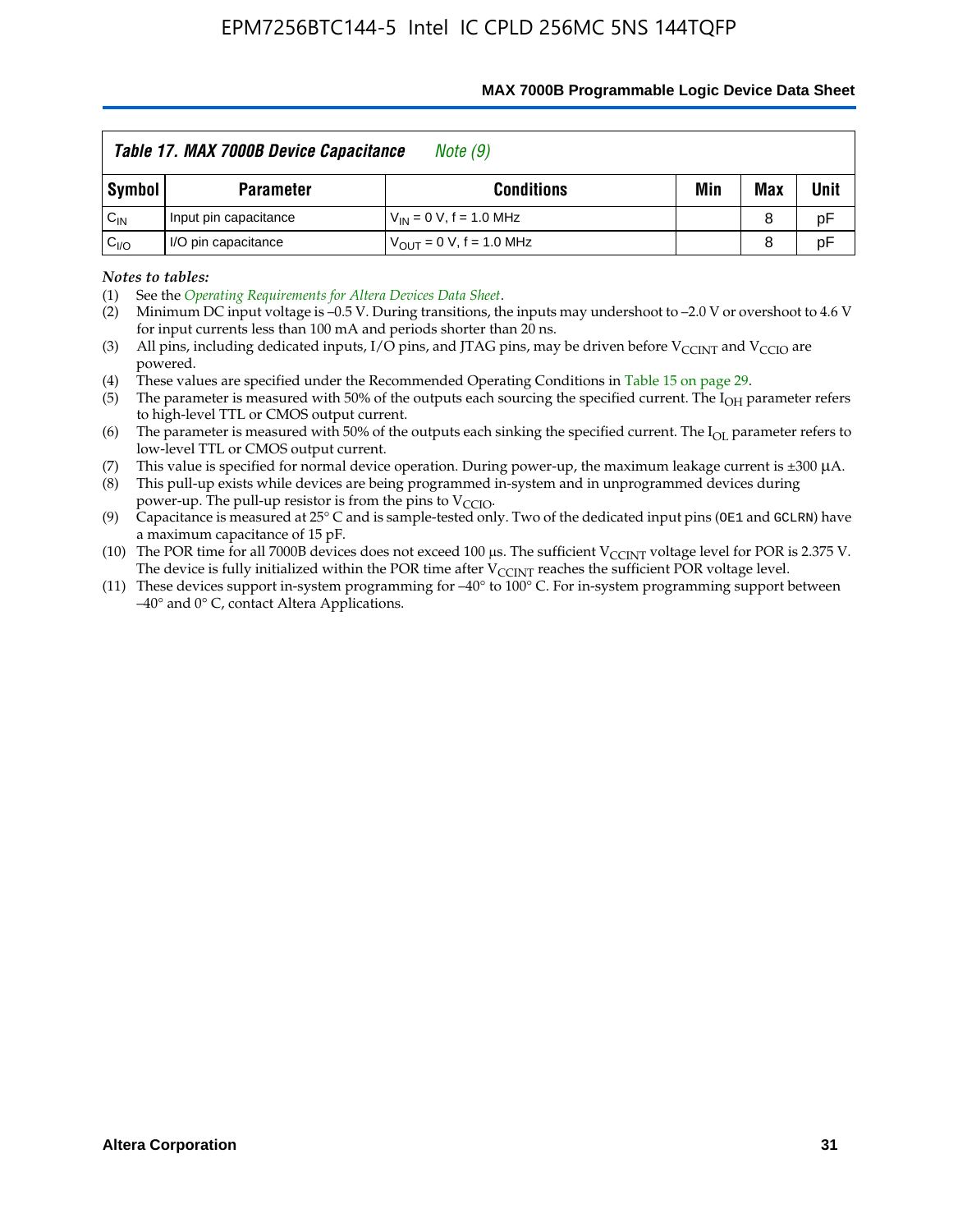**Table 17. MAX 7000B Device Capacitance** *Note (9)*

| Symbol | Parameter | Conditions | Min | Max | Unit |
|---|---|---|---|---|---|
| $C_{IN}$ | Input pin capacitance | $V_{IN}$ = 0 V, f = 1.0 MHz | | 8 | pF |
| $C_{I/O}$ | I/O pin capacitance | $V_{OUT}$ = 0 V, f = 1.0 MHz | | 8 | pF |

*Notes to tables:*

(1) See the *Operating Requirements for Altera Devices Data Sheet*.

(2) Minimum DC input voltage is –0.5 V. During transitions, the inputs may undershoot to –2.0 V or overshoot to 4.6 V for input currents less than 100 mA and periods shorter than 20 ns.

(3) All pins, including dedicated inputs, I/O pins, and JTAG pins, may be driven before $V_{CCINT}$ and $V_{CCIO}$ are powered.

(4) These values are specified under the Recommended Operating Conditions in Table 15 on page 29.

(5) The parameter is measured with 50% of the outputs each sourcing the specified current. The $I_{OH}$ parameter refers to high-level TTL or CMOS output current.

(6) The parameter is measured with 50% of the outputs each sinking the specified current. The $I_{OL}$ parameter refers to low-level TTL or CMOS output current.

(7) This value is specified for normal device operation. During power-up, the maximum leakage current is ±300 μA.

(8) This pull-up exists while devices are being programmed in-system and in unprogrammed devices during power-up. The pull-up resistor is from the pins to $V_{CCIO}$.

(9) Capacitance is measured at 25° C and is sample-tested only. Two of the dedicated input pins (`OE1` and `GCLRN`) have a maximum capacitance of 15 pF.

(10) The POR time for all 7000B devices does not exceed 100 μs. The sufficient $V_{CCINT}$ voltage level for POR is 2.375 V. The device is fully initialized within the POR time after $V_{CCINT}$ reaches the sufficient POR voltage level.

(11) These devices support in-system programming for –40° to 100° C. For in-system programming support between –40° and 0° C, contact Altera Applications.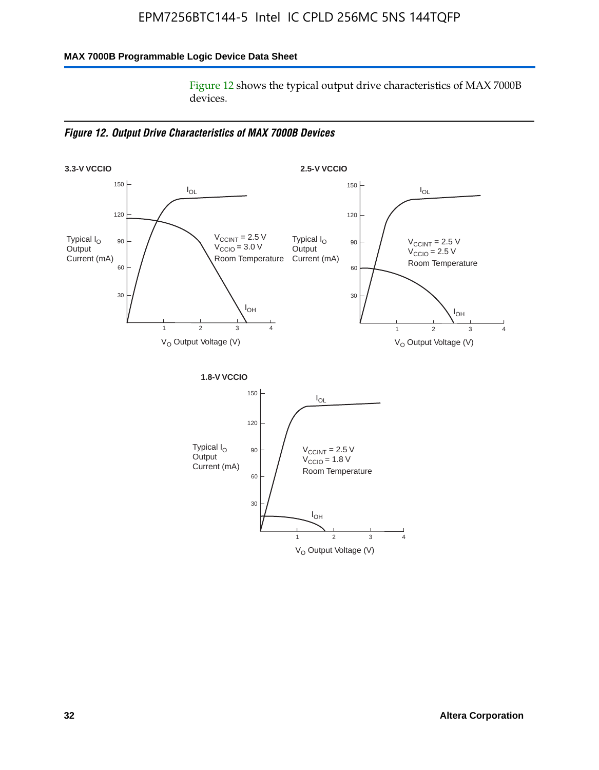Figure 12 shows the typical output drive characteristics of MAX 7000B devices.

***Figure 12. Output Drive Characteristics of MAX 7000B Devices***

**3.3-V VCCIO**

Typical $I_O$ Output Current (mA)

$I_{OL}$

$I_{OH}$

$V_{CCINT}$ = 2.5 V
$V_{CCIO}$ = 3.0 V
Room Temperature

$V_O$ Output Voltage (V)

**2.5-V VCCIO**

Typical $I_O$ Output Current (mA)

$I_{OL}$

$I_{OH}$

$V_{CCINT}$ = 2.5 V
$V_{CCIO}$ = 2.5 V
Room Temperature

$V_O$ Output Voltage (V)

**1.8-V VCCIO**

Typical $I_O$ Output Current (mA)

$I_{OL}$

$I_{OH}$

$V_{CCINT}$ = 2.5 V
$V_{CCIO}$ = 1.8 V
Room Temperature

$V_O$ Output Voltage (V)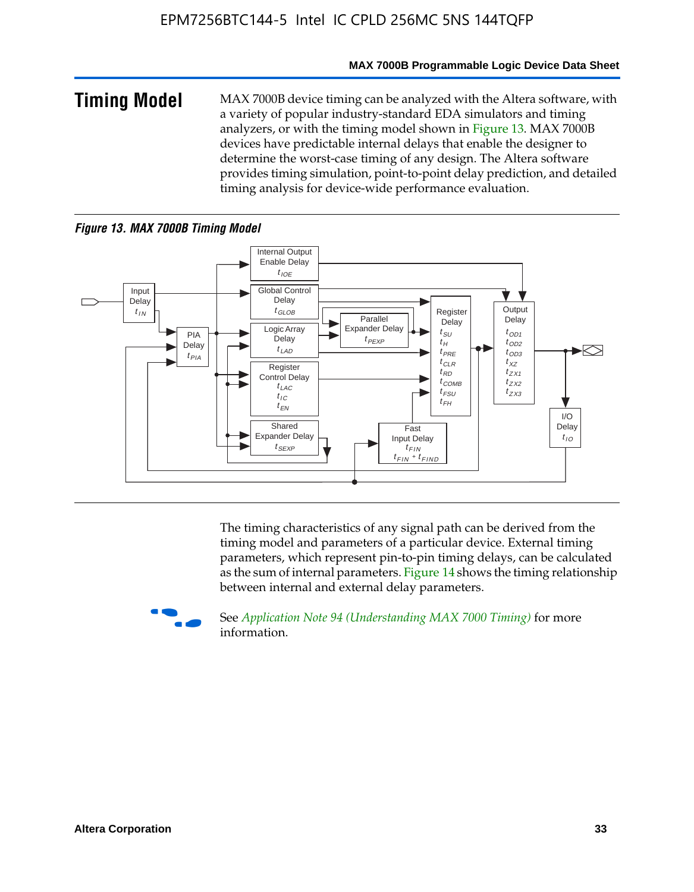## Timing Model

MAX 7000B device timing can be analyzed with the Altera software, with a variety of popular industry-standard EDA simulators and timing analyzers, or with the timing model shown in Figure 13. MAX 7000B devices have predictable internal delays that enable the designer to determine the worst-case timing of any design. The Altera software provides timing simulation, point-to-point delay prediction, and detailed timing analysis for device-wide performance evaluation.

*Figure 13. MAX 7000B Timing Model*

The timing characteristics of any signal path can be derived from the timing model and parameters of a particular device. External timing parameters, which represent pin-to-pin timing delays, can be calculated as the sum of internal parameters. Figure 14 shows the timing relationship between internal and external delay parameters.

See *Application Note 94 (Understanding MAX 7000 Timing)* for more information.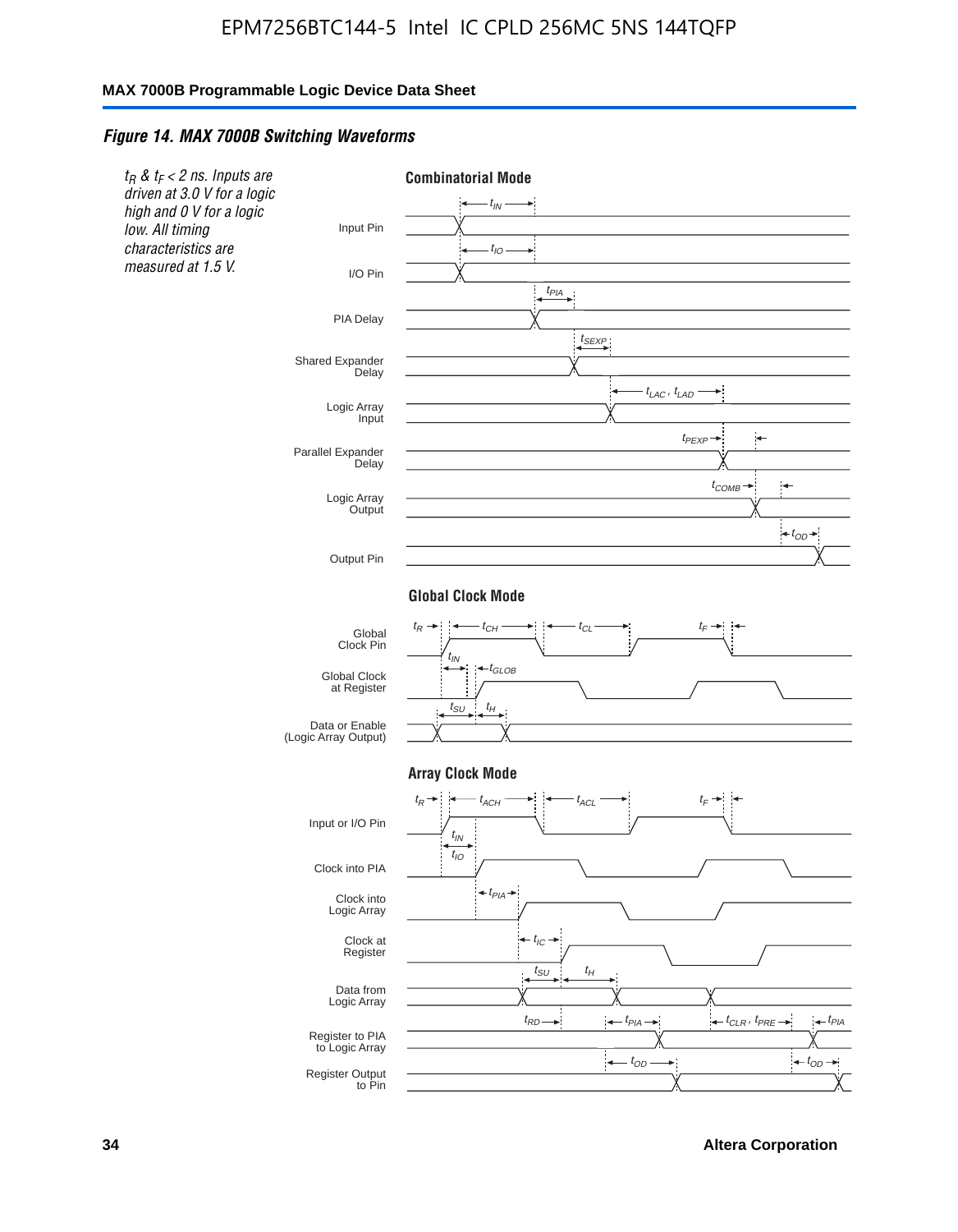### *Figure 14. MAX 7000B Switching Waveforms*

*$t_R$ & $t_F$ < 2 ns. Inputs are driven at 3.0 V for a logic high and 0 V for a logic low. All timing characteristics are measured at 1.5 V.*

**Combinatorial Mode**

Input Pin — $t_{IN}$

I/O Pin — $t_{IO}$

PIA Delay — $t_{PIA}$

Shared Expander Delay — $t_{SEXP}$

Logic Array Input — $t_{LAC}$, $t_{LAD}$

Parallel Expander Delay — $t_{PEXP}$

Logic Array Output — $t_{COMB}$

Output Pin — $t_{OD}$

**Global Clock Mode**

Global Clock Pin — $t_R$, $t_{CH}$, $t_{CL}$, $t_F$

Global Clock at Register — $t_{IN}$, $t_{GLOB}$

Data or Enable (Logic Array Output) — $t_{SU}$, $t_H$

**Array Clock Mode**

Input or I/O Pin — $t_R$, $t_{ACH}$, $t_{ACL}$, $t_F$

Clock into PIA — $t_{IN}$, $t_{IO}$

Clock into Logic Array — $t_{PIA}$

Clock at Register — $t_{IC}$

Data from Logic Array — $t_{SU}$, $t_H$

Register to PIA to Logic Array — $t_{RD}$, $t_{PIA}$, $t_{CLR}$, $t_{PRE}$, $t_{PIA}$

Register Output to Pin — $t_{OD}$, $t_{OD}$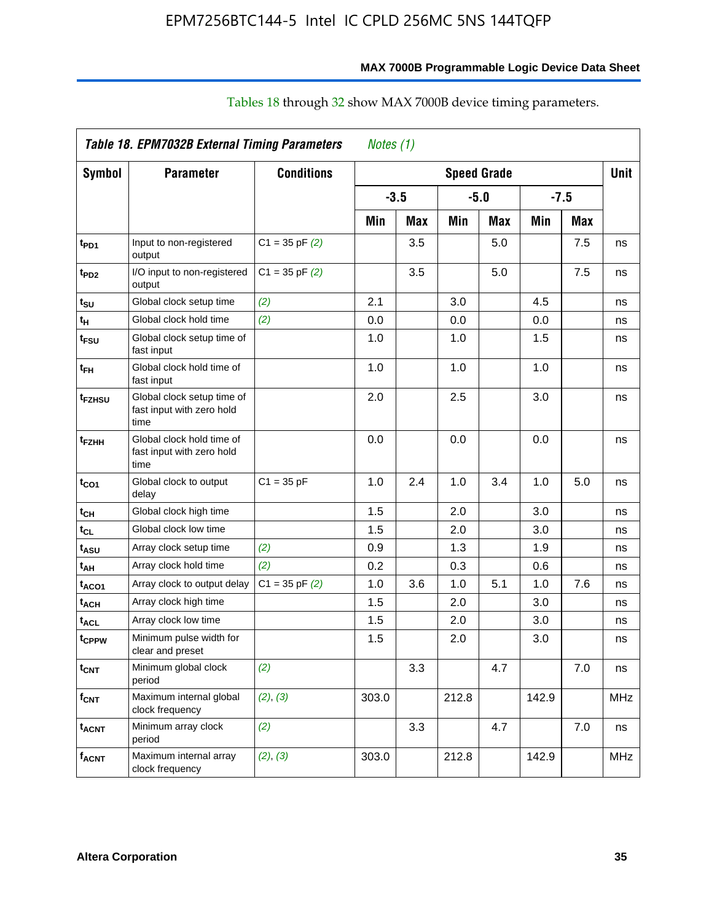Tables 18 through 32 show MAX 7000B device timing parameters.

**Table 18. EPM7032B External Timing Parameters** *Notes (1)*

| Symbol | Parameter | Conditions | Speed Grade | | | | | | Unit |
|---|---|---|---|---|---|---|---|---|---|
| | | | -3.5 | | -5.0 | | -7.5 | | |
| | | | Min | Max | Min | Max | Min | Max | |
| $t_{PD1}$ | Input to non-registered output | C1 = 35 pF *(2)* | | 3.5 | | 5.0 | | 7.5 | ns |
| $t_{PD2}$ | I/O input to non-registered output | C1 = 35 pF *(2)* | | 3.5 | | 5.0 | | 7.5 | ns |
| $t_{SU}$ | Global clock setup time | *(2)* | 2.1 | | 3.0 | | 4.5 | | ns |
| $t_H$ | Global clock hold time | *(2)* | 0.0 | | 0.0 | | 0.0 | | ns |
| $t_{FSU}$ | Global clock setup time of fast input | | 1.0 | | 1.0 | | 1.5 | | ns |
| $t_{FH}$ | Global clock hold time of fast input | | 1.0 | | 1.0 | | 1.0 | | ns |
| $t_{FZHSU}$ | Global clock setup time of fast input with zero hold time | | 2.0 | | 2.5 | | 3.0 | | ns |
| $t_{FZHH}$ | Global clock hold time of fast input with zero hold time | | 0.0 | | 0.0 | | 0.0 | | ns |
| $t_{CO1}$ | Global clock to output delay | C1 = 35 pF | 1.0 | 2.4 | 1.0 | 3.4 | 1.0 | 5.0 | ns |
| $t_{CH}$ | Global clock high time | | 1.5 | | 2.0 | | 3.0 | | ns |
| $t_{CL}$ | Global clock low time | | 1.5 | | 2.0 | | 3.0 | | ns |
| $t_{ASU}$ | Array clock setup time | *(2)* | 0.9 | | 1.3 | | 1.9 | | ns |
| $t_{AH}$ | Array clock hold time | *(2)* | 0.2 | | 0.3 | | 0.6 | | ns |
| $t_{ACO1}$ | Array clock to output delay | C1 = 35 pF *(2)* | 1.0 | 3.6 | 1.0 | 5.1 | 1.0 | 7.6 | ns |
| $t_{ACH}$ | Array clock high time | | 1.5 | | 2.0 | | 3.0 | | ns |
| $t_{ACL}$ | Array clock low time | | 1.5 | | 2.0 | | 3.0 | | ns |
| $t_{CPPW}$ | Minimum pulse width for clear and preset | | 1.5 | | 2.0 | | 3.0 | | ns |
| $t_{CNT}$ | Minimum global clock period | *(2)* | | 3.3 | | 4.7 | | 7.0 | ns |
| $f_{CNT}$ | Maximum internal global clock frequency | *(2)*, *(3)* | 303.0 | | 212.8 | | 142.9 | | MHz |
| $t_{ACNT}$ | Minimum array clock period | *(2)* | | 3.3 | | 4.7 | | 7.0 | ns |
| $f_{ACNT}$ | Maximum internal array clock frequency | *(2)*, *(3)* | 303.0 | | 212.8 | | 142.9 | | MHz |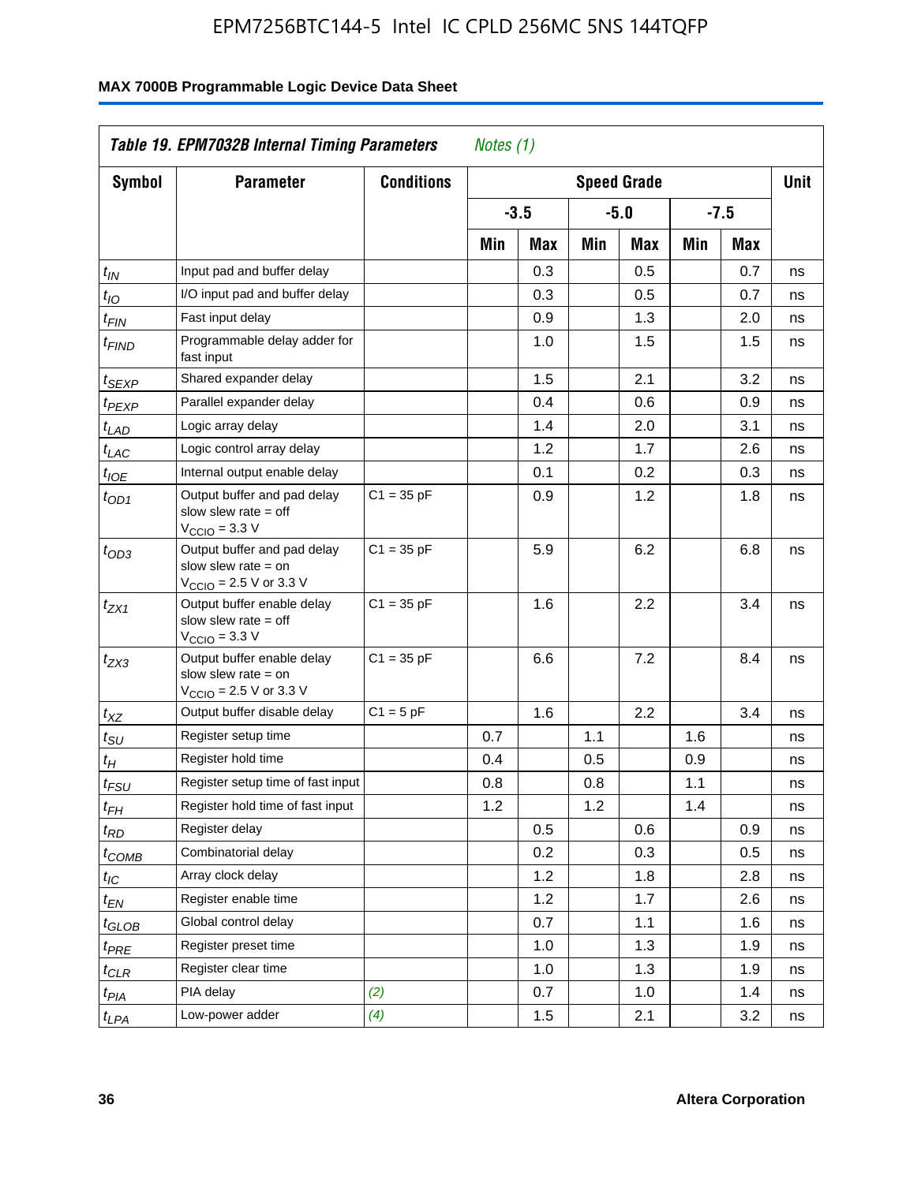**Table 19. EPM7032B Internal Timing Parameters** *Notes (1)*

| Symbol | Parameter | Conditions | Speed Grade | | | | | | Unit |
|---|---|---|---|---|---|---|---|---|---|
| | | | -3.5 | | -5.0 | | -7.5 | | |
| | | | Min | Max | Min | Max | Min | Max | |
| $t_{IN}$ | Input pad and buffer delay | | | 0.3 | | 0.5 | | 0.7 | ns |
| $t_{IO}$ | I/O input pad and buffer delay | | | 0.3 | | 0.5 | | 0.7 | ns |
| $t_{FIN}$ | Fast input delay | | | 0.9 | | 1.3 | | 2.0 | ns |
| $t_{FIND}$ | Programmable delay adder for fast input | | | 1.0 | | 1.5 | | 1.5 | ns |
| $t_{SEXP}$ | Shared expander delay | | | 1.5 | | 2.1 | | 3.2 | ns |
| $t_{PEXP}$ | Parallel expander delay | | | 0.4 | | 0.6 | | 0.9 | ns |
| $t_{LAD}$ | Logic array delay | | | 1.4 | | 2.0 | | 3.1 | ns |
| $t_{LAC}$ | Logic control array delay | | | 1.2 | | 1.7 | | 2.6 | ns |
| $t_{IOE}$ | Internal output enable delay | | | 0.1 | | 0.2 | | 0.3 | ns |
| $t_{OD1}$ | Output buffer and pad delay slow slew rate = off $V_{CCIO}$ = 3.3 V | C1 = 35 pF | | 0.9 | | 1.2 | | 1.8 | ns |
| $t_{OD3}$ | Output buffer and pad delay slow slew rate = on $V_{CCIO}$ = 2.5 V or 3.3 V | C1 = 35 pF | | 5.9 | | 6.2 | | 6.8 | ns |
| $t_{ZX1}$ | Output buffer enable delay slow slew rate = off $V_{CCIO}$ = 3.3 V | C1 = 35 pF | | 1.6 | | 2.2 | | 3.4 | ns |
| $t_{ZX3}$ | Output buffer enable delay slow slew rate = on $V_{CCIO}$ = 2.5 V or 3.3 V | C1 = 35 pF | | 6.6 | | 7.2 | | 8.4 | ns |
| $t_{XZ}$ | Output buffer disable delay | C1 = 5 pF | | 1.6 | | 2.2 | | 3.4 | ns |
| $t_{SU}$ | Register setup time | | 0.7 | | 1.1 | | 1.6 | | ns |
| $t_{H}$ | Register hold time | | 0.4 | | 0.5 | | 0.9 | | ns |
| $t_{FSU}$ | Register setup time of fast input | | 0.8 | | 0.8 | | 1.1 | | ns |
| $t_{FH}$ | Register hold time of fast input | | 1.2 | | 1.2 | | 1.4 | | ns |
| $t_{RD}$ | Register delay | | | 0.5 | | 0.6 | | 0.9 | ns |
| $t_{COMB}$ | Combinatorial delay | | | 0.2 | | 0.3 | | 0.5 | ns |
| $t_{IC}$ | Array clock delay | | | 1.2 | | 1.8 | | 2.8 | ns |
| $t_{EN}$ | Register enable time | | | 1.2 | | 1.7 | | 2.6 | ns |
| $t_{GLOB}$ | Global control delay | | | 0.7 | | 1.1 | | 1.6 | ns |
| $t_{PRE}$ | Register preset time | | | 1.0 | | 1.3 | | 1.9 | ns |
| $t_{CLR}$ | Register clear time | | | 1.0 | | 1.3 | | 1.9 | ns |
| $t_{PIA}$ | PIA delay | *(2)* | | 0.7 | | 1.0 | | 1.4 | ns |
| $t_{LPA}$ | Low-power adder | *(4)* | | 1.5 | | 2.1 | | 3.2 | ns |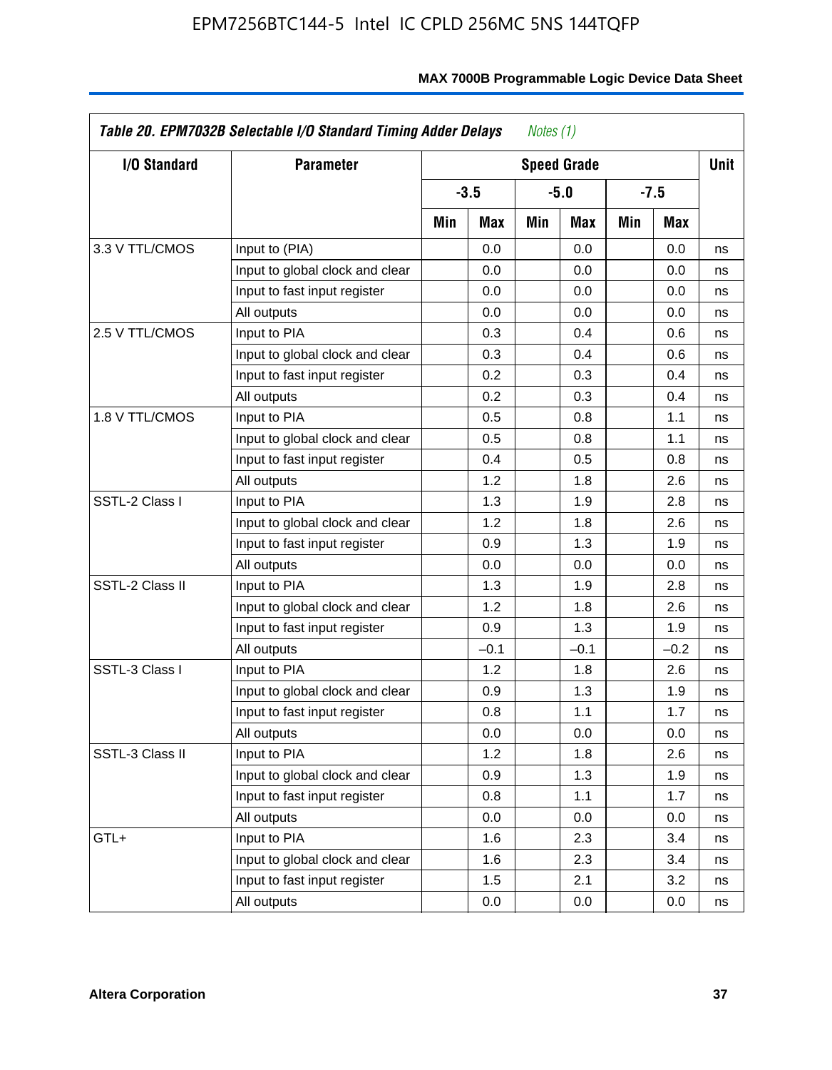**Table 20. EPM7032B Selectable I/O Standard Timing Adder Delays** *Notes (1)*

| I/O Standard | Parameter | Speed Grade | | | | | | Unit |
|---|---|---|---|---|---|---|---|---|
| | | -3.5 | | -5.0 | | -7.5 | | |
| | | Min | Max | Min | Max | Min | Max | |
| 3.3 V TTL/CMOS | Input to (PIA) | | 0.0 | | 0.0 | | 0.0 | ns |
| | Input to global clock and clear | | 0.0 | | 0.0 | | 0.0 | ns |
| | Input to fast input register | | 0.0 | | 0.0 | | 0.0 | ns |
| | All outputs | | 0.0 | | 0.0 | | 0.0 | ns |
| 2.5 V TTL/CMOS | Input to PIA | | 0.3 | | 0.4 | | 0.6 | ns |
| | Input to global clock and clear | | 0.3 | | 0.4 | | 0.6 | ns |
| | Input to fast input register | | 0.2 | | 0.3 | | 0.4 | ns |
| | All outputs | | 0.2 | | 0.3 | | 0.4 | ns |
| 1.8 V TTL/CMOS | Input to PIA | | 0.5 | | 0.8 | | 1.1 | ns |
| | Input to global clock and clear | | 0.5 | | 0.8 | | 1.1 | ns |
| | Input to fast input register | | 0.4 | | 0.5 | | 0.8 | ns |
| | All outputs | | 1.2 | | 1.8 | | 2.6 | ns |
| SSTL-2 Class I | Input to PIA | | 1.3 | | 1.9 | | 2.8 | ns |
| | Input to global clock and clear | | 1.2 | | 1.8 | | 2.6 | ns |
| | Input to fast input register | | 0.9 | | 1.3 | | 1.9 | ns |
| | All outputs | | 0.0 | | 0.0 | | 0.0 | ns |
| SSTL-2 Class II | Input to PIA | | 1.3 | | 1.9 | | 2.8 | ns |
| | Input to global clock and clear | | 1.2 | | 1.8 | | 2.6 | ns |
| | Input to fast input register | | 0.9 | | 1.3 | | 1.9 | ns |
| | All outputs | | –0.1 | | –0.1 | | –0.2 | ns |
| SSTL-3 Class I | Input to PIA | | 1.2 | | 1.8 | | 2.6 | ns |
| | Input to global clock and clear | | 0.9 | | 1.3 | | 1.9 | ns |
| | Input to fast input register | | 0.8 | | 1.1 | | 1.7 | ns |
| | All outputs | | 0.0 | | 0.0 | | 0.0 | ns |
| SSTL-3 Class II | Input to PIA | | 1.2 | | 1.8 | | 2.6 | ns |
| | Input to global clock and clear | | 0.9 | | 1.3 | | 1.9 | ns |
| | Input to fast input register | | 0.8 | | 1.1 | | 1.7 | ns |
| | All outputs | | 0.0 | | 0.0 | | 0.0 | ns |
| GTL+ | Input to PIA | | 1.6 | | 2.3 | | 3.4 | ns |
| | Input to global clock and clear | | 1.6 | | 2.3 | | 3.4 | ns |
| | Input to fast input register | | 1.5 | | 2.1 | | 3.2 | ns |
| | All outputs | | 0.0 | | 0.0 | | 0.0 | ns |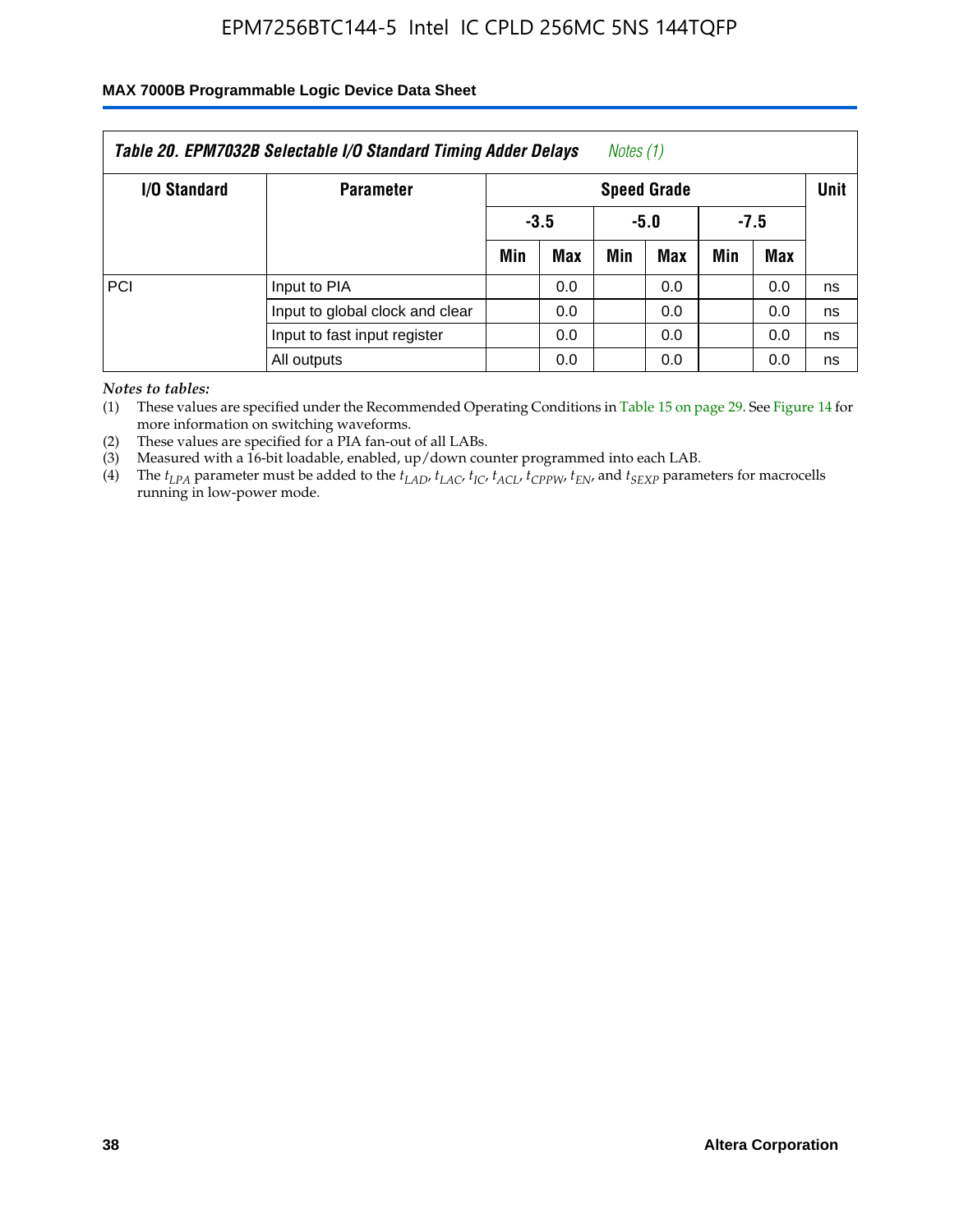| Table 20. EPM7032B Selectable I/O Standard Timing Adder Delays *Notes (1)* | | | | | | | | |
|---|---|---|---|---|---|---|---|---|
| I/O Standard | Parameter | Speed Grade | | | | | | Unit |
| | | -3.5 | | -5.0 | | -7.5 | | |
| | | Min | Max | Min | Max | Min | Max | |
| PCI | Input to PIA | | 0.0 | | 0.0 | | 0.0 | ns |
| | Input to global clock and clear | | 0.0 | | 0.0 | | 0.0 | ns |
| | Input to fast input register | | 0.0 | | 0.0 | | 0.0 | ns |
| | All outputs | | 0.0 | | 0.0 | | 0.0 | ns |

*Notes to tables:*

(1) These values are specified under the Recommended Operating Conditions in Table 15 on page 29. See Figure 14 for more information on switching waveforms.

(2) These values are specified for a PIA fan-out of all LABs.

(3) Measured with a 16-bit loadable, enabled, up/down counter programmed into each LAB.

(4) The $t_{LPA}$ parameter must be added to the $t_{LAD}$, $t_{LAC}$, $t_{IC}$, $t_{ACL}$, $t_{CPPW}$, $t_{EN}$, and $t_{SEXP}$ parameters for macrocells running in low-power mode.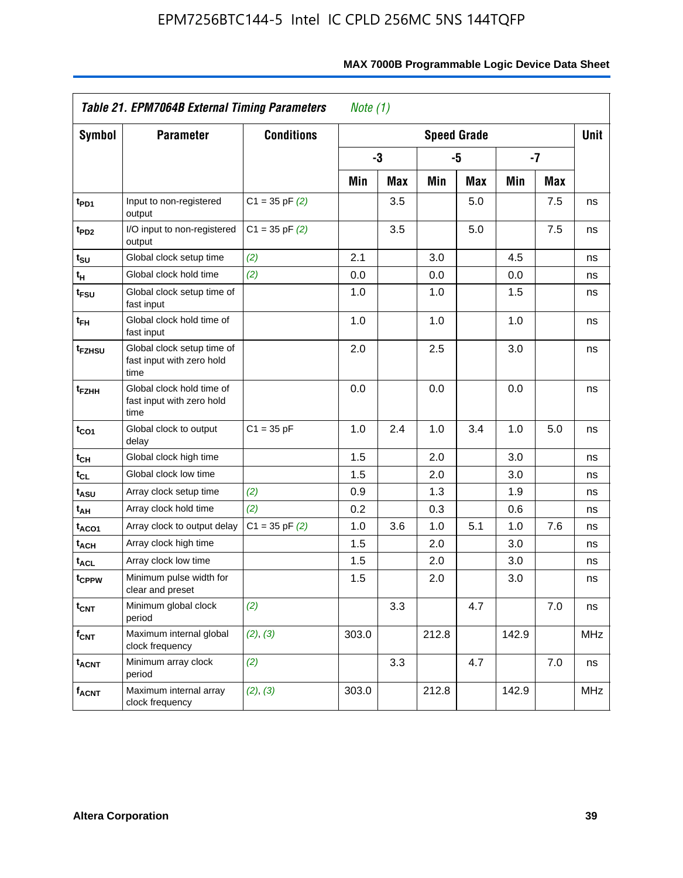**Table 21. EPM7064B External Timing Parameters** *Note (1)*

| Symbol | Parameter | Conditions | Speed Grade | | | | | | Unit |
|---|---|---|---|---|---|---|---|---|---|
| | | | -3 | | -5 | | -7 | | |
| | | | Min | Max | Min | Max | Min | Max | |
| $t_{PD1}$ | Input to non-registered output | C1 = 35 pF *(2)* | | 3.5 | | 5.0 | | 7.5 | ns |
| $t_{PD2}$ | I/O input to non-registered output | C1 = 35 pF *(2)* | | 3.5 | | 5.0 | | 7.5 | ns |
| $t_{SU}$ | Global clock setup time | *(2)* | 2.1 | | 3.0 | | 4.5 | | ns |
| $t_{H}$ | Global clock hold time | *(2)* | 0.0 | | 0.0 | | 0.0 | | ns |
| $t_{FSU}$ | Global clock setup time of fast input | | 1.0 | | 1.0 | | 1.5 | | ns |
| $t_{FH}$ | Global clock hold time of fast input | | 1.0 | | 1.0 | | 1.0 | | ns |
| $t_{FZHSU}$ | Global clock setup time of fast input with zero hold time | | 2.0 | | 2.5 | | 3.0 | | ns |
| $t_{FZHH}$ | Global clock hold time of fast input with zero hold time | | 0.0 | | 0.0 | | 0.0 | | ns |
| $t_{CO1}$ | Global clock to output delay | C1 = 35 pF | 1.0 | 2.4 | 1.0 | 3.4 | 1.0 | 5.0 | ns |
| $t_{CH}$ | Global clock high time | | 1.5 | | 2.0 | | 3.0 | | ns |
| $t_{CL}$ | Global clock low time | | 1.5 | | 2.0 | | 3.0 | | ns |
| $t_{ASU}$ | Array clock setup time | *(2)* | 0.9 | | 1.3 | | 1.9 | | ns |
| $t_{AH}$ | Array clock hold time | *(2)* | 0.2 | | 0.3 | | 0.6 | | ns |
| $t_{ACO1}$ | Array clock to output delay | C1 = 35 pF *(2)* | 1.0 | 3.6 | 1.0 | 5.1 | 1.0 | 7.6 | ns |
| $t_{ACH}$ | Array clock high time | | 1.5 | | 2.0 | | 3.0 | | ns |
| $t_{ACL}$ | Array clock low time | | 1.5 | | 2.0 | | 3.0 | | ns |
| $t_{CPPW}$ | Minimum pulse width for clear and preset | | 1.5 | | 2.0 | | 3.0 | | ns |
| $t_{CNT}$ | Minimum global clock period | *(2)* | | 3.3 | | 4.7 | | 7.0 | ns |
| $f_{CNT}$ | Maximum internal global clock frequency | *(2), (3)* | 303.0 | | 212.8 | | 142.9 | | MHz |
| $t_{ACNT}$ | Minimum array clock period | *(2)* | | 3.3 | | 4.7 | | 7.0 | ns |
| $f_{ACNT}$ | Maximum internal array clock frequency | *(2), (3)* | 303.0 | | 212.8 | | 142.9 | | MHz |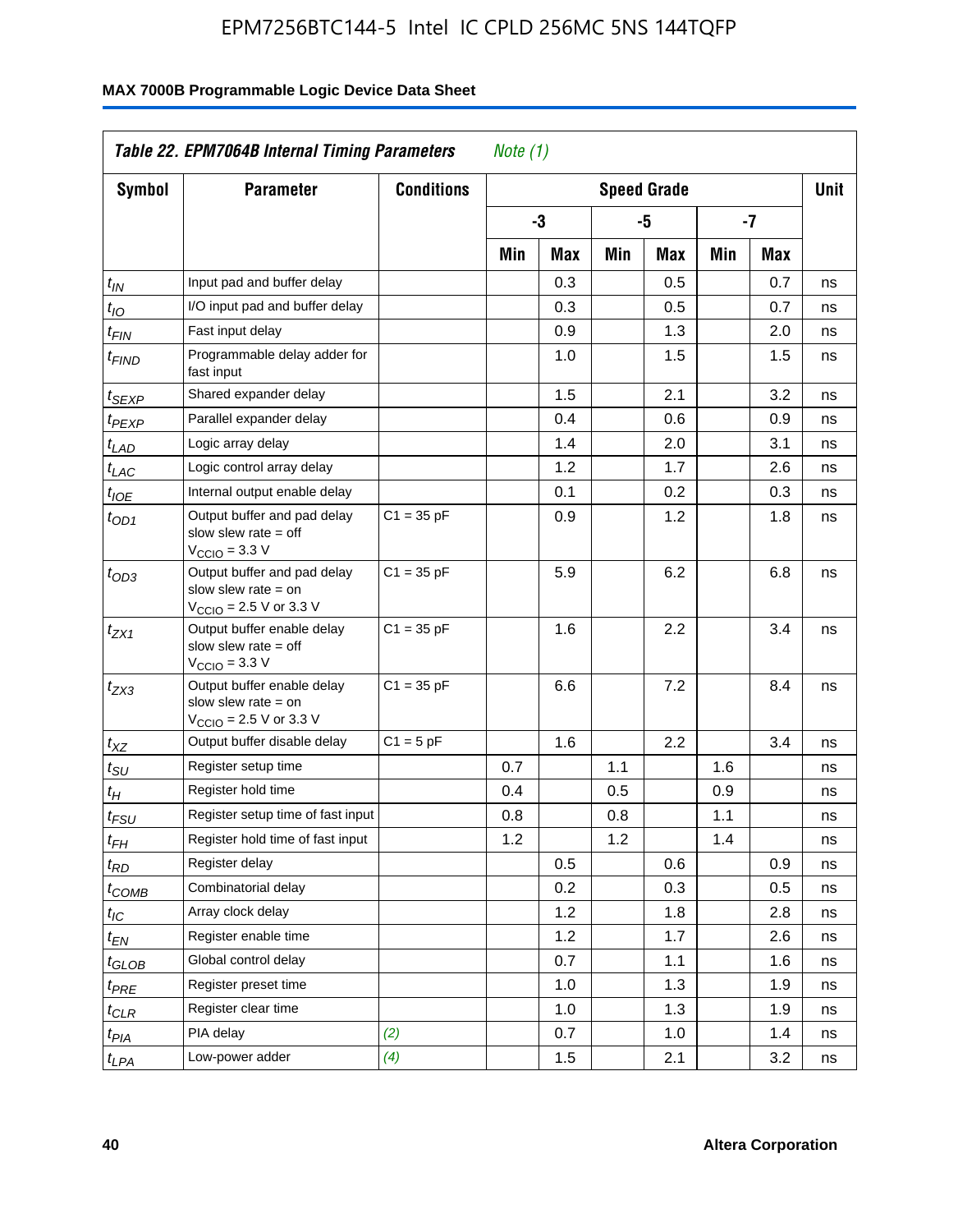**Table 22. EPM7064B Internal Timing Parameters** *Note (1)*

| Symbol | Parameter | Conditions | Speed Grade | | | | | | Unit |
|---|---|---|---|---|---|---|---|---|---|
| | | | -3 | | -5 | | -7 | | |
| | | | Min | Max | Min | Max | Min | Max | |
| $t_{IN}$ | Input pad and buffer delay | | | 0.3 | | 0.5 | | 0.7 | ns |
| $t_{IO}$ | I/O input pad and buffer delay | | | 0.3 | | 0.5 | | 0.7 | ns |
| $t_{FIN}$ | Fast input delay | | | 0.9 | | 1.3 | | 2.0 | ns |
| $t_{FIND}$ | Programmable delay adder for fast input | | | 1.0 | | 1.5 | | 1.5 | ns |
| $t_{SEXP}$ | Shared expander delay | | | 1.5 | | 2.1 | | 3.2 | ns |
| $t_{PEXP}$ | Parallel expander delay | | | 0.4 | | 0.6 | | 0.9 | ns |
| $t_{LAD}$ | Logic array delay | | | 1.4 | | 2.0 | | 3.1 | ns |
| $t_{LAC}$ | Logic control array delay | | | 1.2 | | 1.7 | | 2.6 | ns |
| $t_{IOE}$ | Internal output enable delay | | | 0.1 | | 0.2 | | 0.3 | ns |
| $t_{OD1}$ | Output buffer and pad delay slow slew rate = off $V_{CCIO}$ = 3.3 V | C1 = 35 pF | | 0.9 | | 1.2 | | 1.8 | ns |
| $t_{OD3}$ | Output buffer and pad delay slow slew rate = on $V_{CCIO}$ = 2.5 V or 3.3 V | C1 = 35 pF | | 5.9 | | 6.2 | | 6.8 | ns |
| $t_{ZX1}$ | Output buffer enable delay slow slew rate = off $V_{CCIO}$ = 3.3 V | C1 = 35 pF | | 1.6 | | 2.2 | | 3.4 | ns |
| $t_{ZX3}$ | Output buffer enable delay slow slew rate = on $V_{CCIO}$ = 2.5 V or 3.3 V | C1 = 35 pF | | 6.6 | | 7.2 | | 8.4 | ns |
| $t_{XZ}$ | Output buffer disable delay | C1 = 5 pF | | 1.6 | | 2.2 | | 3.4 | ns |
| $t_{SU}$ | Register setup time | | 0.7 | | 1.1 | | 1.6 | | ns |
| $t_{H}$ | Register hold time | | 0.4 | | 0.5 | | 0.9 | | ns |
| $t_{FSU}$ | Register setup time of fast input | | 0.8 | | 0.8 | | 1.1 | | ns |
| $t_{FH}$ | Register hold time of fast input | | 1.2 | | 1.2 | | 1.4 | | ns |
| $t_{RD}$ | Register delay | | | 0.5 | | 0.6 | | 0.9 | ns |
| $t_{COMB}$ | Combinatorial delay | | | 0.2 | | 0.3 | | 0.5 | ns |
| $t_{IC}$ | Array clock delay | | | 1.2 | | 1.8 | | 2.8 | ns |
| $t_{EN}$ | Register enable time | | | 1.2 | | 1.7 | | 2.6 | ns |
| $t_{GLOB}$ | Global control delay | | | 0.7 | | 1.1 | | 1.6 | ns |
| $t_{PRE}$ | Register preset time | | | 1.0 | | 1.3 | | 1.9 | ns |
| $t_{CLR}$ | Register clear time | | | 1.0 | | 1.3 | | 1.9 | ns |
| $t_{PIA}$ | PIA delay | *(2)* | | 0.7 | | 1.0 | | 1.4 | ns |
| $t_{LPA}$ | Low-power adder | *(4)* | | 1.5 | | 2.1 | | 3.2 | ns |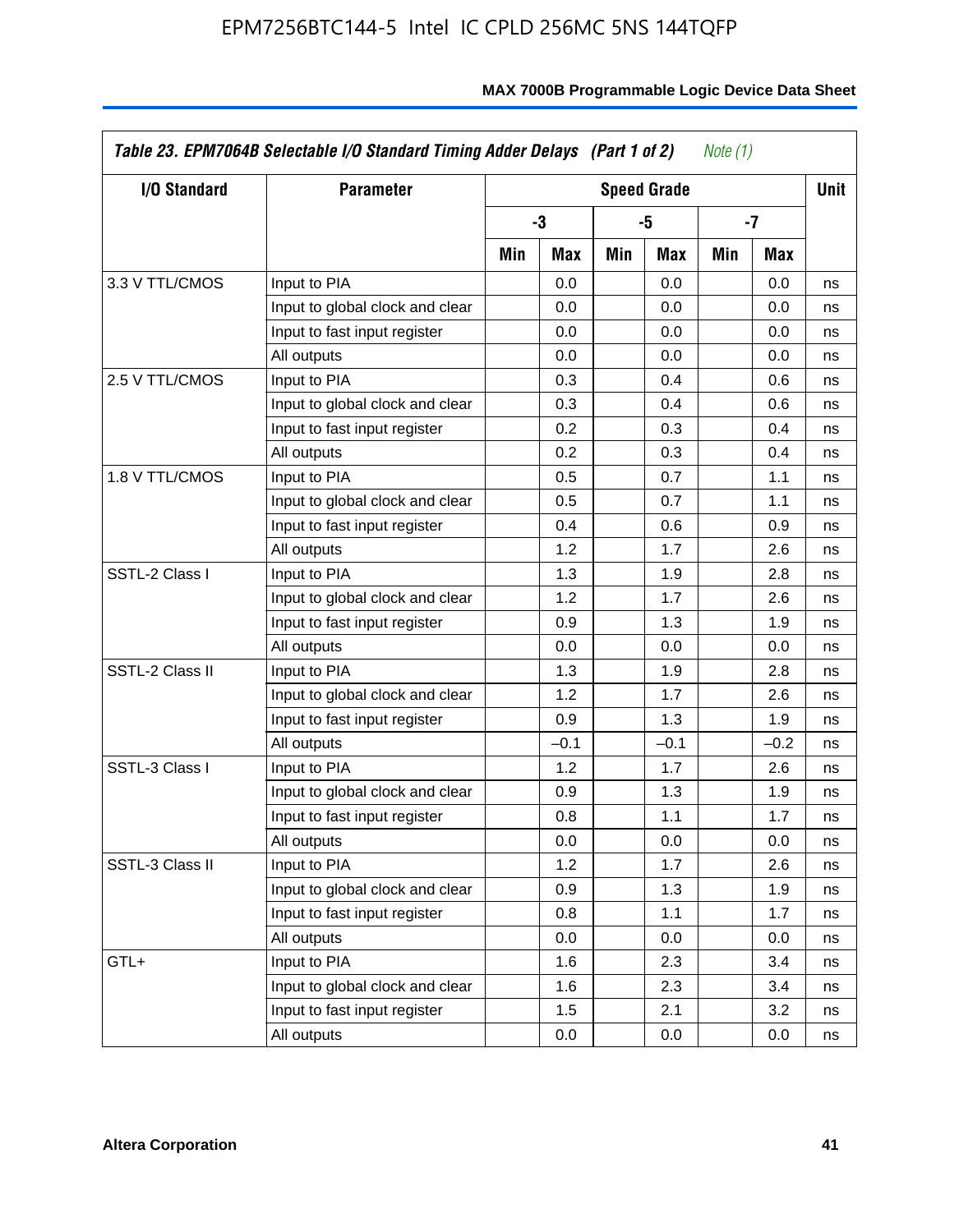**Table 23. EPM7064B Selectable I/O Standard Timing Adder Delays (Part 1 of 2)** *Note (1)*

| I/O Standard | Parameter | Speed Grade | | | | | | Unit |
|---|---|---|---|---|---|---|---|---|
| | | -3 | | -5 | | -7 | | |
| | | Min | Max | Min | Max | Min | Max | |
| 3.3 V TTL/CMOS | Input to PIA | | 0.0 | | 0.0 | | 0.0 | ns |
| | Input to global clock and clear | | 0.0 | | 0.0 | | 0.0 | ns |
| | Input to fast input register | | 0.0 | | 0.0 | | 0.0 | ns |
| | All outputs | | 0.0 | | 0.0 | | 0.0 | ns |
| 2.5 V TTL/CMOS | Input to PIA | | 0.3 | | 0.4 | | 0.6 | ns |
| | Input to global clock and clear | | 0.3 | | 0.4 | | 0.6 | ns |
| | Input to fast input register | | 0.2 | | 0.3 | | 0.4 | ns |
| | All outputs | | 0.2 | | 0.3 | | 0.4 | ns |
| 1.8 V TTL/CMOS | Input to PIA | | 0.5 | | 0.7 | | 1.1 | ns |
| | Input to global clock and clear | | 0.5 | | 0.7 | | 1.1 | ns |
| | Input to fast input register | | 0.4 | | 0.6 | | 0.9 | ns |
| | All outputs | | 1.2 | | 1.7 | | 2.6 | ns |
| SSTL-2 Class I | Input to PIA | | 1.3 | | 1.9 | | 2.8 | ns |
| | Input to global clock and clear | | 1.2 | | 1.7 | | 2.6 | ns |
| | Input to fast input register | | 0.9 | | 1.3 | | 1.9 | ns |
| | All outputs | | 0.0 | | 0.0 | | 0.0 | ns |
| SSTL-2 Class II | Input to PIA | | 1.3 | | 1.9 | | 2.8 | ns |
| | Input to global clock and clear | | 1.2 | | 1.7 | | 2.6 | ns |
| | Input to fast input register | | 0.9 | | 1.3 | | 1.9 | ns |
| | All outputs | | –0.1 | | –0.1 | | –0.2 | ns |
| SSTL-3 Class I | Input to PIA | | 1.2 | | 1.7 | | 2.6 | ns |
| | Input to global clock and clear | | 0.9 | | 1.3 | | 1.9 | ns |
| | Input to fast input register | | 0.8 | | 1.1 | | 1.7 | ns |
| | All outputs | | 0.0 | | 0.0 | | 0.0 | ns |
| SSTL-3 Class II | Input to PIA | | 1.2 | | 1.7 | | 2.6 | ns |
| | Input to global clock and clear | | 0.9 | | 1.3 | | 1.9 | ns |
| | Input to fast input register | | 0.8 | | 1.1 | | 1.7 | ns |
| | All outputs | | 0.0 | | 0.0 | | 0.0 | ns |
| GTL+ | Input to PIA | | 1.6 | | 2.3 | | 3.4 | ns |
| | Input to global clock and clear | | 1.6 | | 2.3 | | 3.4 | ns |
| | Input to fast input register | | 1.5 | | 2.1 | | 3.2 | ns |
| | All outputs | | 0.0 | | 0.0 | | 0.0 | ns |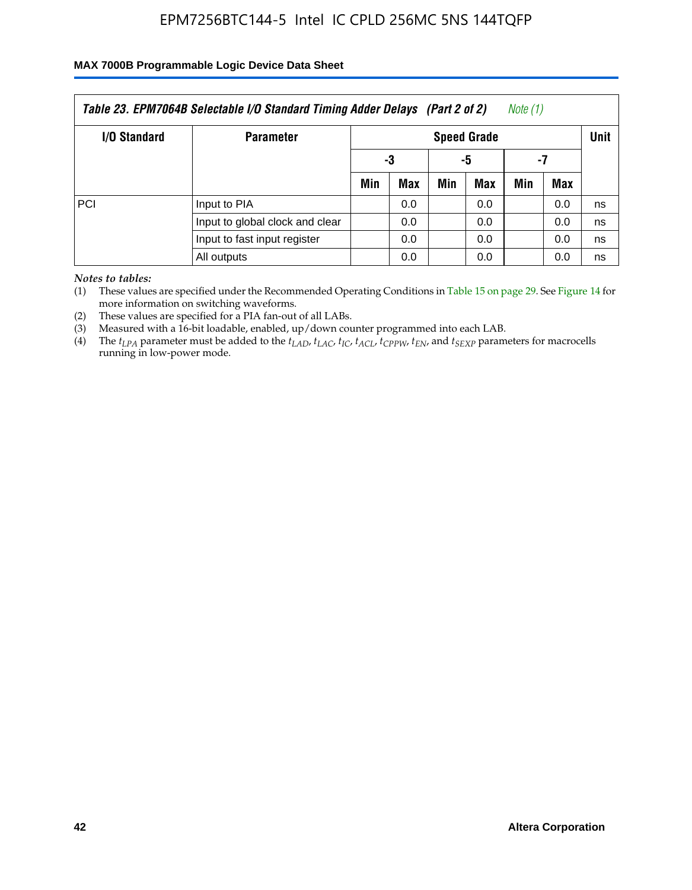**Table 23. EPM7064B Selectable I/O Standard Timing Adder Delays (Part 2 of 2)** *Note (1)*

| I/O Standard | Parameter | Speed Grade | | | | | | Unit |
|---|---|---|---|---|---|---|---|---|
| | | -3 | | -5 | | -7 | | |
| | | Min | Max | Min | Max | Min | Max | |
| PCI | Input to PIA | | 0.0 | | 0.0 | | 0.0 | ns |
| | Input to global clock and clear | | 0.0 | | 0.0 | | 0.0 | ns |
| | Input to fast input register | | 0.0 | | 0.0 | | 0.0 | ns |
| | All outputs | | 0.0 | | 0.0 | | 0.0 | ns |

*Notes to tables:*

(1) These values are specified under the Recommended Operating Conditions in Table 15 on page 29. See Figure 14 for more information on switching waveforms.

(2) These values are specified for a PIA fan-out of all LABs.

(3) Measured with a 16-bit loadable, enabled, up/down counter programmed into each LAB.

(4) The $t_{LPA}$ parameter must be added to the $t_{LAD}$, $t_{LAC}$, $t_{IC}$, $t_{ACL}$, $t_{CPPW}$, $t_{EN}$, and $t_{SEXP}$ parameters for macrocells running in low-power mode.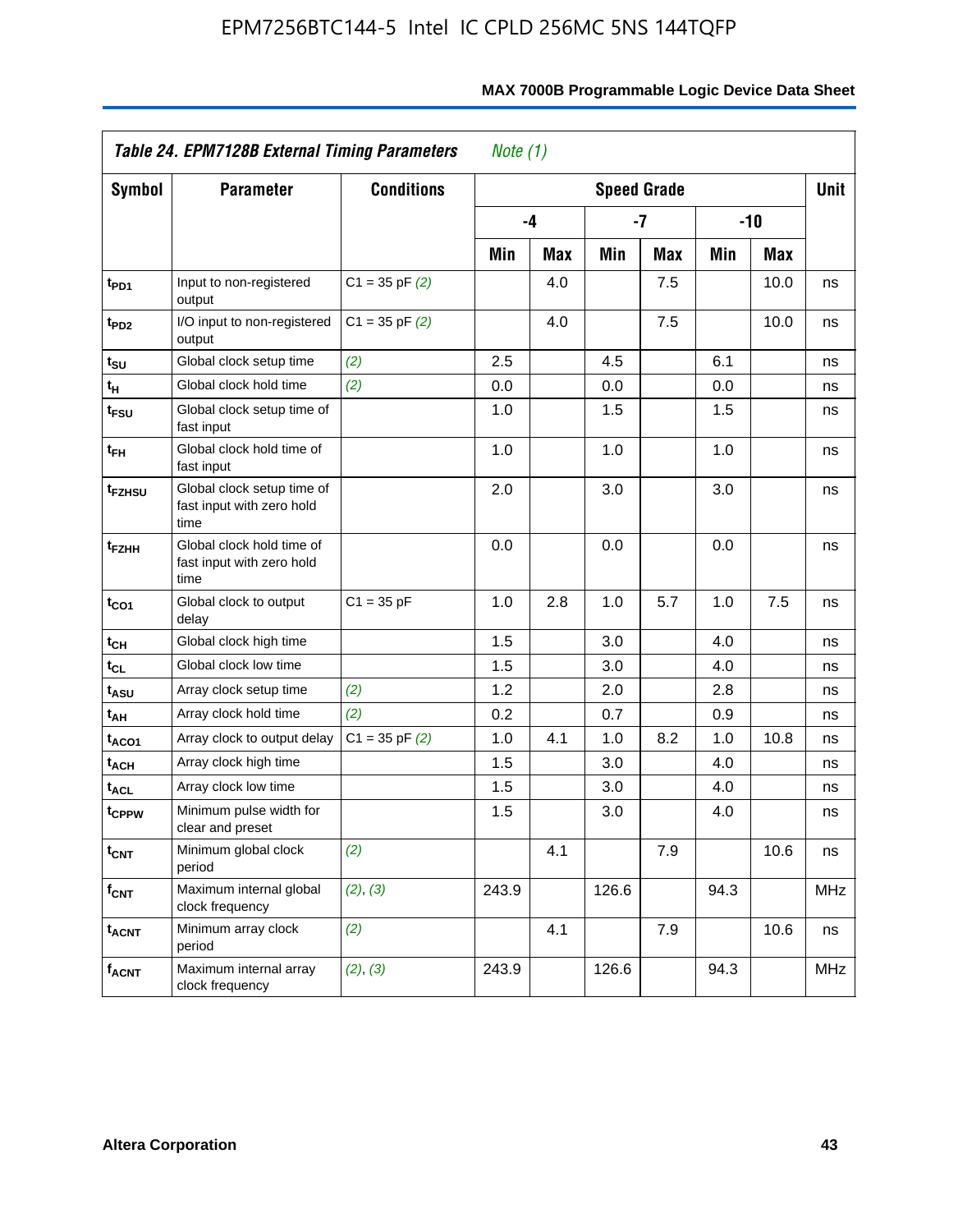**Table 24. EPM7128B External Timing Parameters** *Note (1)*

| Symbol | Parameter | Conditions | Speed Grade | | | | | | Unit |
|---|---|---|---|---|---|---|---|---|---|
| | | | -4 | | -7 | | -10 | | |
| | | | Min | Max | Min | Max | Min | Max | |
| $t_{PD1}$ | Input to non-registered output | C1 = 35 pF *(2)* | | 4.0 | | 7.5 | | 10.0 | ns |
| $t_{PD2}$ | I/O input to non-registered output | C1 = 35 pF *(2)* | | 4.0 | | 7.5 | | 10.0 | ns |
| $t_{SU}$ | Global clock setup time | *(2)* | 2.5 | | 4.5 | | 6.1 | | ns |
| $t_{H}$ | Global clock hold time | *(2)* | 0.0 | | 0.0 | | 0.0 | | ns |
| $t_{FSU}$ | Global clock setup time of fast input | | 1.0 | | 1.5 | | 1.5 | | ns |
| $t_{FH}$ | Global clock hold time of fast input | | 1.0 | | 1.0 | | 1.0 | | ns |
| $t_{FZHSU}$ | Global clock setup time of fast input with zero hold time | | 2.0 | | 3.0 | | 3.0 | | ns |
| $t_{FZHH}$ | Global clock hold time of fast input with zero hold time | | 0.0 | | 0.0 | | 0.0 | | ns |
| $t_{CO1}$ | Global clock to output delay | C1 = 35 pF | 1.0 | 2.8 | 1.0 | 5.7 | 1.0 | 7.5 | ns |
| $t_{CH}$ | Global clock high time | | 1.5 | | 3.0 | | 4.0 | | ns |
| $t_{CL}$ | Global clock low time | | 1.5 | | 3.0 | | 4.0 | | ns |
| $t_{ASU}$ | Array clock setup time | *(2)* | 1.2 | | 2.0 | | 2.8 | | ns |
| $t_{AH}$ | Array clock hold time | *(2)* | 0.2 | | 0.7 | | 0.9 | | ns |
| $t_{ACO1}$ | Array clock to output delay | C1 = 35 pF *(2)* | 1.0 | 4.1 | 1.0 | 8.2 | 1.0 | 10.8 | ns |
| $t_{ACH}$ | Array clock high time | | 1.5 | | 3.0 | | 4.0 | | ns |
| $t_{ACL}$ | Array clock low time | | 1.5 | | 3.0 | | 4.0 | | ns |
| $t_{CPPW}$ | Minimum pulse width for clear and preset | | 1.5 | | 3.0 | | 4.0 | | ns |
| $t_{CNT}$ | Minimum global clock period | *(2)* | | 4.1 | | 7.9 | | 10.6 | ns |
| $f_{CNT}$ | Maximum internal global clock frequency | *(2)*, *(3)* | 243.9 | | 126.6 | | 94.3 | | MHz |
| $t_{ACNT}$ | Minimum array clock period | *(2)* | | 4.1 | | 7.9 | | 10.6 | ns |
| $f_{ACNT}$ | Maximum internal array clock frequency | *(2)*, *(3)* | 243.9 | | 126.6 | | 94.3 | | MHz |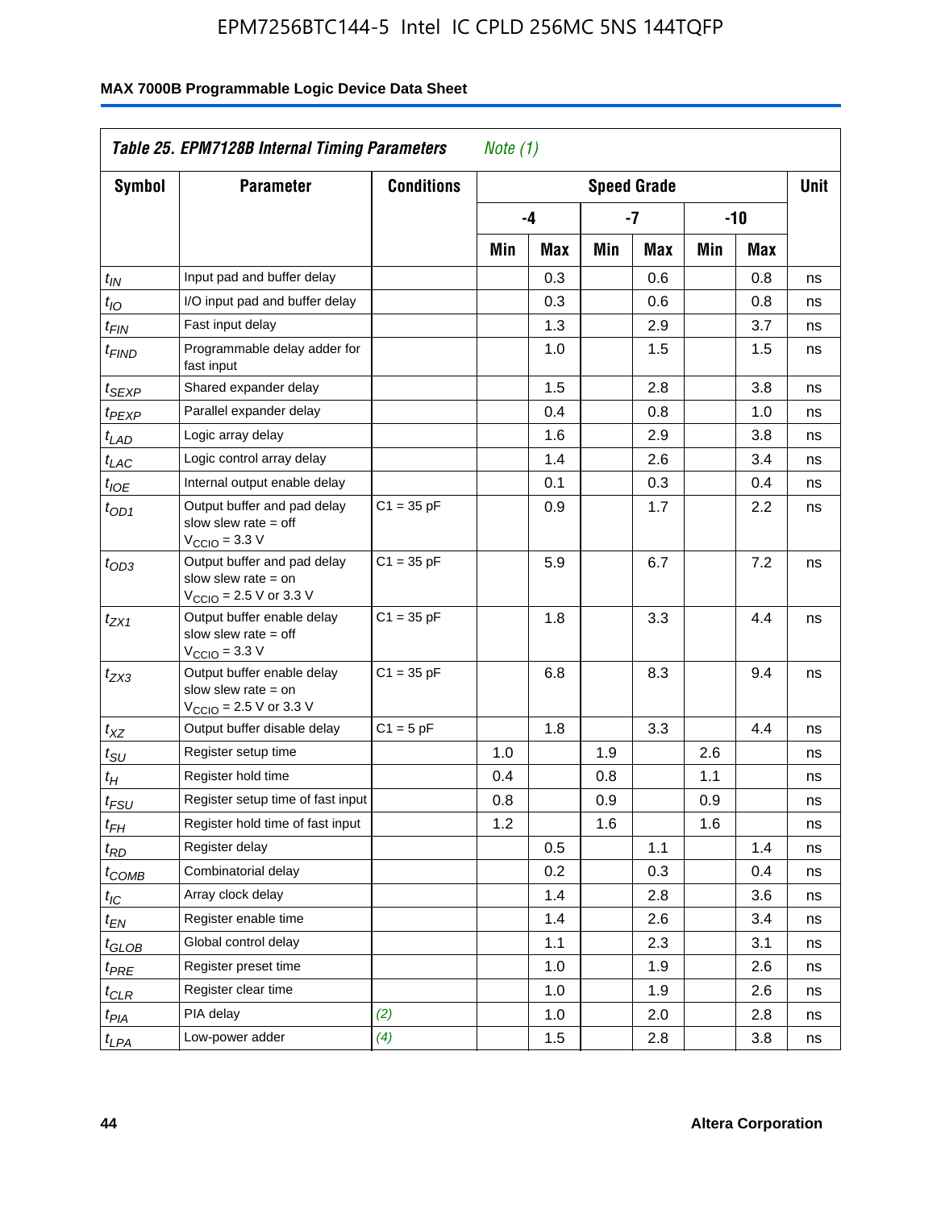**Table 25. EPM7128B Internal Timing Parameters** *Note (1)*

| Symbol | Parameter | Conditions | Speed Grade | | | | | | Unit |
|---|---|---|---|---|---|---|---|---|---|
| | | | -4 | | -7 | | -10 | | |
| | | | Min | Max | Min | Max | Min | Max | |
| $t_{IN}$ | Input pad and buffer delay | | | 0.3 | | 0.6 | | 0.8 | ns |
| $t_{IO}$ | I/O input pad and buffer delay | | | 0.3 | | 0.6 | | 0.8 | ns |
| $t_{FIN}$ | Fast input delay | | | 1.3 | | 2.9 | | 3.7 | ns |
| $t_{FIND}$ | Programmable delay adder for fast input | | | 1.0 | | 1.5 | | 1.5 | ns |
| $t_{SEXP}$ | Shared expander delay | | | 1.5 | | 2.8 | | 3.8 | ns |
| $t_{PEXP}$ | Parallel expander delay | | | 0.4 | | 0.8 | | 1.0 | ns |
| $t_{LAD}$ | Logic array delay | | | 1.6 | | 2.9 | | 3.8 | ns |
| $t_{LAC}$ | Logic control array delay | | | 1.4 | | 2.6 | | 3.4 | ns |
| $t_{IOE}$ | Internal output enable delay | | | 0.1 | | 0.3 | | 0.4 | ns |
| $t_{OD1}$ | Output buffer and pad delay slow slew rate = off $V_{CCIO}$ = 3.3 V | C1 = 35 pF | | 0.9 | | 1.7 | | 2.2 | ns |
| $t_{OD3}$ | Output buffer and pad delay slow slew rate = on $V_{CCIO}$ = 2.5 V or 3.3 V | C1 = 35 pF | | 5.9 | | 6.7 | | 7.2 | ns |
| $t_{ZX1}$ | Output buffer enable delay slow slew rate = off $V_{CCIO}$ = 3.3 V | C1 = 35 pF | | 1.8 | | 3.3 | | 4.4 | ns |
| $t_{ZX3}$ | Output buffer enable delay slow slew rate = on $V_{CCIO}$ = 2.5 V or 3.3 V | C1 = 35 pF | | 6.8 | | 8.3 | | 9.4 | ns |
| $t_{XZ}$ | Output buffer disable delay | C1 = 5 pF | | 1.8 | | 3.3 | | 4.4 | ns |
| $t_{SU}$ | Register setup time | | 1.0 | | 1.9 | | 2.6 | | ns |
| $t_{H}$ | Register hold time | | 0.4 | | 0.8 | | 1.1 | | ns |
| $t_{FSU}$ | Register setup time of fast input | | 0.8 | | 0.9 | | 0.9 | | ns |
| $t_{FH}$ | Register hold time of fast input | | 1.2 | | 1.6 | | 1.6 | | ns |
| $t_{RD}$ | Register delay | | | 0.5 | | 1.1 | | 1.4 | ns |
| $t_{COMB}$ | Combinatorial delay | | | 0.2 | | 0.3 | | 0.4 | ns |
| $t_{IC}$ | Array clock delay | | | 1.4 | | 2.8 | | 3.6 | ns |
| $t_{EN}$ | Register enable time | | | 1.4 | | 2.6 | | 3.4 | ns |
| $t_{GLOB}$ | Global control delay | | | 1.1 | | 2.3 | | 3.1 | ns |
| $t_{PRE}$ | Register preset time | | | 1.0 | | 1.9 | | 2.6 | ns |
| $t_{CLR}$ | Register clear time | | | 1.0 | | 1.9 | | 2.6 | ns |
| $t_{PIA}$ | PIA delay | *(2)* | | 1.0 | | 2.0 | | 2.8 | ns |
| $t_{LPA}$ | Low-power adder | *(4)* | | 1.5 | | 2.8 | | 3.8 | ns |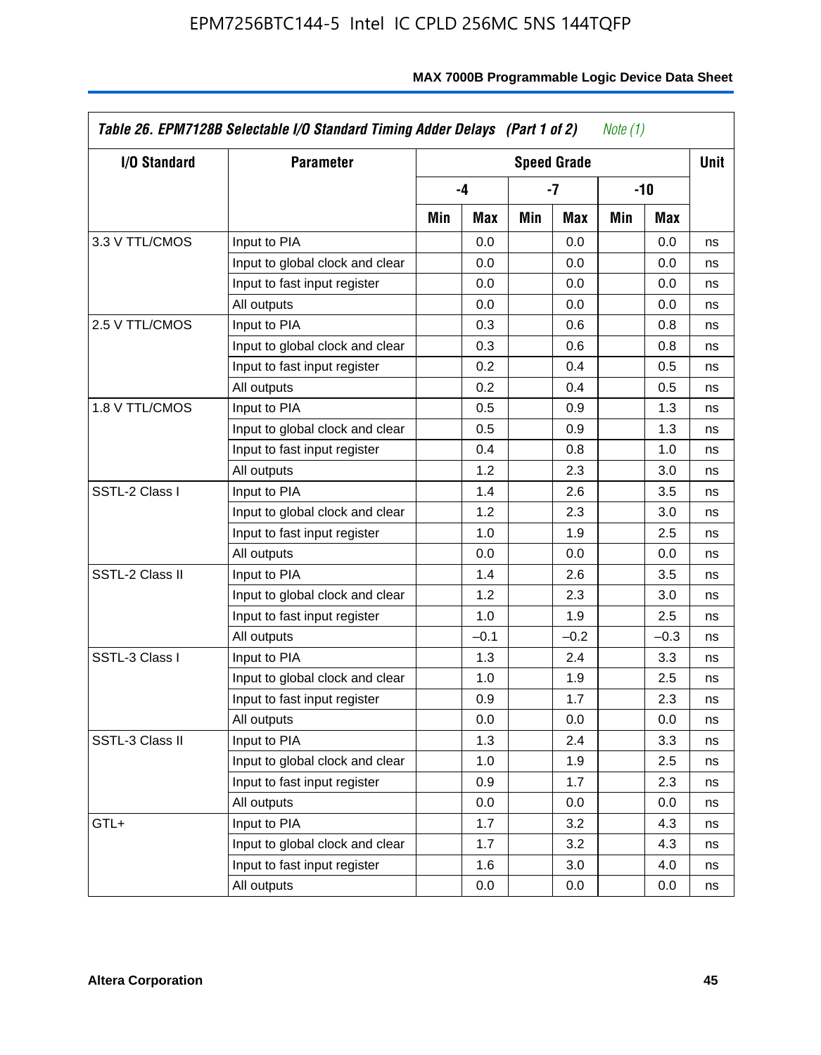*Table 26. EPM7128B Selectable I/O Standard Timing Adder Delays (Part 1 of 2)* *Note (1)*

| I/O Standard | Parameter | Speed Grade | | | | | | Unit |
|---|---|---|---|---|---|---|---|---|
| | | -4 | | -7 | | -10 | | |
| | | Min | Max | Min | Max | Min | Max | |
| 3.3 V TTL/CMOS | Input to PIA | | 0.0 | | 0.0 | | 0.0 | ns |
| | Input to global clock and clear | | 0.0 | | 0.0 | | 0.0 | ns |
| | Input to fast input register | | 0.0 | | 0.0 | | 0.0 | ns |
| | All outputs | | 0.0 | | 0.0 | | 0.0 | ns |
| 2.5 V TTL/CMOS | Input to PIA | | 0.3 | | 0.6 | | 0.8 | ns |
| | Input to global clock and clear | | 0.3 | | 0.6 | | 0.8 | ns |
| | Input to fast input register | | 0.2 | | 0.4 | | 0.5 | ns |
| | All outputs | | 0.2 | | 0.4 | | 0.5 | ns |
| 1.8 V TTL/CMOS | Input to PIA | | 0.5 | | 0.9 | | 1.3 | ns |
| | Input to global clock and clear | | 0.5 | | 0.9 | | 1.3 | ns |
| | Input to fast input register | | 0.4 | | 0.8 | | 1.0 | ns |
| | All outputs | | 1.2 | | 2.3 | | 3.0 | ns |
| SSTL-2 Class I | Input to PIA | | 1.4 | | 2.6 | | 3.5 | ns |
| | Input to global clock and clear | | 1.2 | | 2.3 | | 3.0 | ns |
| | Input to fast input register | | 1.0 | | 1.9 | | 2.5 | ns |
| | All outputs | | 0.0 | | 0.0 | | 0.0 | ns |
| SSTL-2 Class II | Input to PIA | | 1.4 | | 2.6 | | 3.5 | ns |
| | Input to global clock and clear | | 1.2 | | 2.3 | | 3.0 | ns |
| | Input to fast input register | | 1.0 | | 1.9 | | 2.5 | ns |
| | All outputs | | –0.1 | | –0.2 | | –0.3 | ns |
| SSTL-3 Class I | Input to PIA | | 1.3 | | 2.4 | | 3.3 | ns |
| | Input to global clock and clear | | 1.0 | | 1.9 | | 2.5 | ns |
| | Input to fast input register | | 0.9 | | 1.7 | | 2.3 | ns |
| | All outputs | | 0.0 | | 0.0 | | 0.0 | ns |
| SSTL-3 Class II | Input to PIA | | 1.3 | | 2.4 | | 3.3 | ns |
| | Input to global clock and clear | | 1.0 | | 1.9 | | 2.5 | ns |
| | Input to fast input register | | 0.9 | | 1.7 | | 2.3 | ns |
| | All outputs | | 0.0 | | 0.0 | | 0.0 | ns |
| GTL+ | Input to PIA | | 1.7 | | 3.2 | | 4.3 | ns |
| | Input to global clock and clear | | 1.7 | | 3.2 | | 4.3 | ns |
| | Input to fast input register | | 1.6 | | 3.0 | | 4.0 | ns |
| | All outputs | | 0.0 | | 0.0 | | 0.0 | ns |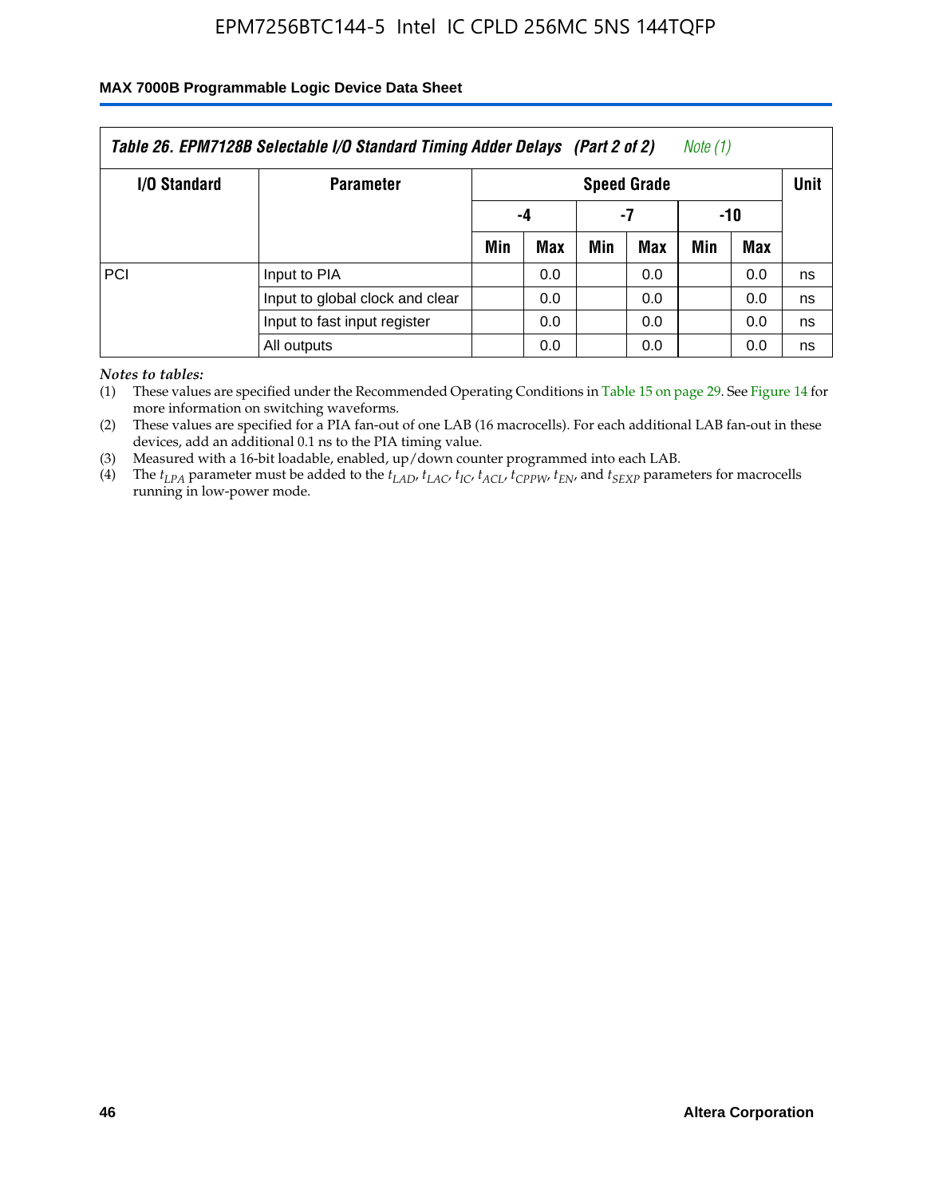| Table 26. EPM7128B Selectable I/O Standard Timing Adder Delays (Part 2 of 2) Note (1) | | | | | | | | |
|---|---|---|---|---|---|---|---|---|
| I/O Standard | Parameter | Speed Grade | | | | | | Unit |
| | | -4 | | -7 | | -10 | | |
| | | Min | Max | Min | Max | Min | Max | |
| PCI | Input to PIA | | 0.0 | | 0.0 | | 0.0 | ns |
| | Input to global clock and clear | | 0.0 | | 0.0 | | 0.0 | ns |
| | Input to fast input register | | 0.0 | | 0.0 | | 0.0 | ns |
| | All outputs | | 0.0 | | 0.0 | | 0.0 | ns |

*Notes to tables:*

(1) These values are specified under the Recommended Operating Conditions in Table 15 on page 29. See Figure 14 for more information on switching waveforms.

(2) These values are specified for a PIA fan-out of one LAB (16 macrocells). For each additional LAB fan-out in these devices, add an additional 0.1 ns to the PIA timing value.

(3) Measured with a 16-bit loadable, enabled, up/down counter programmed into each LAB.

(4) The $t_{LPA}$ parameter must be added to the $t_{LAD}$, $t_{LAC}$, $t_{IC}$, $t_{ACL}$, $t_{CPPW}$, $t_{EN}$, and $t_{SEXP}$ parameters for macrocells running in low-power mode.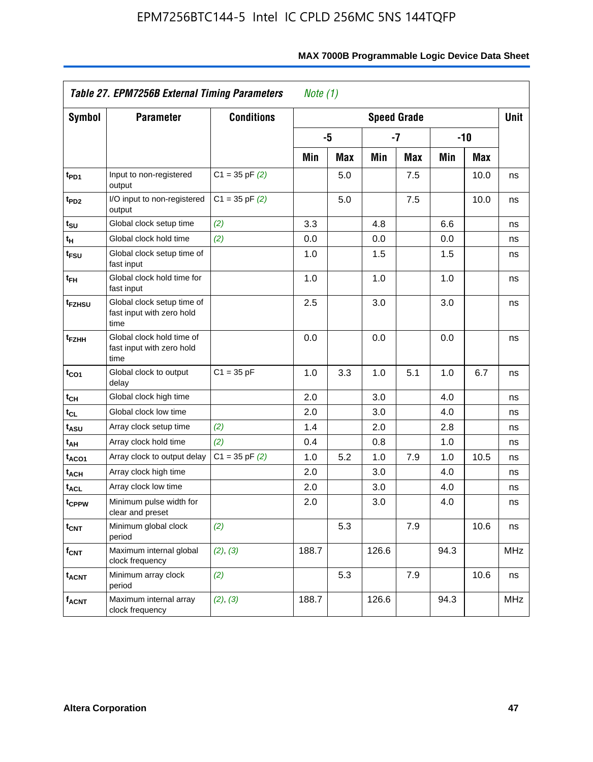**Table 27. EPM7256B External Timing Parameters** *Note (1)*

| Symbol | Parameter | Conditions | Speed Grade | | | | | | Unit |
|---|---|---|---|---|---|---|---|---|---|
| | | | -5 | | -7 | | -10 | | |
| | | | Min | Max | Min | Max | Min | Max | |
| $t_{PD1}$ | Input to non-registered output | C1 = 35 pF *(2)* | | 5.0 | | 7.5 | | 10.0 | ns |
| $t_{PD2}$ | I/O input to non-registered output | C1 = 35 pF *(2)* | | 5.0 | | 7.5 | | 10.0 | ns |
| $t_{SU}$ | Global clock setup time | *(2)* | 3.3 | | 4.8 | | 6.6 | | ns |
| $t_{H}$ | Global clock hold time | *(2)* | 0.0 | | 0.0 | | 0.0 | | ns |
| $t_{FSU}$ | Global clock setup time of fast input | | 1.0 | | 1.5 | | 1.5 | | ns |
| $t_{FH}$ | Global clock hold time for fast input | | 1.0 | | 1.0 | | 1.0 | | ns |
| $t_{FZHSU}$ | Global clock setup time of fast input with zero hold time | | 2.5 | | 3.0 | | 3.0 | | ns |
| $t_{FZHH}$ | Global clock hold time of fast input with zero hold time | | 0.0 | | 0.0 | | 0.0 | | ns |
| $t_{CO1}$ | Global clock to output delay | C1 = 35 pF | 1.0 | 3.3 | 1.0 | 5.1 | 1.0 | 6.7 | ns |
| $t_{CH}$ | Global clock high time | | 2.0 | | 3.0 | | 4.0 | | ns |
| $t_{CL}$ | Global clock low time | | 2.0 | | 3.0 | | 4.0 | | ns |
| $t_{ASU}$ | Array clock setup time | *(2)* | 1.4 | | 2.0 | | 2.8 | | ns |
| $t_{AH}$ | Array clock hold time | *(2)* | 0.4 | | 0.8 | | 1.0 | | ns |
| $t_{ACO1}$ | Array clock to output delay | C1 = 35 pF *(2)* | 1.0 | 5.2 | 1.0 | 7.9 | 1.0 | 10.5 | ns |
| $t_{ACH}$ | Array clock high time | | 2.0 | | 3.0 | | 4.0 | | ns |
| $t_{ACL}$ | Array clock low time | | 2.0 | | 3.0 | | 4.0 | | ns |
| $t_{CPPW}$ | Minimum pulse width for clear and preset | | 2.0 | | 3.0 | | 4.0 | | ns |
| $t_{CNT}$ | Minimum global clock period | *(2)* | | 5.3 | | 7.9 | | 10.6 | ns |
| $f_{CNT}$ | Maximum internal global clock frequency | *(2)*, *(3)* | 188.7 | | 126.6 | | 94.3 | | MHz |
| $t_{ACNT}$ | Minimum array clock period | *(2)* | | 5.3 | | 7.9 | | 10.6 | ns |
| $f_{ACNT}$ | Maximum internal array clock frequency | *(2)*, *(3)* | 188.7 | | 126.6 | | 94.3 | | MHz |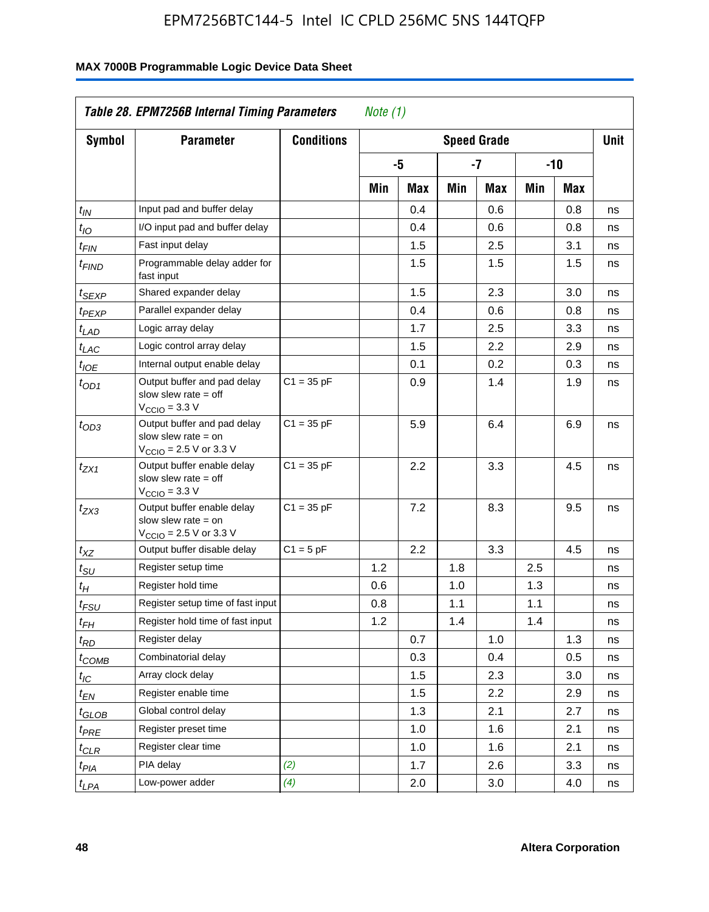**Table 28. EPM7256B Internal Timing Parameters** *Note (1)*

| Symbol | Parameter | Conditions | Speed Grade | | | | | | Unit |
|---|---|---|---|---|---|---|---|---|---|
| | | | -5 | | -7 | | -10 | | |
| | | | Min | Max | Min | Max | Min | Max | |
| $t_{IN}$ | Input pad and buffer delay | | | 0.4 | | 0.6 | | 0.8 | ns |
| $t_{IO}$ | I/O input pad and buffer delay | | | 0.4 | | 0.6 | | 0.8 | ns |
| $t_{FIN}$ | Fast input delay | | | 1.5 | | 2.5 | | 3.1 | ns |
| $t_{FIND}$ | Programmable delay adder for fast input | | | 1.5 | | 1.5 | | 1.5 | ns |
| $t_{SEXP}$ | Shared expander delay | | | 1.5 | | 2.3 | | 3.0 | ns |
| $t_{PEXP}$ | Parallel expander delay | | | 0.4 | | 0.6 | | 0.8 | ns |
| $t_{LAD}$ | Logic array delay | | | 1.7 | | 2.5 | | 3.3 | ns |
| $t_{LAC}$ | Logic control array delay | | | 1.5 | | 2.2 | | 2.9 | ns |
| $t_{IOE}$ | Internal output enable delay | | | 0.1 | | 0.2 | | 0.3 | ns |
| $t_{OD1}$ | Output buffer and pad delay slow slew rate = off $V_{CCIO}$ = 3.3 V | C1 = 35 pF | | 0.9 | | 1.4 | | 1.9 | ns |
| $t_{OD3}$ | Output buffer and pad delay slow slew rate = on $V_{CCIO}$ = 2.5 V or 3.3 V | C1 = 35 pF | | 5.9 | | 6.4 | | 6.9 | ns |
| $t_{ZX1}$ | Output buffer enable delay slow slew rate = off $V_{CCIO}$ = 3.3 V | C1 = 35 pF | | 2.2 | | 3.3 | | 4.5 | ns |
| $t_{ZX3}$ | Output buffer enable delay slow slew rate = on $V_{CCIO}$ = 2.5 V or 3.3 V | C1 = 35 pF | | 7.2 | | 8.3 | | 9.5 | ns |
| $t_{XZ}$ | Output buffer disable delay | C1 = 5 pF | | 2.2 | | 3.3 | | 4.5 | ns |
| $t_{SU}$ | Register setup time | | 1.2 | | 1.8 | | 2.5 | | ns |
| $t_{H}$ | Register hold time | | 0.6 | | 1.0 | | 1.3 | | ns |
| $t_{FSU}$ | Register setup time of fast input | | 0.8 | | 1.1 | | 1.1 | | ns |
| $t_{FH}$ | Register hold time of fast input | | 1.2 | | 1.4 | | 1.4 | | ns |
| $t_{RD}$ | Register delay | | | 0.7 | | 1.0 | | 1.3 | ns |
| $t_{COMB}$ | Combinatorial delay | | | 0.3 | | 0.4 | | 0.5 | ns |
| $t_{IC}$ | Array clock delay | | | 1.5 | | 2.3 | | 3.0 | ns |
| $t_{EN}$ | Register enable time | | | 1.5 | | 2.2 | | 2.9 | ns |
| $t_{GLOB}$ | Global control delay | | | 1.3 | | 2.1 | | 2.7 | ns |
| $t_{PRE}$ | Register preset time | | | 1.0 | | 1.6 | | 2.1 | ns |
| $t_{CLR}$ | Register clear time | | | 1.0 | | 1.6 | | 2.1 | ns |
| $t_{PIA}$ | PIA delay | *(2)* | | 1.7 | | 2.6 | | 3.3 | ns |
| $t_{LPA}$ | Low-power adder | *(4)* | | 2.0 | | 3.0 | | 4.0 | ns |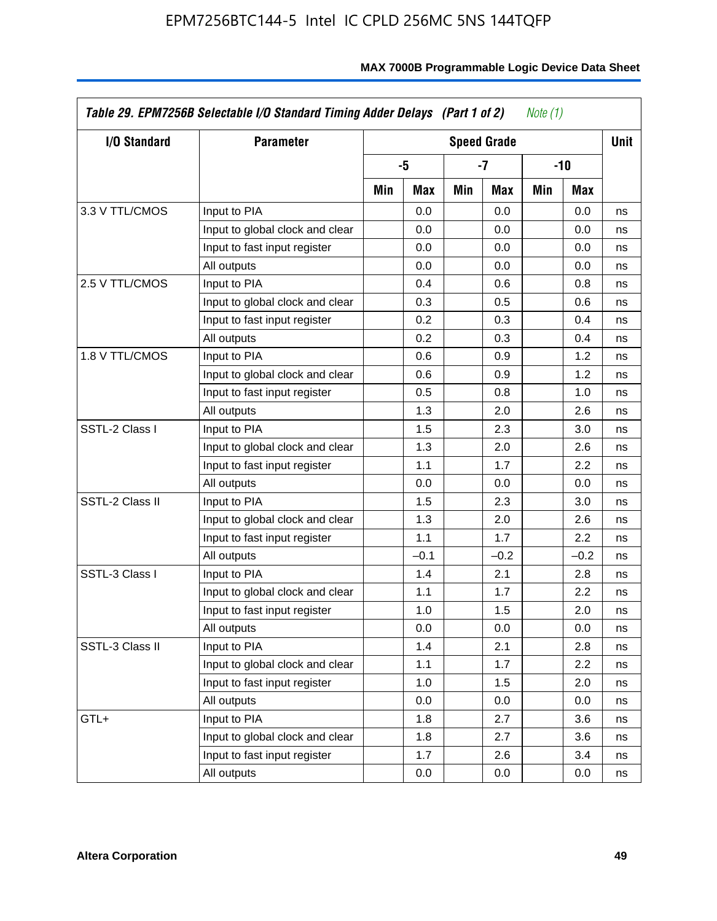**Table 29. EPM7256B Selectable I/O Standard Timing Adder Delays (Part 1 of 2)** *Note (1)*

| I/O Standard | Parameter | Speed Grade | | | | | | Unit |
|---|---|---|---|---|---|---|---|---|
| | | -5 | | -7 | | -10 | | |
| | | Min | Max | Min | Max | Min | Max | |
| 3.3 V TTL/CMOS | Input to PIA | | 0.0 | | 0.0 | | 0.0 | ns |
| | Input to global clock and clear | | 0.0 | | 0.0 | | 0.0 | ns |
| | Input to fast input register | | 0.0 | | 0.0 | | 0.0 | ns |
| | All outputs | | 0.0 | | 0.0 | | 0.0 | ns |
| 2.5 V TTL/CMOS | Input to PIA | | 0.4 | | 0.6 | | 0.8 | ns |
| | Input to global clock and clear | | 0.3 | | 0.5 | | 0.6 | ns |
| | Input to fast input register | | 0.2 | | 0.3 | | 0.4 | ns |
| | All outputs | | 0.2 | | 0.3 | | 0.4 | ns |
| 1.8 V TTL/CMOS | Input to PIA | | 0.6 | | 0.9 | | 1.2 | ns |
| | Input to global clock and clear | | 0.6 | | 0.9 | | 1.2 | ns |
| | Input to fast input register | | 0.5 | | 0.8 | | 1.0 | ns |
| | All outputs | | 1.3 | | 2.0 | | 2.6 | ns |
| SSTL-2 Class I | Input to PIA | | 1.5 | | 2.3 | | 3.0 | ns |
| | Input to global clock and clear | | 1.3 | | 2.0 | | 2.6 | ns |
| | Input to fast input register | | 1.1 | | 1.7 | | 2.2 | ns |
| | All outputs | | 0.0 | | 0.0 | | 0.0 | ns |
| SSTL-2 Class II | Input to PIA | | 1.5 | | 2.3 | | 3.0 | ns |
| | Input to global clock and clear | | 1.3 | | 2.0 | | 2.6 | ns |
| | Input to fast input register | | 1.1 | | 1.7 | | 2.2 | ns |
| | All outputs | | –0.1 | | –0.2 | | –0.2 | ns |
| SSTL-3 Class I | Input to PIA | | 1.4 | | 2.1 | | 2.8 | ns |
| | Input to global clock and clear | | 1.1 | | 1.7 | | 2.2 | ns |
| | Input to fast input register | | 1.0 | | 1.5 | | 2.0 | ns |
| | All outputs | | 0.0 | | 0.0 | | 0.0 | ns |
| SSTL-3 Class II | Input to PIA | | 1.4 | | 2.1 | | 2.8 | ns |
| | Input to global clock and clear | | 1.1 | | 1.7 | | 2.2 | ns |
| | Input to fast input register | | 1.0 | | 1.5 | | 2.0 | ns |
| | All outputs | | 0.0 | | 0.0 | | 0.0 | ns |
| GTL+ | Input to PIA | | 1.8 | | 2.7 | | 3.6 | ns |
| | Input to global clock and clear | | 1.8 | | 2.7 | | 3.6 | ns |
| | Input to fast input register | | 1.7 | | 2.6 | | 3.4 | ns |
| | All outputs | | 0.0 | | 0.0 | | 0.0 | ns |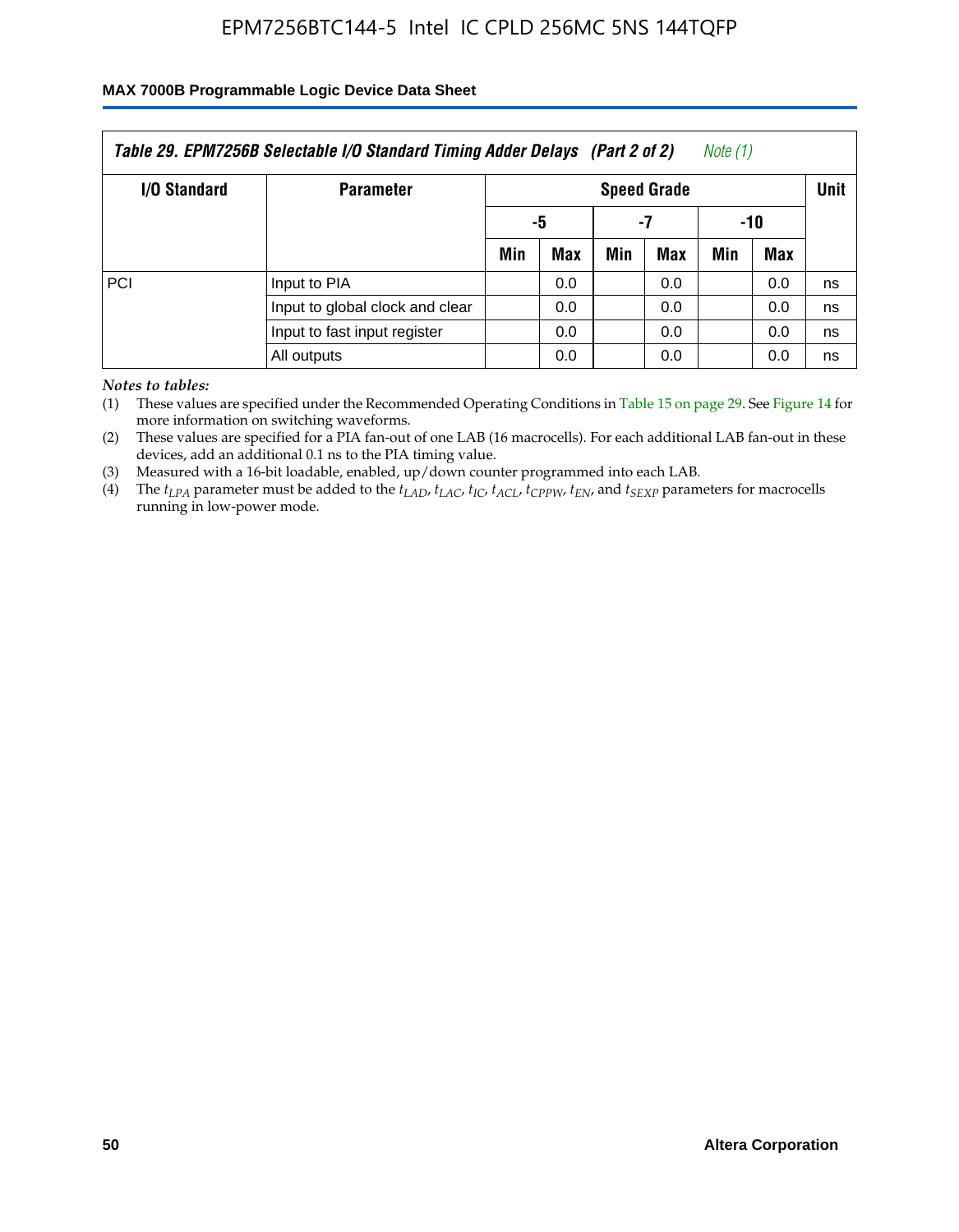**Table 29. EPM7256B Selectable I/O Standard Timing Adder Delays (Part 2 of 2)** *Note (1)*

| I/O Standard | Parameter | Speed Grade | | | | | | Unit |
|---|---|---|---|---|---|---|---|---|
| | | -5 | | -7 | | -10 | | |
| | | Min | Max | Min | Max | Min | Max | |
| PCI | Input to PIA | | 0.0 | | 0.0 | | 0.0 | ns |
| | Input to global clock and clear | | 0.0 | | 0.0 | | 0.0 | ns |
| | Input to fast input register | | 0.0 | | 0.0 | | 0.0 | ns |
| | All outputs | | 0.0 | | 0.0 | | 0.0 | ns |

*Notes to tables:*

(1) These values are specified under the Recommended Operating Conditions in Table 15 on page 29. See Figure 14 for more information on switching waveforms.

(2) These values are specified for a PIA fan-out of one LAB (16 macrocells). For each additional LAB fan-out in these devices, add an additional 0.1 ns to the PIA timing value.

(3) Measured with a 16-bit loadable, enabled, up/down counter programmed into each LAB.

(4) The $t_{LPA}$ parameter must be added to the $t_{LAD}$, $t_{LAC}$, $t_{IC}$, $t_{ACL}$, $t_{CPPW}$, $t_{EN}$, and $t_{SEXP}$ parameters for macrocells running in low-power mode.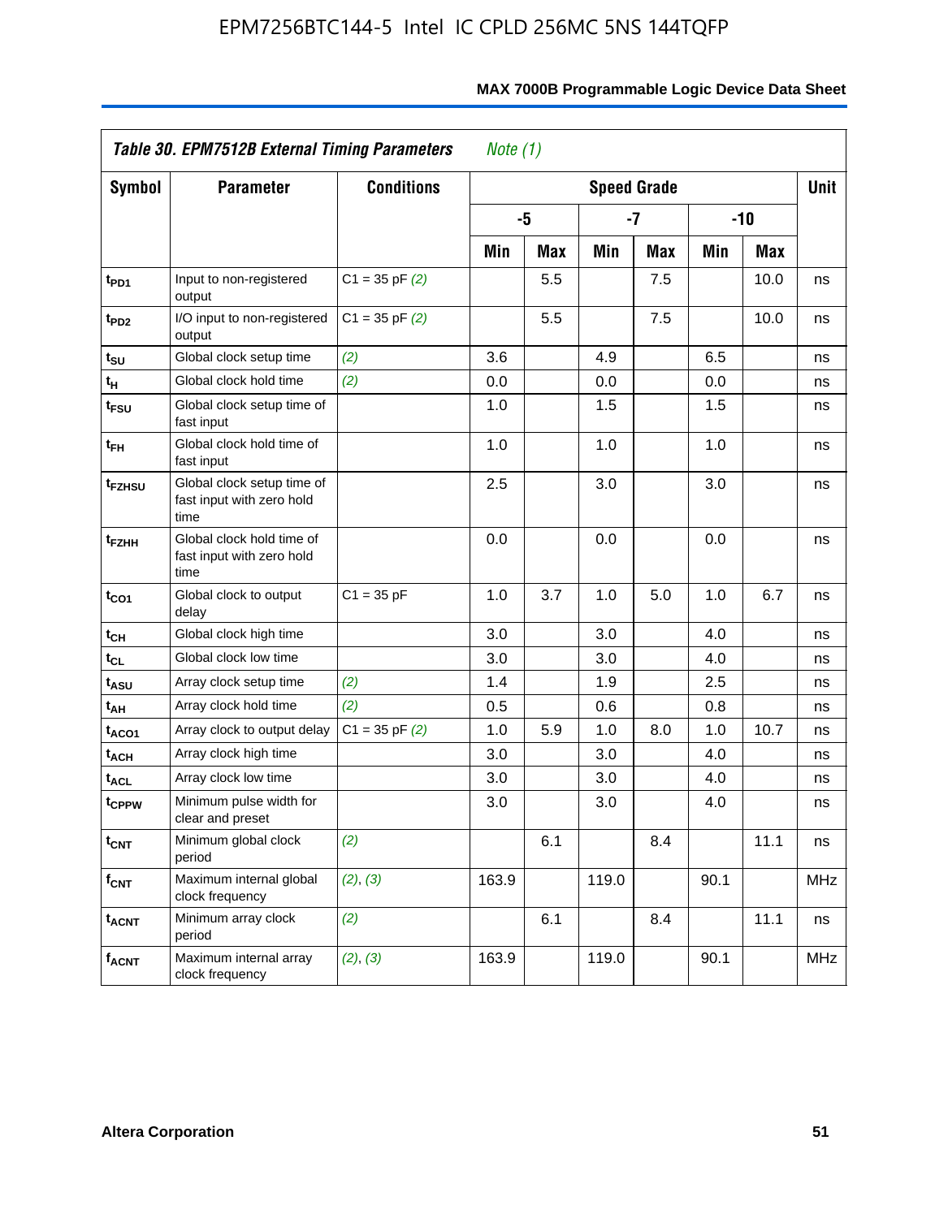| Table 30. EPM7512B External Timing Parameters *Note (1)* | | | | | | | | | |
|---|---|---|---|---|---|---|---|---|---|
| Symbol | Parameter | Conditions | Speed Grade | | | | | | Unit |
| | | | -5 | | -7 | | -10 | | |
| | | | Min | Max | Min | Max | Min | Max | |
| $t_{PD1}$ | Input to non-registered output | C1 = 35 pF *(2)* | | 5.5 | | 7.5 | | 10.0 | ns |
| $t_{PD2}$ | I/O input to non-registered output | C1 = 35 pF *(2)* | | 5.5 | | 7.5 | | 10.0 | ns |
| $t_{SU}$ | Global clock setup time | *(2)* | 3.6 | | 4.9 | | 6.5 | | ns |
| $t_H$ | Global clock hold time | *(2)* | 0.0 | | 0.0 | | 0.0 | | ns |
| $t_{FSU}$ | Global clock setup time of fast input | | 1.0 | | 1.5 | | 1.5 | | ns |
| $t_{FH}$ | Global clock hold time of fast input | | 1.0 | | 1.0 | | 1.0 | | ns |
| $t_{FZHSU}$ | Global clock setup time of fast input with zero hold time | | 2.5 | | 3.0 | | 3.0 | | ns |
| $t_{FZHH}$ | Global clock hold time of fast input with zero hold time | | 0.0 | | 0.0 | | 0.0 | | ns |
| $t_{CO1}$ | Global clock to output delay | C1 = 35 pF | 1.0 | 3.7 | 1.0 | 5.0 | 1.0 | 6.7 | ns |
| $t_{CH}$ | Global clock high time | | 3.0 | | 3.0 | | 4.0 | | ns |
| $t_{CL}$ | Global clock low time | | 3.0 | | 3.0 | | 4.0 | | ns |
| $t_{ASU}$ | Array clock setup time | *(2)* | 1.4 | | 1.9 | | 2.5 | | ns |
| $t_{AH}$ | Array clock hold time | *(2)* | 0.5 | | 0.6 | | 0.8 | | ns |
| $t_{ACO1}$ | Array clock to output delay | C1 = 35 pF *(2)* | 1.0 | 5.9 | 1.0 | 8.0 | 1.0 | 10.7 | ns |
| $t_{ACH}$ | Array clock high time | | 3.0 | | 3.0 | | 4.0 | | ns |
| $t_{ACL}$ | Array clock low time | | 3.0 | | 3.0 | | 4.0 | | ns |
| $t_{CPPW}$ | Minimum pulse width for clear and preset | | 3.0 | | 3.0 | | 4.0 | | ns |
| $t_{CNT}$ | Minimum global clock period | *(2)* | | 6.1 | | 8.4 | | 11.1 | ns |
| $f_{CNT}$ | Maximum internal global clock frequency | *(2)*, *(3)* | 163.9 | | 119.0 | | 90.1 | | MHz |
| $t_{ACNT}$ | Minimum array clock period | *(2)* | | 6.1 | | 8.4 | | 11.1 | ns |
| $f_{ACNT}$ | Maximum internal array clock frequency | *(2)*, *(3)* | 163.9 | | 119.0 | | 90.1 | | MHz |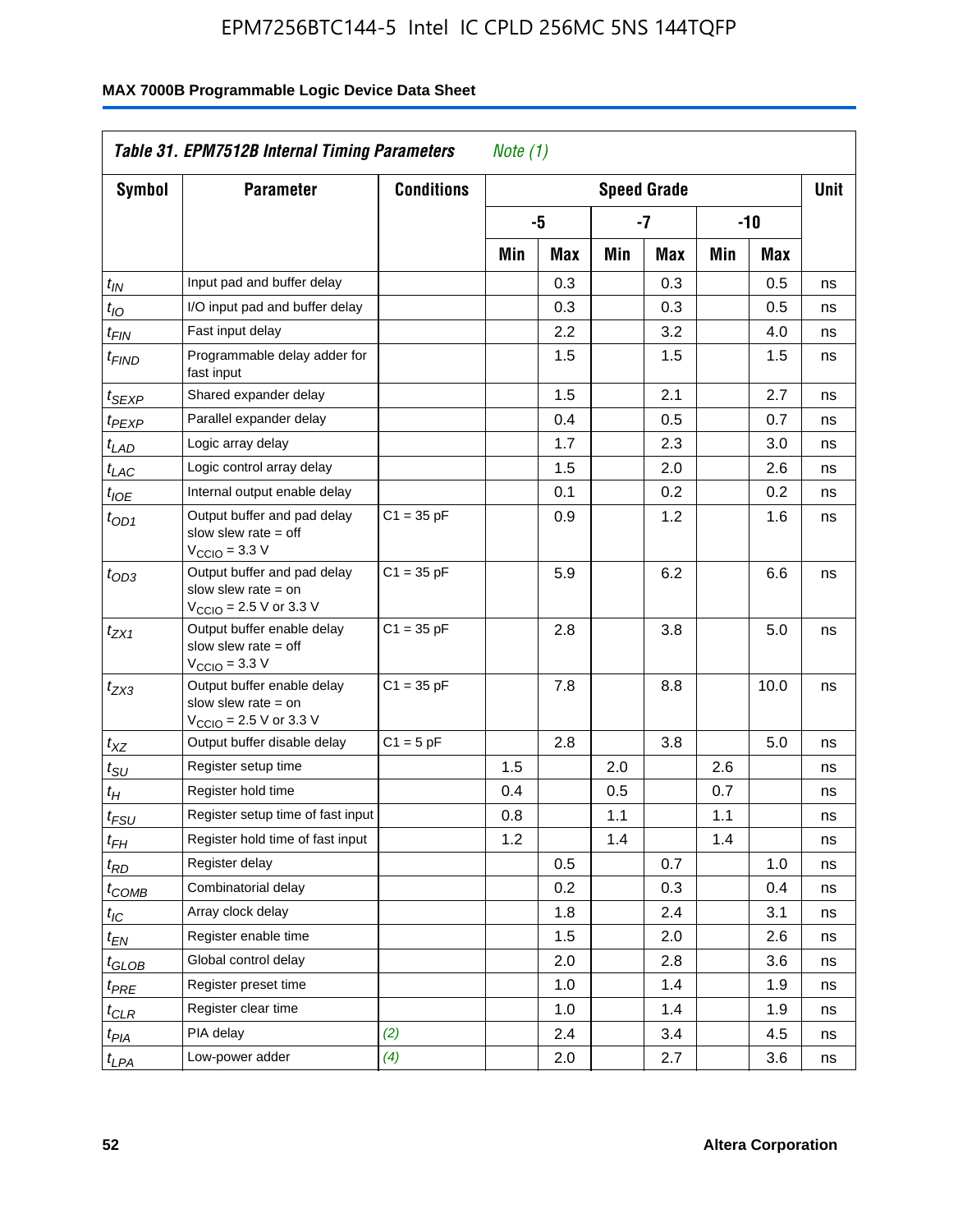**Table 31. EPM7512B Internal Timing Parameters** *Note (1)*

| Symbol | Parameter | Conditions | Speed Grade | | | | | | Unit |
|---|---|---|---|---|---|---|---|---|---|
| | | | -5 | | -7 | | -10 | | |
| | | | Min | Max | Min | Max | Min | Max | |
| $t_{IN}$ | Input pad and buffer delay | | | 0.3 | | 0.3 | | 0.5 | ns |
| $t_{IO}$ | I/O input pad and buffer delay | | | 0.3 | | 0.3 | | 0.5 | ns |
| $t_{FIN}$ | Fast input delay | | | 2.2 | | 3.2 | | 4.0 | ns |
| $t_{FIND}$ | Programmable delay adder for fast input | | | 1.5 | | 1.5 | | 1.5 | ns |
| $t_{SEXP}$ | Shared expander delay | | | 1.5 | | 2.1 | | 2.7 | ns |
| $t_{PEXP}$ | Parallel expander delay | | | 0.4 | | 0.5 | | 0.7 | ns |
| $t_{LAD}$ | Logic array delay | | | 1.7 | | 2.3 | | 3.0 | ns |
| $t_{LAC}$ | Logic control array delay | | | 1.5 | | 2.0 | | 2.6 | ns |
| $t_{IOE}$ | Internal output enable delay | | | 0.1 | | 0.2 | | 0.2 | ns |
| $t_{OD1}$ | Output buffer and pad delay slow slew rate = off $V_{CCIO}$ = 3.3 V | C1 = 35 pF | | 0.9 | | 1.2 | | 1.6 | ns |
| $t_{OD3}$ | Output buffer and pad delay slow slew rate = on $V_{CCIO}$ = 2.5 V or 3.3 V | C1 = 35 pF | | 5.9 | | 6.2 | | 6.6 | ns |
| $t_{ZX1}$ | Output buffer enable delay slow slew rate = off $V_{CCIO}$ = 3.3 V | C1 = 35 pF | | 2.8 | | 3.8 | | 5.0 | ns |
| $t_{ZX3}$ | Output buffer enable delay slow slew rate = on $V_{CCIO}$ = 2.5 V or 3.3 V | C1 = 35 pF | | 7.8 | | 8.8 | | 10.0 | ns |
| $t_{XZ}$ | Output buffer disable delay | C1 = 5 pF | | 2.8 | | 3.8 | | 5.0 | ns |
| $t_{SU}$ | Register setup time | | 1.5 | | 2.0 | | 2.6 | | ns |
| $t_{H}$ | Register hold time | | 0.4 | | 0.5 | | 0.7 | | ns |
| $t_{FSU}$ | Register setup time of fast input | | 0.8 | | 1.1 | | 1.1 | | ns |
| $t_{FH}$ | Register hold time of fast input | | 1.2 | | 1.4 | | 1.4 | | ns |
| $t_{RD}$ | Register delay | | | 0.5 | | 0.7 | | 1.0 | ns |
| $t_{COMB}$ | Combinatorial delay | | | 0.2 | | 0.3 | | 0.4 | ns |
| $t_{IC}$ | Array clock delay | | | 1.8 | | 2.4 | | 3.1 | ns |
| $t_{EN}$ | Register enable time | | | 1.5 | | 2.0 | | 2.6 | ns |
| $t_{GLOB}$ | Global control delay | | | 2.0 | | 2.8 | | 3.6 | ns |
| $t_{PRE}$ | Register preset time | | | 1.0 | | 1.4 | | 1.9 | ns |
| $t_{CLR}$ | Register clear time | | | 1.0 | | 1.4 | | 1.9 | ns |
| $t_{PIA}$ | PIA delay | *(2)* | | 2.4 | | 3.4 | | 4.5 | ns |
| $t_{LPA}$ | Low-power adder | *(4)* | | 2.0 | | 2.7 | | 3.6 | ns |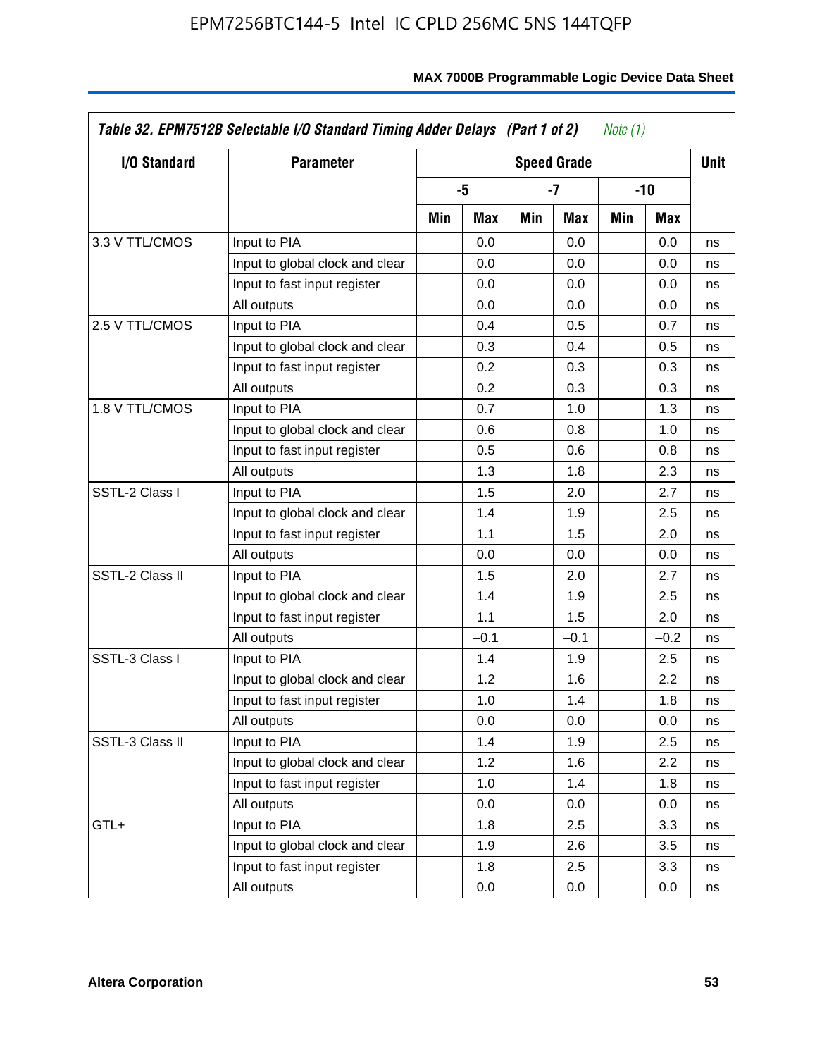| Table 32. EPM7512B Selectable I/O Standard Timing Adder Delays (Part 1 of 2) Note (1) | | | | | | | | |
|---|---|---|---|---|---|---|---|---|
| I/O Standard | Parameter | Speed Grade | | | | | | Unit |
| | | -5 | | -7 | | -10 | | |
| | | Min | Max | Min | Max | Min | Max | |
| 3.3 V TTL/CMOS | Input to PIA | | 0.0 | | 0.0 | | 0.0 | ns |
| | Input to global clock and clear | | 0.0 | | 0.0 | | 0.0 | ns |
| | Input to fast input register | | 0.0 | | 0.0 | | 0.0 | ns |
| | All outputs | | 0.0 | | 0.0 | | 0.0 | ns |
| 2.5 V TTL/CMOS | Input to PIA | | 0.4 | | 0.5 | | 0.7 | ns |
| | Input to global clock and clear | | 0.3 | | 0.4 | | 0.5 | ns |
| | Input to fast input register | | 0.2 | | 0.3 | | 0.3 | ns |
| | All outputs | | 0.2 | | 0.3 | | 0.3 | ns |
| 1.8 V TTL/CMOS | Input to PIA | | 0.7 | | 1.0 | | 1.3 | ns |
| | Input to global clock and clear | | 0.6 | | 0.8 | | 1.0 | ns |
| | Input to fast input register | | 0.5 | | 0.6 | | 0.8 | ns |
| | All outputs | | 1.3 | | 1.8 | | 2.3 | ns |
| SSTL-2 Class I | Input to PIA | | 1.5 | | 2.0 | | 2.7 | ns |
| | Input to global clock and clear | | 1.4 | | 1.9 | | 2.5 | ns |
| | Input to fast input register | | 1.1 | | 1.5 | | 2.0 | ns |
| | All outputs | | 0.0 | | 0.0 | | 0.0 | ns |
| SSTL-2 Class II | Input to PIA | | 1.5 | | 2.0 | | 2.7 | ns |
| | Input to global clock and clear | | 1.4 | | 1.9 | | 2.5 | ns |
| | Input to fast input register | | 1.1 | | 1.5 | | 2.0 | ns |
| | All outputs | | –0.1 | | –0.1 | | –0.2 | ns |
| SSTL-3 Class I | Input to PIA | | 1.4 | | 1.9 | | 2.5 | ns |
| | Input to global clock and clear | | 1.2 | | 1.6 | | 2.2 | ns |
| | Input to fast input register | | 1.0 | | 1.4 | | 1.8 | ns |
| | All outputs | | 0.0 | | 0.0 | | 0.0 | ns |
| SSTL-3 Class II | Input to PIA | | 1.4 | | 1.9 | | 2.5 | ns |
| | Input to global clock and clear | | 1.2 | | 1.6 | | 2.2 | ns |
| | Input to fast input register | | 1.0 | | 1.4 | | 1.8 | ns |
| | All outputs | | 0.0 | | 0.0 | | 0.0 | ns |
| GTL+ | Input to PIA | | 1.8 | | 2.5 | | 3.3 | ns |
| | Input to global clock and clear | | 1.9 | | 2.6 | | 3.5 | ns |
| | Input to fast input register | | 1.8 | | 2.5 | | 3.3 | ns |
| | All outputs | | 0.0 | | 0.0 | | 0.0 | ns |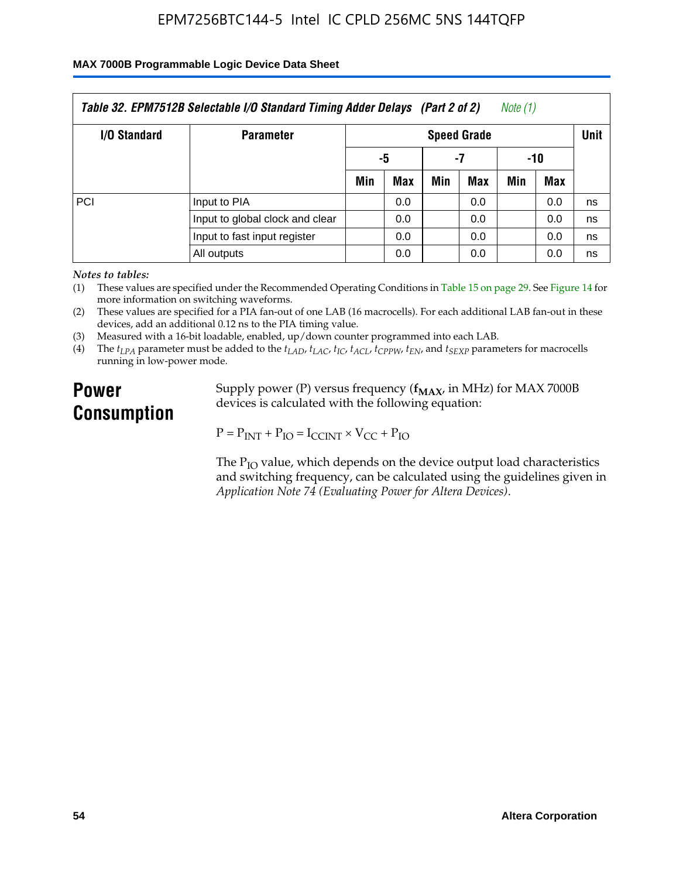| Table 32. EPM7512B Selectable I/O Standard Timing Adder Delays (Part 2 of 2) Note (1) | | | | | | | | |
|---|---|---|---|---|---|---|---|---|
| I/O Standard | Parameter | Speed Grade | | | | | | Unit |
| | | -5 | | -7 | | -10 | | |
| | | Min | Max | Min | Max | Min | Max | |
| PCI | Input to PIA | | 0.0 | | 0.0 | | 0.0 | ns |
| | Input to global clock and clear | | 0.0 | | 0.0 | | 0.0 | ns |
| | Input to fast input register | | 0.0 | | 0.0 | | 0.0 | ns |
| | All outputs | | 0.0 | | 0.0 | | 0.0 | ns |

*Notes to tables:*

(1) These values are specified under the Recommended Operating Conditions in Table 15 on page 29. See Figure 14 for more information on switching waveforms.

(2) These values are specified for a PIA fan-out of one LAB (16 macrocells). For each additional LAB fan-out in these devices, add an additional 0.12 ns to the PIA timing value.

(3) Measured with a 16-bit loadable, enabled, up/down counter programmed into each LAB.

(4) The $t_{LPA}$ parameter must be added to the $t_{LAD}$, $t_{LAC}$, $t_{IC}$, $t_{ACL}$, $t_{CPPW}$, $t_{EN}$, and $t_{SEXP}$ parameters for macrocells running in low-power mode.

## Power Consumption

Supply power (P) versus frequency ($f_{MAX}$, in MHz) for MAX 7000B devices is calculated with the following equation:

$$P = P_{INT} + P_{IO} = I_{CCINT} \times V_{CC} + P_{IO}$$

The $P_{IO}$ value, which depends on the device output load characteristics and switching frequency, can be calculated using the guidelines given in *Application Note 74 (Evaluating Power for Altera Devices)*.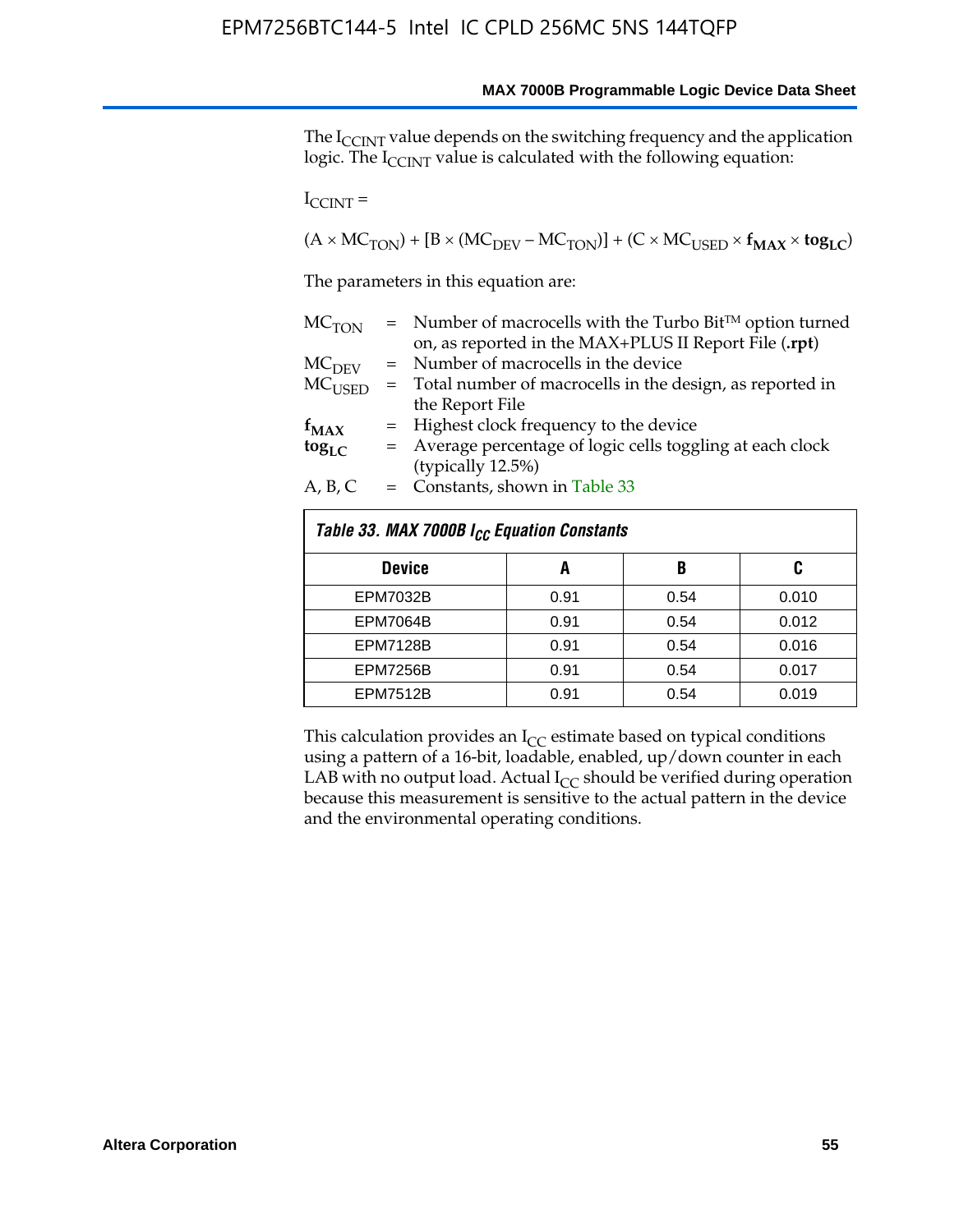The $I_{CCINT}$ value depends on the switching frequency and the application logic. The $I_{CCINT}$ value is calculated with the following equation:

$I_{CCINT}$ =

$$(A \times MC_{TON}) + [B \times (MC_{DEV} - MC_{TON})] + (C \times MC_{USED} \times \mathbf{f_{MAX}} \times \mathbf{tog_{LC}})$$

The parameters in this equation are:

| | | |
|---|---|---|
| $MC_{TON}$ | = | Number of macrocells with the Turbo Bit™ option turned on, as reported in the MAX+PLUS II Report File (**.rpt**) |
| $MC_{DEV}$ | = | Number of macrocells in the device |
| $MC_{USED}$ | = | Total number of macrocells in the design, as reported in the Report File |
| $\mathbf{f_{MAX}}$ | = | Highest clock frequency to the device |
| $\mathbf{tog_{LC}}$ | = | Average percentage of logic cells toggling at each clock (typically 12.5%) |
| A, B, C | = | Constants, shown in Table 33 |

*Table 33. MAX 7000B $I_{CC}$ Equation Constants*

| Device | A | B | C |
|---|---|---|---|
| EPM7032B | 0.91 | 0.54 | 0.010 |
| EPM7064B | 0.91 | 0.54 | 0.012 |
| EPM7128B | 0.91 | 0.54 | 0.016 |
| EPM7256B | 0.91 | 0.54 | 0.017 |
| EPM7512B | 0.91 | 0.54 | 0.019 |

This calculation provides an $I_{CC}$ estimate based on typical conditions using a pattern of a 16-bit, loadable, enabled, up/down counter in each LAB with no output load. Actual $I_{CC}$ should be verified during operation because this measurement is sensitive to the actual pattern in the device and the environmental operating conditions.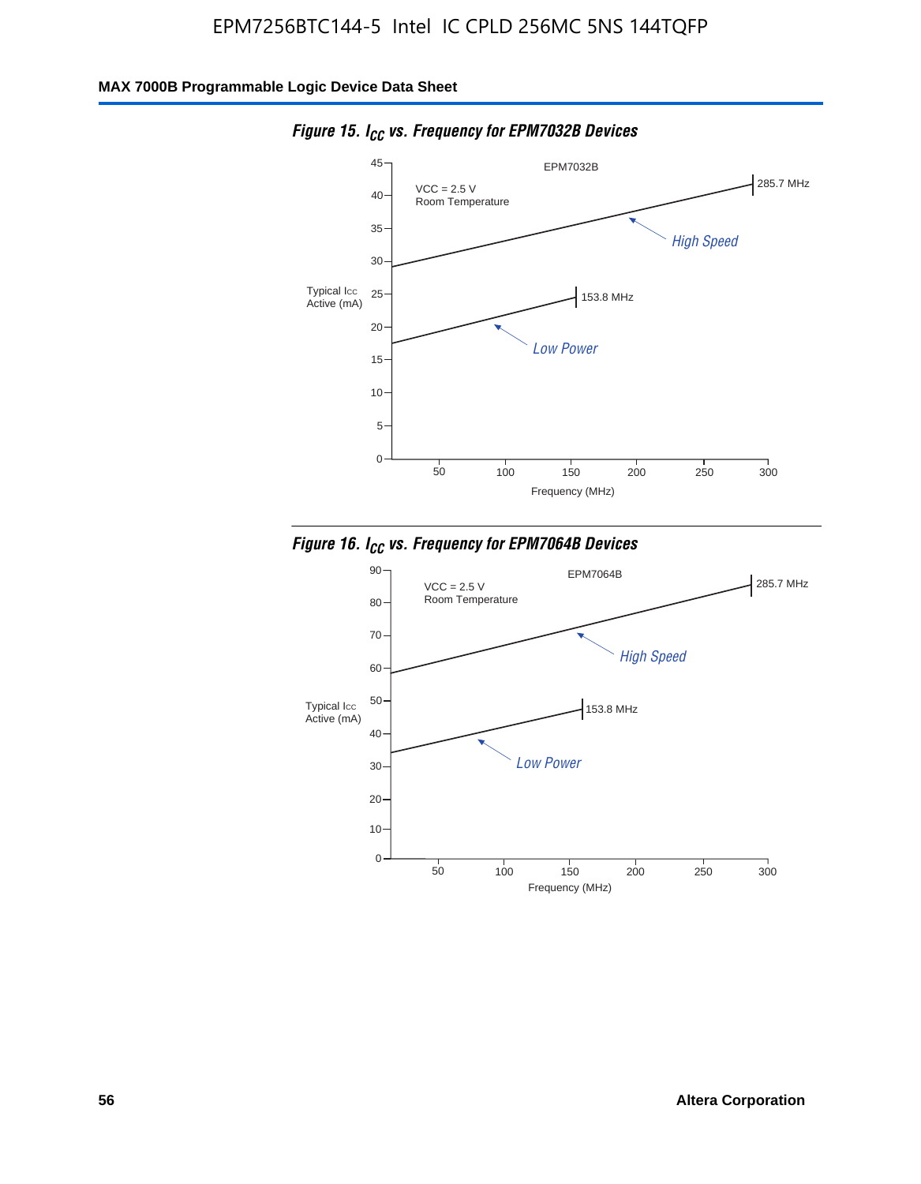*Figure 15. $I_{CC}$ vs. Frequency for EPM7032B Devices*

EPM7032B

VCC = 2.5 V
Room Temperature

Typical Icc Active (mA)

285.7 MHz

High Speed

153.8 MHz

Low Power

Frequency (MHz)

*Figure 16. $I_{CC}$ vs. Frequency for EPM7064B Devices*

EPM7064B

VCC = 2.5 V
Room Temperature

Typical Icc Active (mA)

285.7 MHz

High Speed

153.8 MHz

Low Power

Frequency (MHz)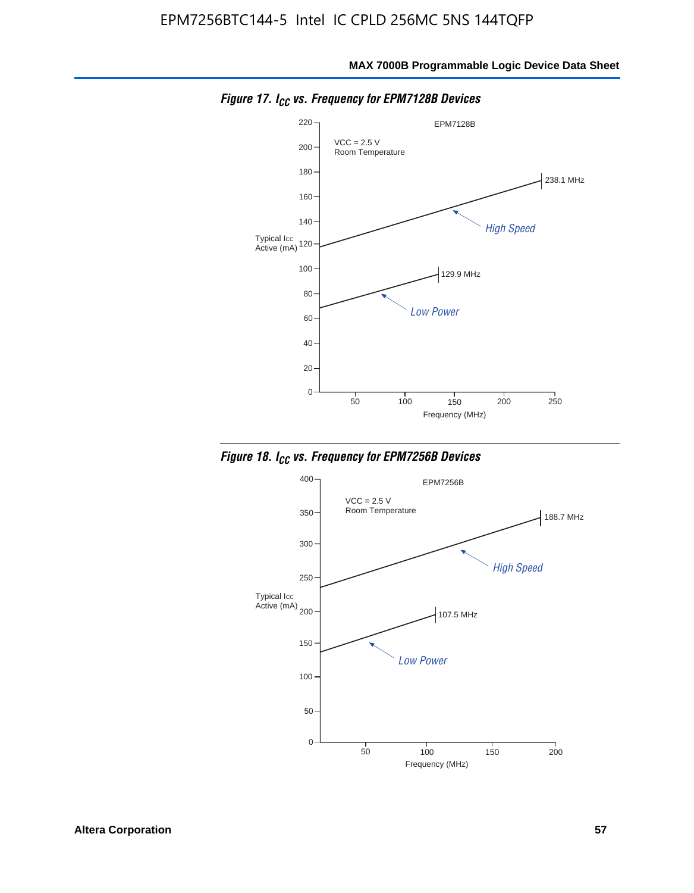*Figure 17. $I_{CC}$ vs. Frequency for EPM7128B Devices*

EPM7128B

VCC = 2.5 V
Room Temperature

Typical $I_{CC}$ Active (mA)

Frequency (MHz)

High Speed — 238.1 MHz

Low Power — 129.9 MHz

*Figure 18. $I_{CC}$ vs. Frequency for EPM7256B Devices*

EPM7256B

VCC = 2.5 V
Room Temperature

Typical $I_{CC}$ Active (mA)

Frequency (MHz)

High Speed — 188.7 MHz

Low Power — 107.5 MHz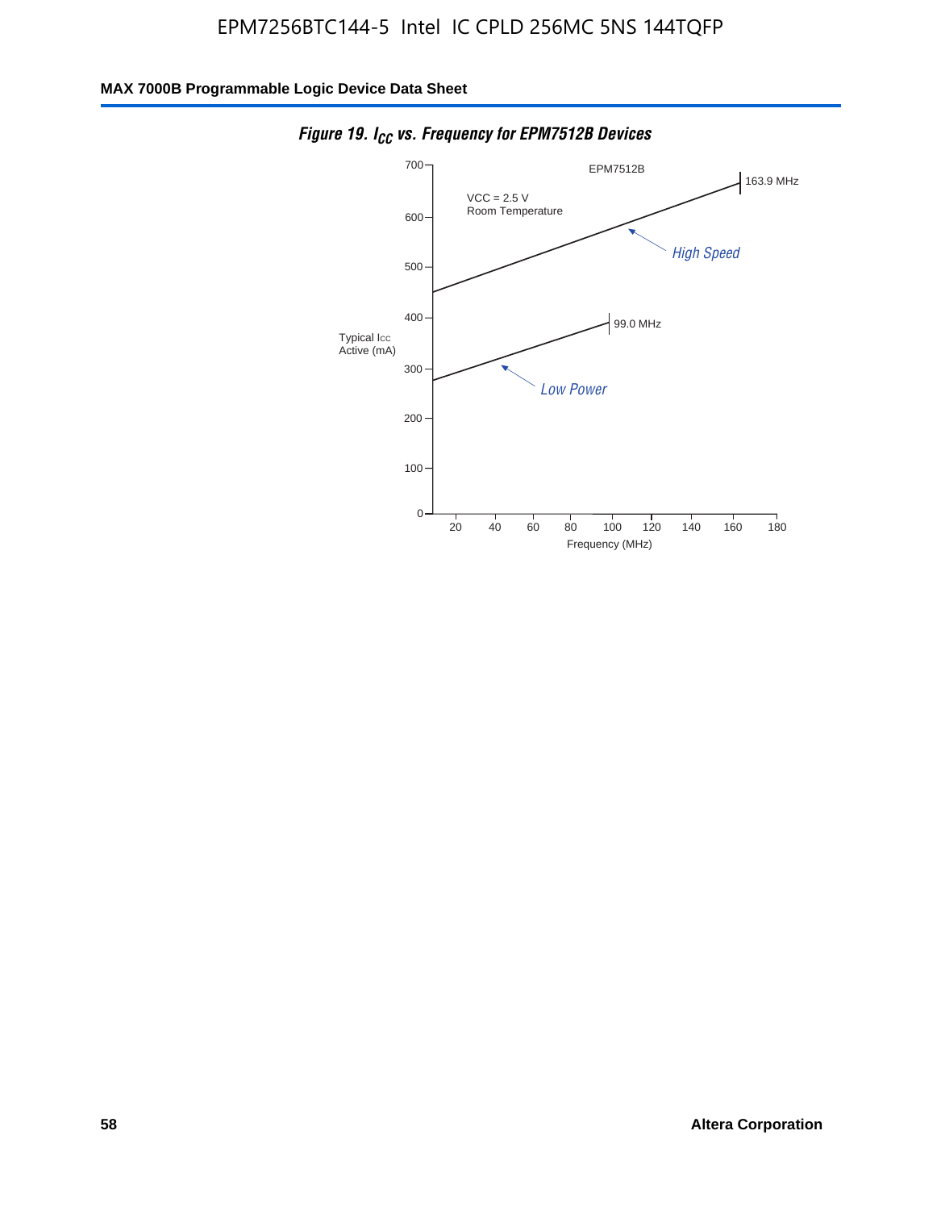*Figure 19. $I_{CC}$ vs. Frequency for EPM7512B Devices*

EPM7512B

VCC = 2.5 V
Room Temperature

Typical ICC Active (mA)

163.9 MHz

High Speed

99.0 MHz

Low Power

Frequency (MHz)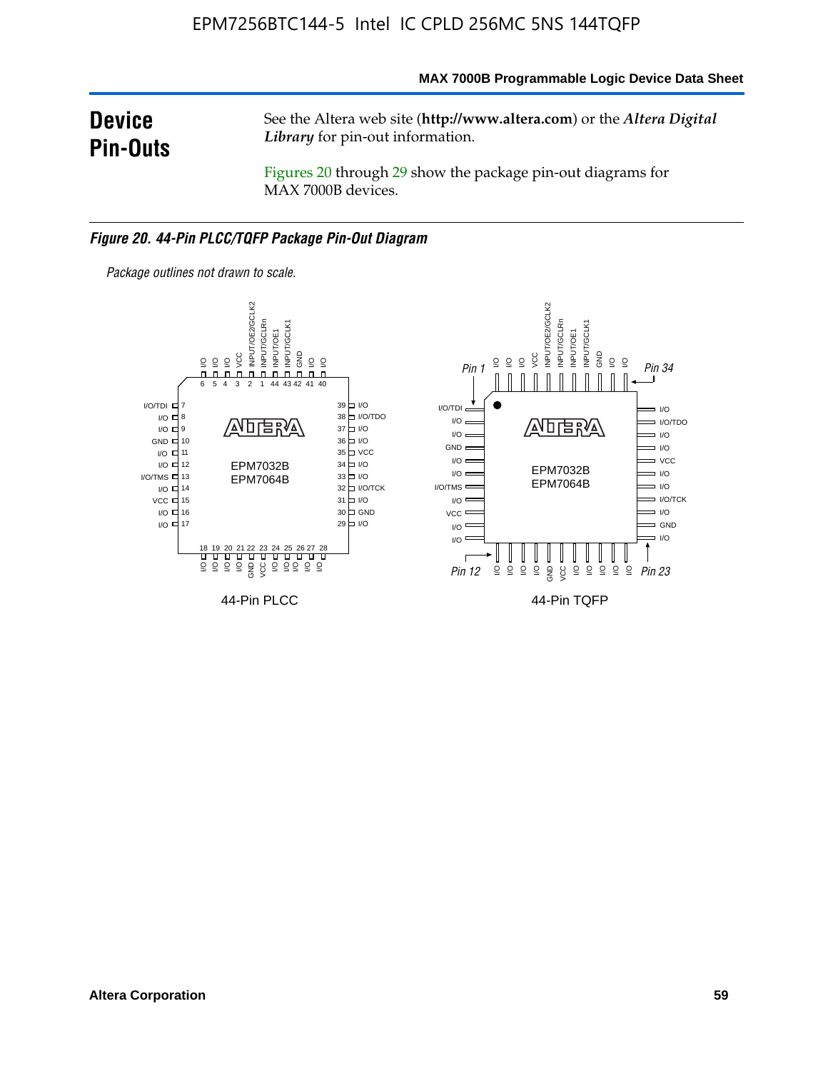## Device Pin-Outs

See the Altera web site (**http://www.altera.com**) or the *Altera Digital Library* for pin-out information.

Figures 20 through 29 show the package pin-out diagrams for MAX 7000B devices.

***Figure 20. 44-Pin PLCC/TQFP Package Pin-Out Diagram***

*Package outlines not drawn to scale.*

44-Pin PLCC

44-Pin TQFP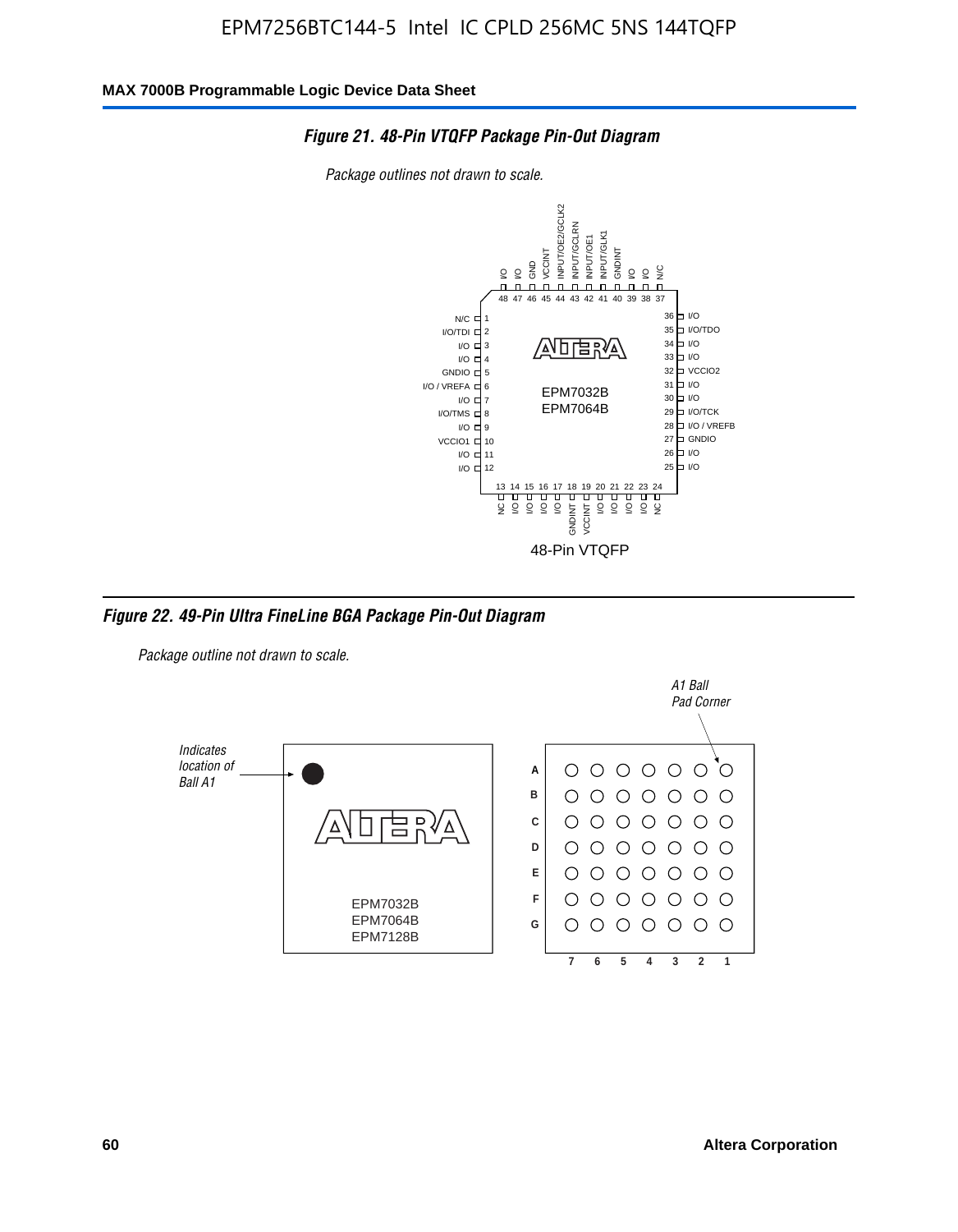**Figure 21. 48-Pin VTQFP Package Pin-Out Diagram**

*Package outlines not drawn to scale.*

| Pin | Function | Pin | Function |
|---|---|---|---|
| 1 | N/C | 25 | I/O |
| 2 | I/O/TDI | 26 | I/O |
| 3 | I/O | 27 | GNDIO |
| 4 | I/O | 28 | I/O / VREFB |
| 5 | GNDIO | 29 | I/O/TCK |
| 6 | I/O / VREFA | 30 | I/O |
| 7 | I/O | 31 | I/O |
| 8 | I/O/TMS | 32 | VCCIO2 |
| 9 | I/O | 33 | I/O |
| 10 | VCCIO1 | 34 | I/O |
| 11 | I/O | 35 | I/O/TDO |
| 12 | I/O | 36 | I/O |
| 13 | NC | 37 | N/C |
| 14 | I/O | 38 | I/O |
| 15 | I/O | 39 | I/O |
| 16 | I/O | 40 | GNDINT |
| 17 | I/O | 41 | INPUT/GCLK1 |
| 18 | GNDINT | 42 | INPUT/OE1 |
| 19 | VCCINT | 43 | INPUT/GCLRN |
| 20 | I/O | 44 | INPUT/OE2/GCLK2 |
| 21 | I/O | 45 | VCCINT |
| 22 | I/O | 46 | GND |
| 23 | I/O | 47 | I/O |
| 24 | NC | 48 | I/O |

EPM7032B
EPM7064B

48-Pin VTQFP

**Figure 22. 49-Pin Ultra FineLine BGA Package Pin-Out Diagram**

*Package outline not drawn to scale.*

*Indicates location of Ball A1*

*A1 Ball Pad Corner*

EPM7032B
EPM7064B
EPM7128B

Rows: A, B, C, D, E, F, G

Columns: 7, 6, 5, 4, 3, 2, 1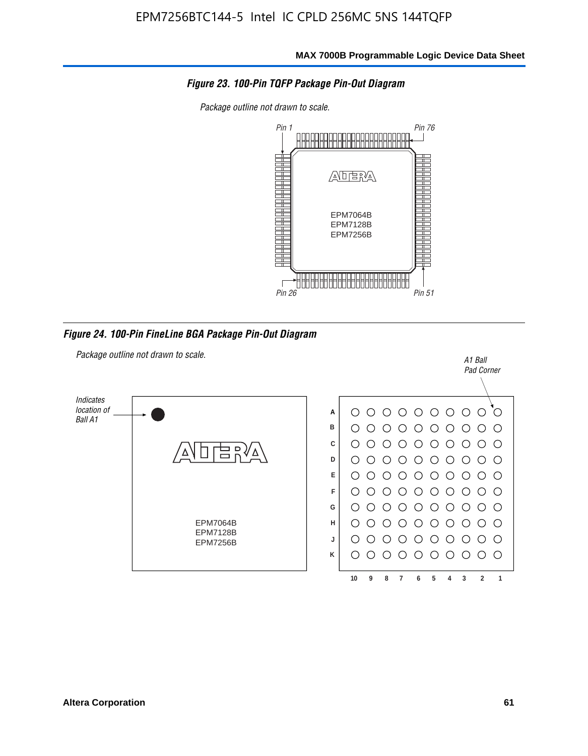**Figure 23. 100-Pin TQFP Package Pin-Out Diagram**

*Package outline not drawn to scale.*

Pin 1

Pin 76

EPM7064B
EPM7128B
EPM7256B

Pin 26

Pin 51

**Figure 24. 100-Pin FineLine BGA Package Pin-Out Diagram**

*Package outline not drawn to scale.*

*Indicates location of Ball A1*

EPM7064B
EPM7128B
EPM7256B

*A1 Ball Pad Corner*

A B C D E F G H J K

10 9 8 7 6 5 4 3 2 1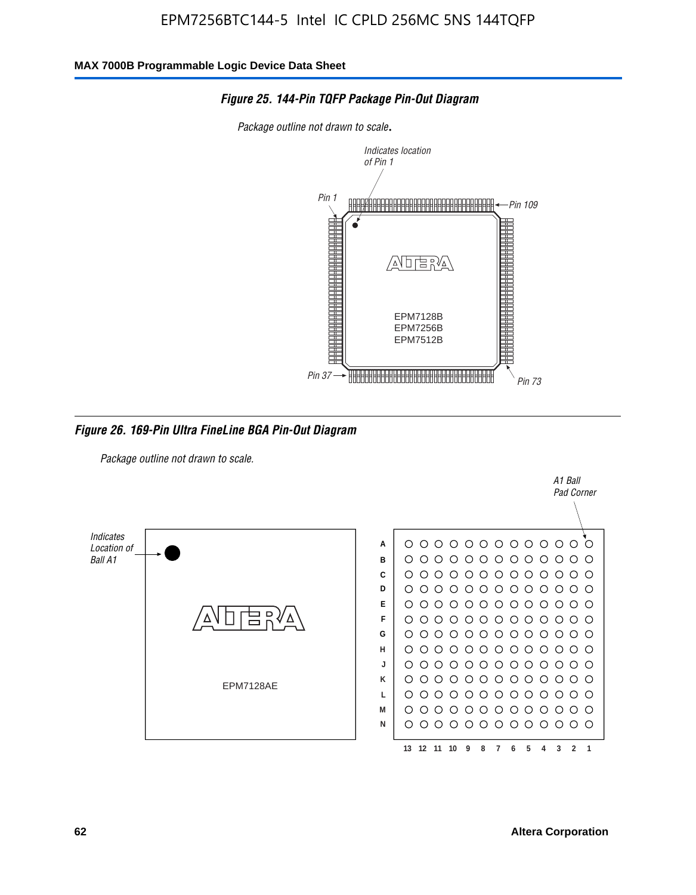EPM7256BTC144-5 Intel IC CPLD 256MC 5NS 144TQFP

**Figure 25. 144-Pin TQFP Package Pin-Out Diagram**

*Package outline not drawn to scale.*

*Indicates location of Pin 1*

*Pin 1*

*Pin 109*

EPM7128B
EPM7256B
EPM7512B

*Pin 37*

*Pin 73*

**Figure 26. 169-Pin Ultra FineLine BGA Pin-Out Diagram**

*Package outline not drawn to scale.*

*A1 Ball Pad Corner*

*Indicates Location of Ball A1*

EPM7128AE

A B C D E F G H J K L M N

13 12 11 10 9 8 7 6 5 4 3 2 1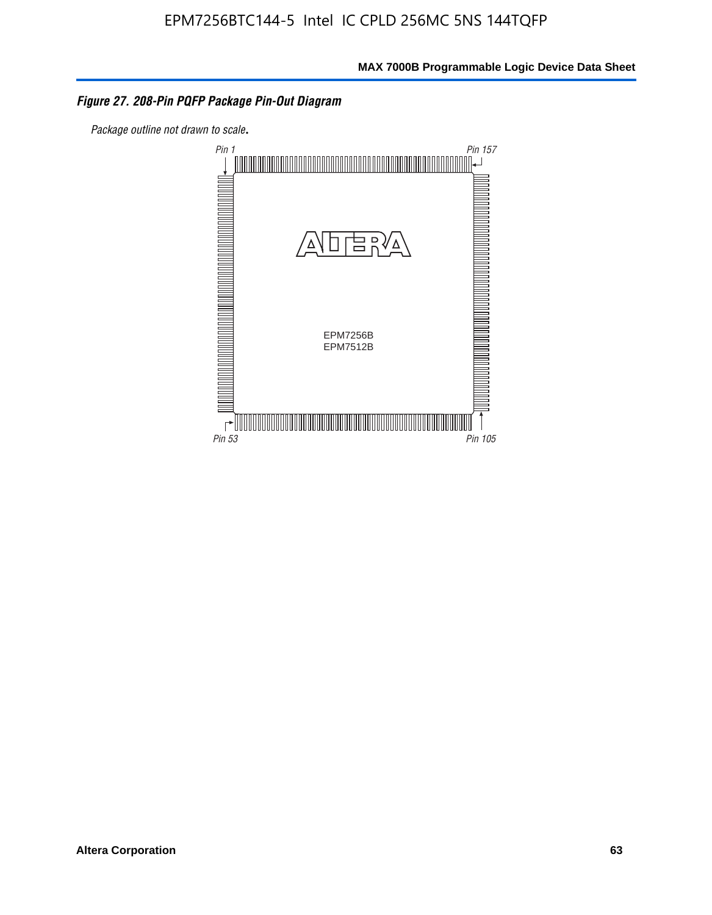*Figure 27. 208-Pin PQFP Package Pin-Out Diagram*

*Package outline not drawn to scale.*

Pin 1

Pin 157

EPM7256B
EPM7512B

Pin 53

Pin 105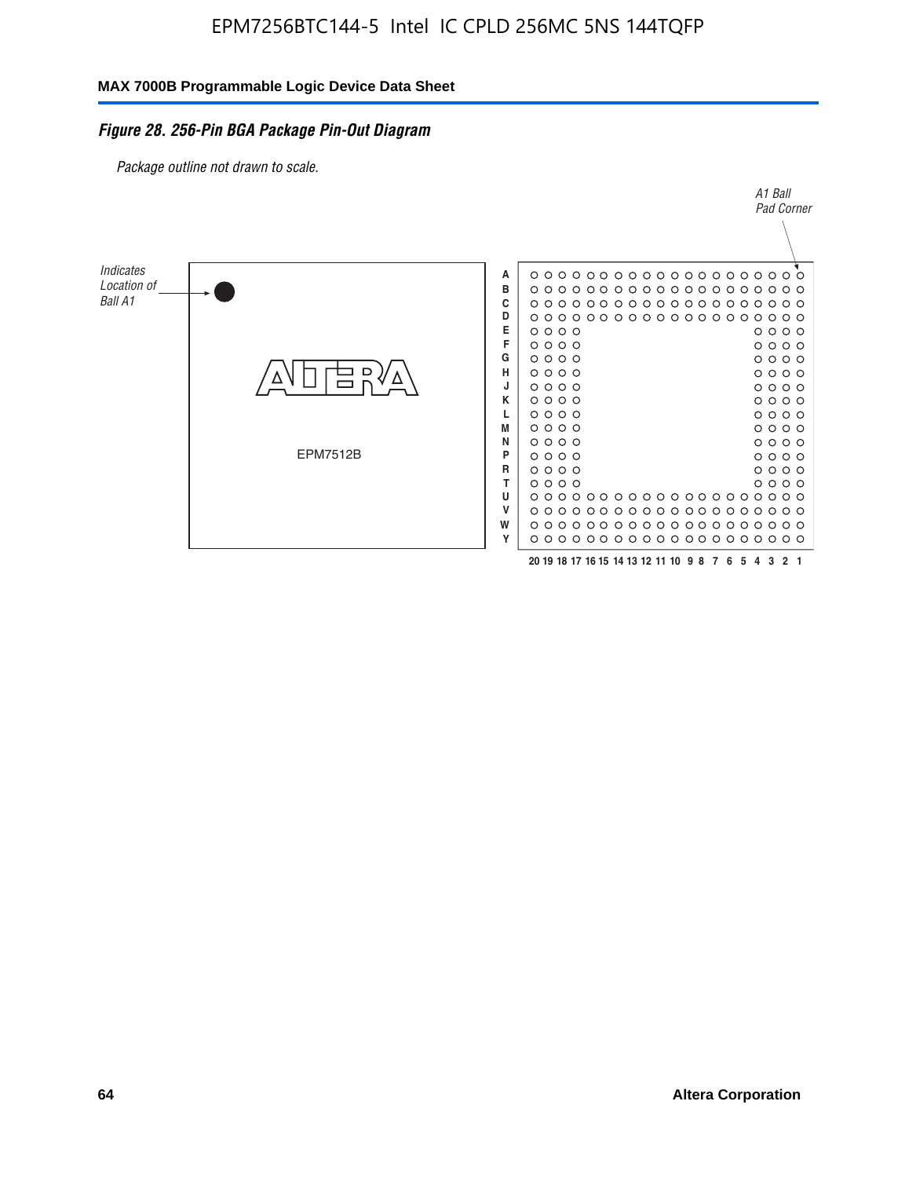### *Figure 28. 256-Pin BGA Package Pin-Out Diagram*

*Package outline not drawn to scale.*

*Indicates Location of Ball A1*

EPM7512B

*A1 Ball Pad Corner*

A B C D E F G H J K L M N P R T U V W Y

20 19 18 17 16 15 14 13 12 11 10 9 8 7 6 5 4 3 2 1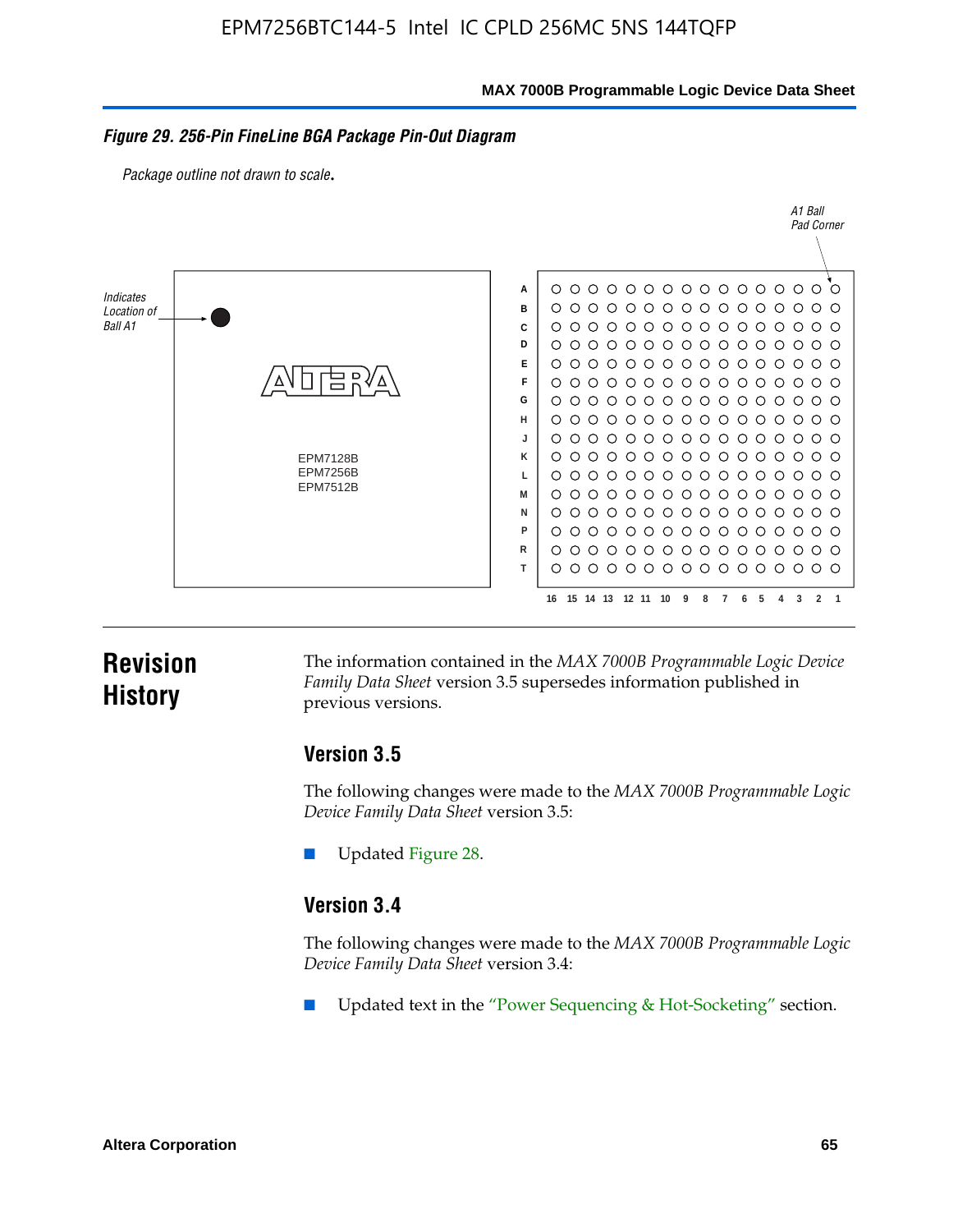*Figure 29. 256-Pin FineLine BGA Package Pin-Out Diagram*

*Package outline not drawn to scale.*

Indicates Location of Ball A1

A1 Ball Pad Corner

EPM7128B
EPM7256B
EPM7512B

# Revision History

The information contained in the *MAX 7000B Programmable Logic Device Family Data Sheet* version 3.5 supersedes information published in previous versions.

## Version 3.5

The following changes were made to the *MAX 7000B Programmable Logic Device Family Data Sheet* version 3.5:

- Updated Figure 28.

## Version 3.4

The following changes were made to the *MAX 7000B Programmable Logic Device Family Data Sheet* version 3.4:

- Updated text in the "Power Sequencing & Hot-Socketing" section.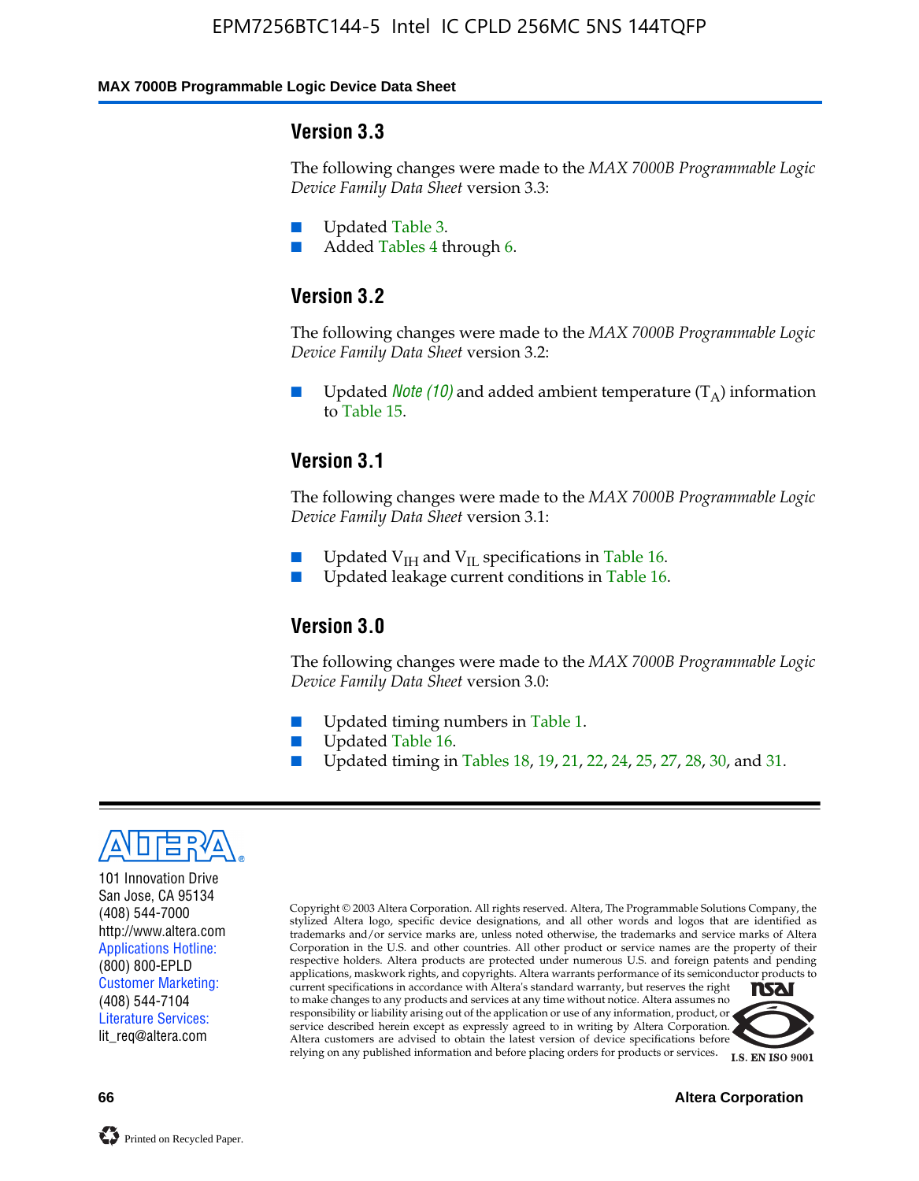### Version 3.3

The following changes were made to the *MAX 7000B Programmable Logic Device Family Data Sheet* version 3.3:

- Updated Table 3.
- Added Tables 4 through 6.

### Version 3.2

The following changes were made to the *MAX 7000B Programmable Logic Device Family Data Sheet* version 3.2:

- Updated *Note (10)* and added ambient temperature ($T_A$) information to Table 15.

### Version 3.1

The following changes were made to the *MAX 7000B Programmable Logic Device Family Data Sheet* version 3.1:

- Updated $V_{IH}$ and $V_{IL}$ specifications in Table 16.
- Updated leakage current conditions in Table 16.

### Version 3.0

The following changes were made to the *MAX 7000B Programmable Logic Device Family Data Sheet* version 3.0:

- Updated timing numbers in Table 1.
- Updated Table 16.
- Updated timing in Tables 18, 19, 21, 22, 24, 25, 27, 28, 30, and 31.

101 Innovation Drive
San Jose, CA 95134
(408) 544-7000
http://www.altera.com
Applications Hotline:
(800) 800-EPLD
Customer Marketing:
(408) 544-7104
Literature Services:
lit_req@altera.com

Copyright © 2003 Altera Corporation. All rights reserved. Altera, The Programmable Solutions Company, the stylized Altera logo, specific device designations, and all other words and logos that are identified as trademarks and/or service marks are, unless noted otherwise, the trademarks and service marks of Altera Corporation in the U.S. and other countries. All other product or service names are the property of their respective holders. Altera products are protected under numerous U.S. and foreign patents and pending applications, maskwork rights, and copyrights. Altera warrants performance of its semiconductor products to current specifications in accordance with Altera's standard warranty, but reserves the right to make changes to any products and services at any time without notice. Altera assumes no responsibility or liability arising out of the application or use of any information, product, or service described herein except as expressly agreed to in writing by Altera Corporation. Altera customers are advised to obtain the latest version of device specifications before relying on any published information and before placing orders for products or services.

I.S. EN ISO 9001

Printed on Recycled Paper.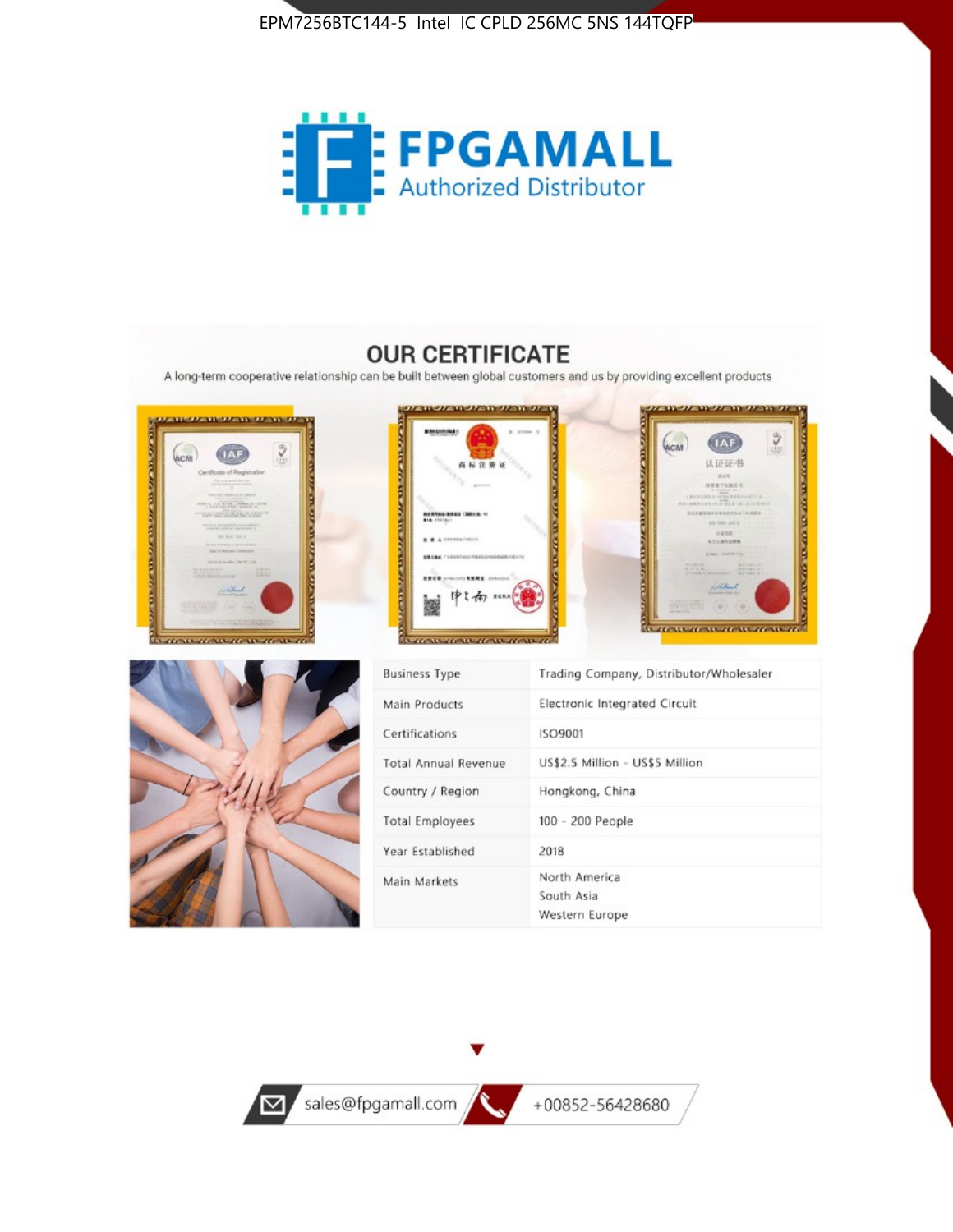# FPGAMALL

Authorized Distributor

## OUR CERTIFICATE

A long-term cooperative relationship can be built between global customers and us by providing excellent products

| | |
|---|---|
| Business Type | Trading Company, Distributor/Wholesaler |
| Main Products | Electronic Integrated Circuit |
| Certifications | ISO9001 |
| Total Annual Revenue | US$2.5 Million - US$5 Million |
| Country / Region | Hongkong, China |
| Total Employees | 100 - 200 People |
| Year Established | 2018 |
| Main Markets | North America<br>South Asia<br>Western Europe |

sales@fpgamall.com

+00852-56428680